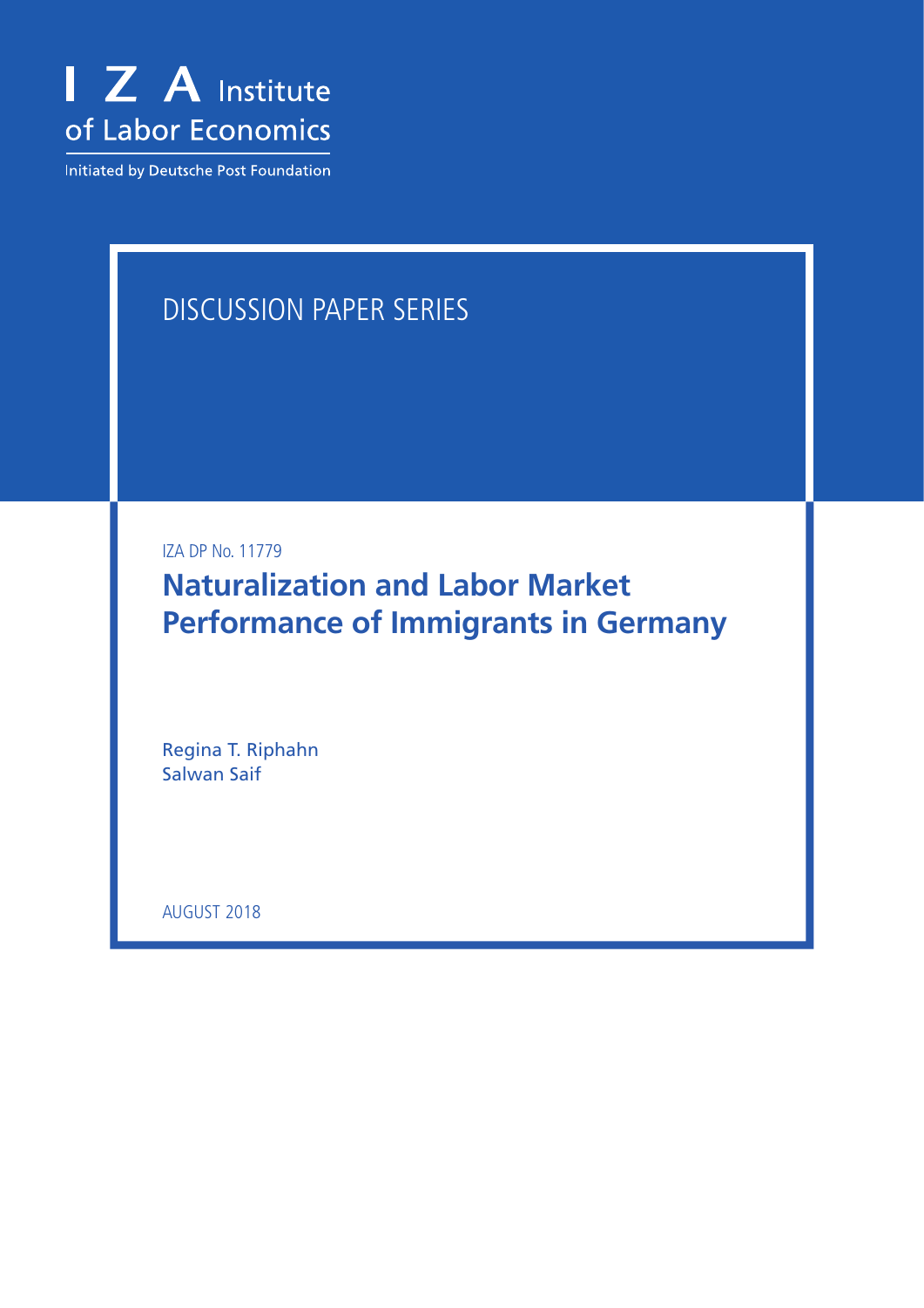I Z A Institute of Labor Economics

Initiated by Deutsche Post Foundation

DISCUSSION PAPER SERIES

IZA DP No. 11779

# Naturalization and Labor Market Performance of Immigrants in Germany

Regina T. Riphahn
Salwan Saif

AUGUST 2018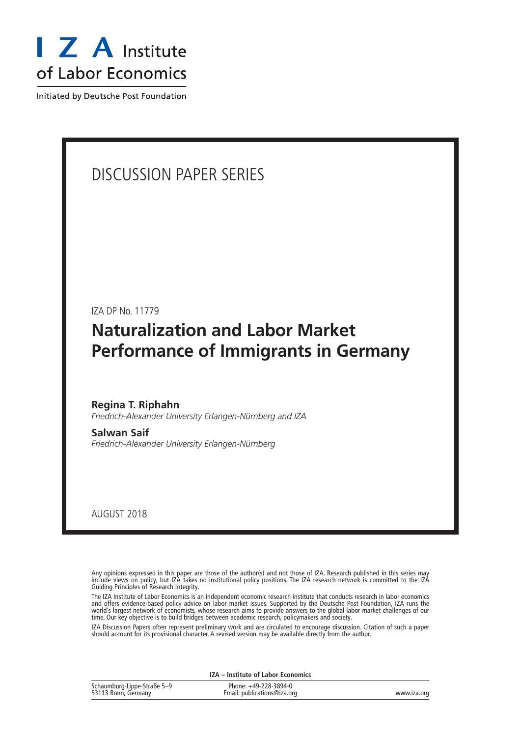I Z A Institute of Labor Economics

Initiated by Deutsche Post Foundation

# DISCUSSION PAPER SERIES

IZA DP No. 11779

## Naturalization and Labor Market Performance of Immigrants in Germany

**Regina T. Riphahn**
*Friedrich-Alexander University Erlangen-Nürnberg and IZA*

**Salwan Saif**
*Friedrich-Alexander University Erlangen-Nürnberg*

AUGUST 2018

Any opinions expressed in this paper are those of the author(s) and not those of IZA. Research published in this series may include views on policy, but IZA takes no institutional policy positions. The IZA research network is committed to the IZA Guiding Principles of Research Integrity.

The IZA Institute of Labor Economics is an independent economic research institute that conducts research in labor economics and offers evidence-based policy advice on labor market issues. Supported by the Deutsche Post Foundation, IZA runs the world's largest network of economists, whose research aims to provide answers to the global labor market challenges of our time. Our key objective is to build bridges between academic research, policymakers and society.

IZA Discussion Papers often represent preliminary work and are circulated to encourage discussion. Citation of such a paper should account for its provisional character. A revised version may be available directly from the author.

**IZA – Institute of Labor Economics**

Schaumburg-Lippe-Straße 5–9
53113 Bonn, Germany

Phone: +49-228-3894-0
Email: publications@iza.org

www.iza.org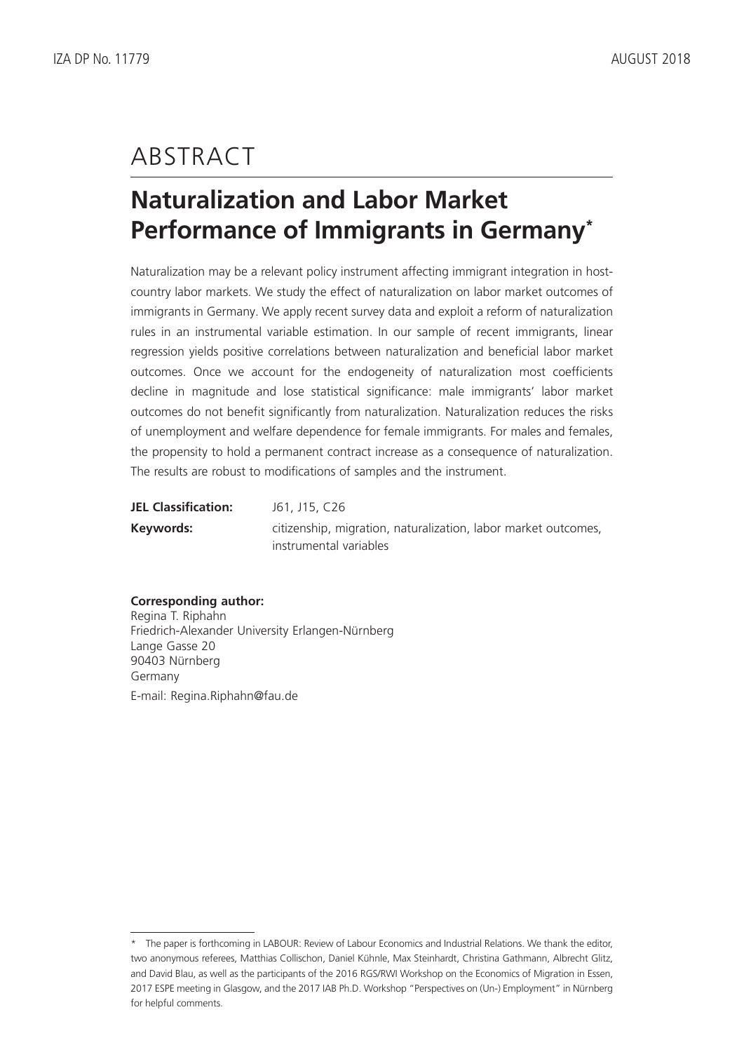# ABSTRACT

## Naturalization and Labor Market Performance of Immigrants in Germany*

Naturalization may be a relevant policy instrument affecting immigrant integration in host-country labor markets. We study the effect of naturalization on labor market outcomes of immigrants in Germany. We apply recent survey data and exploit a reform of naturalization rules in an instrumental variable estimation. In our sample of recent immigrants, linear regression yields positive correlations between naturalization and beneficial labor market outcomes. Once we account for the endogeneity of naturalization most coefficients decline in magnitude and lose statistical significance: male immigrants' labor market outcomes do not benefit significantly from naturalization. Naturalization reduces the risks of unemployment and welfare dependence for female immigrants. For males and females, the propensity to hold a permanent contract increase as a consequence of naturalization. The results are robust to modifications of samples and the instrument.

**JEL Classification:** J61, J15, C26

**Keywords:** citizenship, migration, naturalization, labor market outcomes, instrumental variables

**Corresponding author:**
Regina T. Riphahn
Friedrich-Alexander University Erlangen-Nürnberg
Lange Gasse 20
90403 Nürnberg
Germany
E-mail: Regina.Riphahn@fau.de

---

* The paper is forthcoming in LABOUR: Review of Labour Economics and Industrial Relations. We thank the editor, two anonymous referees, Matthias Collischon, Daniel Kühnle, Max Steinhardt, Christina Gathmann, Albrecht Glitz, and David Blau, as well as the participants of the 2016 RGS/RWI Workshop on the Economics of Migration in Essen, 2017 ESPE meeting in Glasgow, and the 2017 IAB Ph.D. Workshop "Perspectives on (Un-) Employment" in Nürnberg for helpful comments.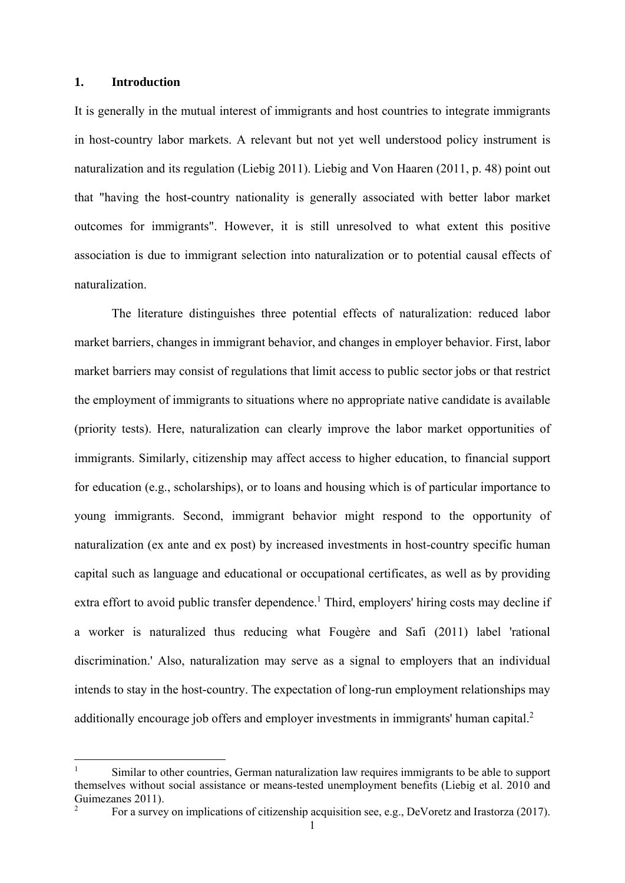# 1. Introduction

It is generally in the mutual interest of immigrants and host countries to integrate immigrants in host-country labor markets. A relevant but not yet well understood policy instrument is naturalization and its regulation (Liebig 2011). Liebig and Von Haaren (2011, p. 48) point out that "having the host-country nationality is generally associated with better labor market outcomes for immigrants". However, it is still unresolved to what extent this positive association is due to immigrant selection into naturalization or to potential causal effects of naturalization.

The literature distinguishes three potential effects of naturalization: reduced labor market barriers, changes in immigrant behavior, and changes in employer behavior. First, labor market barriers may consist of regulations that limit access to public sector jobs or that restrict the employment of immigrants to situations where no appropriate native candidate is available (priority tests). Here, naturalization can clearly improve the labor market opportunities of immigrants. Similarly, citizenship may affect access to higher education, to financial support for education (e.g., scholarships), or to loans and housing which is of particular importance to young immigrants. Second, immigrant behavior might respond to the opportunity of naturalization (ex ante and ex post) by increased investments in host-country specific human capital such as language and educational or occupational certificates, as well as by providing extra effort to avoid public transfer dependence.[1] Third, employers' hiring costs may decline if a worker is naturalized thus reducing what Fougère and Safi (2011) label 'rational discrimination.' Also, naturalization may serve as a signal to employers that an individual intends to stay in the host-country. The expectation of long-run employment relationships may additionally encourage job offers and employer investments in immigrants' human capital.[2]

[1] Similar to other countries, German naturalization law requires immigrants to be able to support themselves without social assistance or means-tested unemployment benefits (Liebig et al. 2010 and Guimezanes 2011).

[2] For a survey on implications of citizenship acquisition see, e.g., DeVoretz and Irastorza (2017).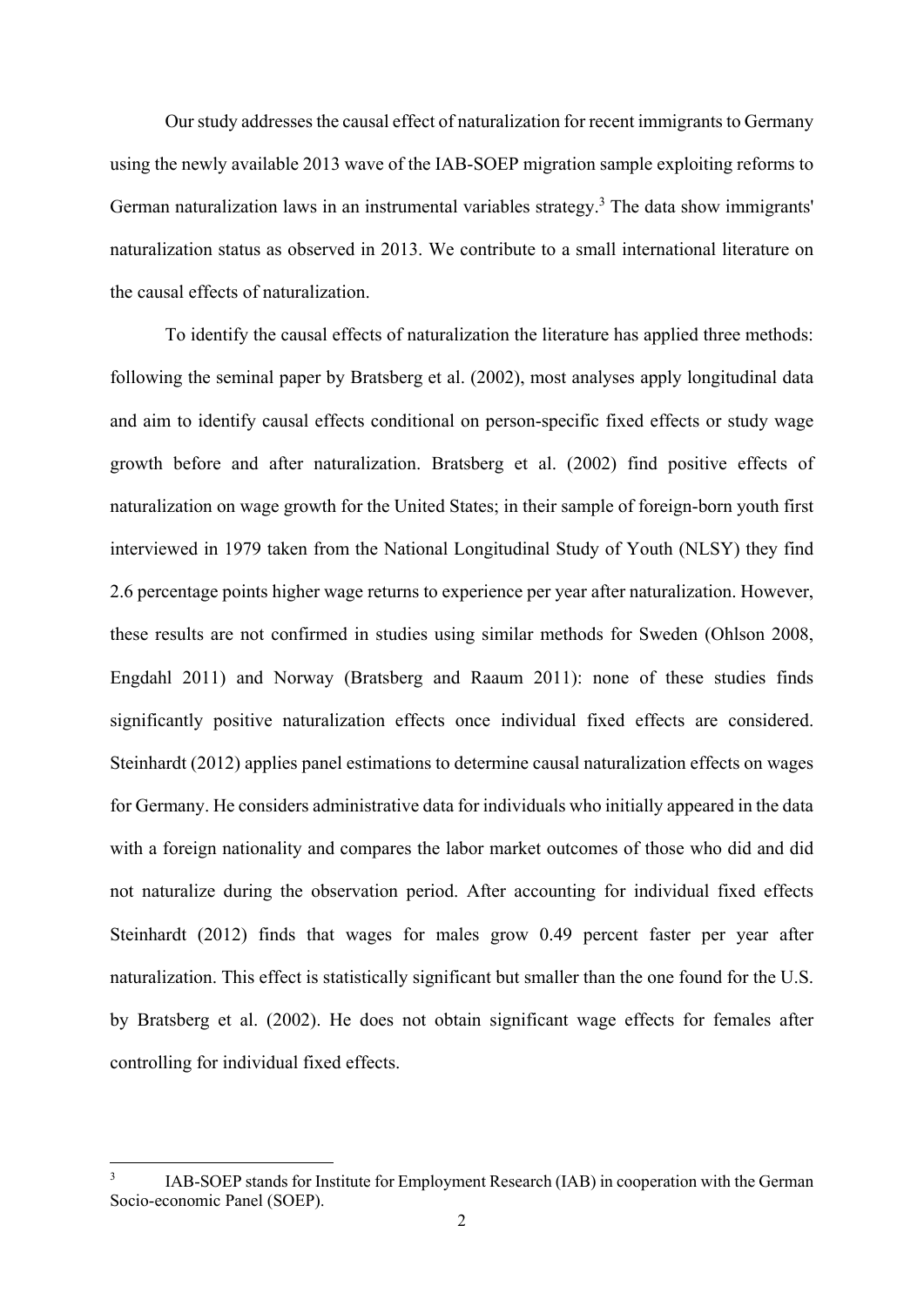Our study addresses the causal effect of naturalization for recent immigrants to Germany using the newly available 2013 wave of the IAB-SOEP migration sample exploiting reforms to German naturalization laws in an instrumental variables strategy.[3] The data show immigrants' naturalization status as observed in 2013. We contribute to a small international literature on the causal effects of naturalization.

To identify the causal effects of naturalization the literature has applied three methods: following the seminal paper by Bratsberg et al. (2002), most analyses apply longitudinal data and aim to identify causal effects conditional on person-specific fixed effects or study wage growth before and after naturalization. Bratsberg et al. (2002) find positive effects of naturalization on wage growth for the United States; in their sample of foreign-born youth first interviewed in 1979 taken from the National Longitudinal Study of Youth (NLSY) they find 2.6 percentage points higher wage returns to experience per year after naturalization. However, these results are not confirmed in studies using similar methods for Sweden (Ohlson 2008, Engdahl 2011) and Norway (Bratsberg and Raaum 2011): none of these studies finds significantly positive naturalization effects once individual fixed effects are considered. Steinhardt (2012) applies panel estimations to determine causal naturalization effects on wages for Germany. He considers administrative data for individuals who initially appeared in the data with a foreign nationality and compares the labor market outcomes of those who did and did not naturalize during the observation period. After accounting for individual fixed effects Steinhardt (2012) finds that wages for males grow 0.49 percent faster per year after naturalization. This effect is statistically significant but smaller than the one found for the U.S. by Bratsberg et al. (2002). He does not obtain significant wage effects for females after controlling for individual fixed effects.

[3] IAB-SOEP stands for Institute for Employment Research (IAB) in cooperation with the German Socio-economic Panel (SOEP).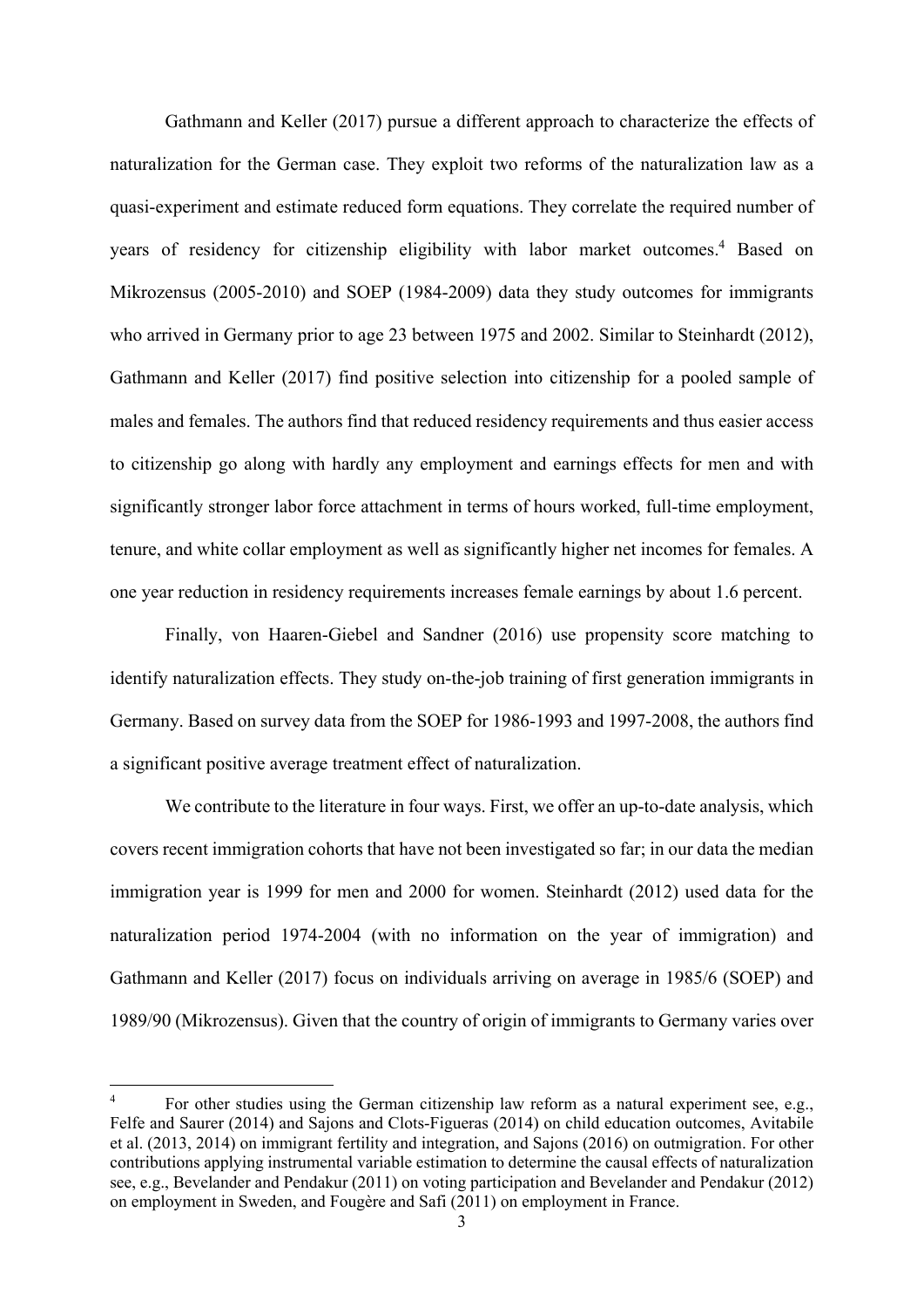Gathmann and Keller (2017) pursue a different approach to characterize the effects of naturalization for the German case. They exploit two reforms of the naturalization law as a quasi-experiment and estimate reduced form equations. They correlate the required number of years of residency for citizenship eligibility with labor market outcomes.[4] Based on Mikrozensus (2005-2010) and SOEP (1984-2009) data they study outcomes for immigrants who arrived in Germany prior to age 23 between 1975 and 2002. Similar to Steinhardt (2012), Gathmann and Keller (2017) find positive selection into citizenship for a pooled sample of males and females. The authors find that reduced residency requirements and thus easier access to citizenship go along with hardly any employment and earnings effects for men and with significantly stronger labor force attachment in terms of hours worked, full-time employment, tenure, and white collar employment as well as significantly higher net incomes for females. A one year reduction in residency requirements increases female earnings by about 1.6 percent.

Finally, von Haaren-Giebel and Sandner (2016) use propensity score matching to identify naturalization effects. They study on-the-job training of first generation immigrants in Germany. Based on survey data from the SOEP for 1986-1993 and 1997-2008, the authors find a significant positive average treatment effect of naturalization.

We contribute to the literature in four ways. First, we offer an up-to-date analysis, which covers recent immigration cohorts that have not been investigated so far; in our data the median immigration year is 1999 for men and 2000 for women. Steinhardt (2012) used data for the naturalization period 1974-2004 (with no information on the year of immigration) and Gathmann and Keller (2017) focus on individuals arriving on average in 1985/6 (SOEP) and 1989/90 (Mikrozensus). Given that the country of origin of immigrants to Germany varies over

[4] For other studies using the German citizenship law reform as a natural experiment see, e.g., Felfe and Saurer (2014) and Sajons and Clots-Figueras (2014) on child education outcomes, Avitabile et al. (2013, 2014) on immigrant fertility and integration, and Sajons (2016) on outmigration. For other contributions applying instrumental variable estimation to determine the causal effects of naturalization see, e.g., Bevelander and Pendakur (2011) on voting participation and Bevelander and Pendakur (2012) on employment in Sweden, and Fougère and Safi (2011) on employment in France.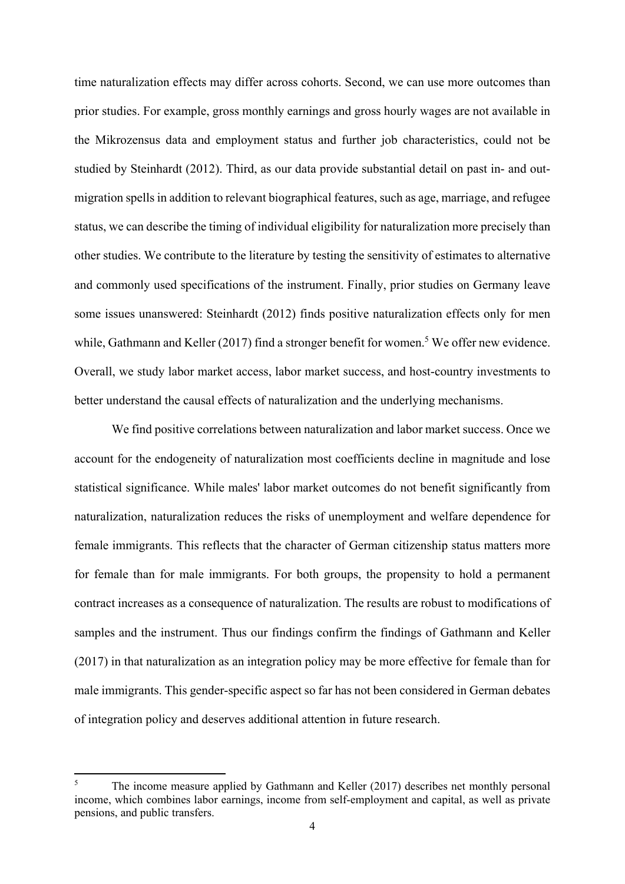time naturalization effects may differ across cohorts. Second, we can use more outcomes than prior studies. For example, gross monthly earnings and gross hourly wages are not available in the Mikrozensus data and employment status and further job characteristics, could not be studied by Steinhardt (2012). Third, as our data provide substantial detail on past in- and out-migration spells in addition to relevant biographical features, such as age, marriage, and refugee status, we can describe the timing of individual eligibility for naturalization more precisely than other studies. We contribute to the literature by testing the sensitivity of estimates to alternative and commonly used specifications of the instrument. Finally, prior studies on Germany leave some issues unanswered: Steinhardt (2012) finds positive naturalization effects only for men while, Gathmann and Keller (2017) find a stronger benefit for women.[5] We offer new evidence. Overall, we study labor market access, labor market success, and host-country investments to better understand the causal effects of naturalization and the underlying mechanisms.

We find positive correlations between naturalization and labor market success. Once we account for the endogeneity of naturalization most coefficients decline in magnitude and lose statistical significance. While males' labor market outcomes do not benefit significantly from naturalization, naturalization reduces the risks of unemployment and welfare dependence for female immigrants. This reflects that the character of German citizenship status matters more for female than for male immigrants. For both groups, the propensity to hold a permanent contract increases as a consequence of naturalization. The results are robust to modifications of samples and the instrument. Thus our findings confirm the findings of Gathmann and Keller (2017) in that naturalization as an integration policy may be more effective for female than for male immigrants. This gender-specific aspect so far has not been considered in German debates of integration policy and deserves additional attention in future research.

---

[5] The income measure applied by Gathmann and Keller (2017) describes net monthly personal income, which combines labor earnings, income from self-employment and capital, as well as private pensions, and public transfers.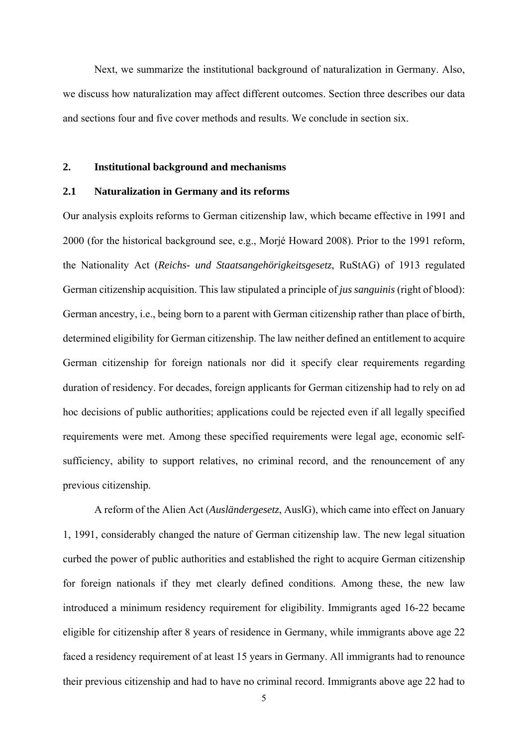Next, we summarize the institutional background of naturalization in Germany. Also, we discuss how naturalization may affect different outcomes. Section three describes our data and sections four and five cover methods and results. We conclude in section six.

## 2. Institutional background and mechanisms

### 2.1 Naturalization in Germany and its reforms

Our analysis exploits reforms to German citizenship law, which became effective in 1991 and 2000 (for the historical background see, e.g., Morjé Howard 2008). Prior to the 1991 reform, the Nationality Act (*Reichs- und Staatsangehörigkeitsgesetz*, RuStAG) of 1913 regulated German citizenship acquisition. This law stipulated a principle of *jus sanguinis* (right of blood): German ancestry, i.e., being born to a parent with German citizenship rather than place of birth, determined eligibility for German citizenship. The law neither defined an entitlement to acquire German citizenship for foreign nationals nor did it specify clear requirements regarding duration of residency. For decades, foreign applicants for German citizenship had to rely on ad hoc decisions of public authorities; applications could be rejected even if all legally specified requirements were met. Among these specified requirements were legal age, economic self-sufficiency, ability to support relatives, no criminal record, and the renouncement of any previous citizenship.

A reform of the Alien Act (*Ausländergesetz*, AuslG), which came into effect on January 1, 1991, considerably changed the nature of German citizenship law. The new legal situation curbed the power of public authorities and established the right to acquire German citizenship for foreign nationals if they met clearly defined conditions. Among these, the new law introduced a minimum residency requirement for eligibility. Immigrants aged 16-22 became eligible for citizenship after 8 years of residence in Germany, while immigrants above age 22 faced a residency requirement of at least 15 years in Germany. All immigrants had to renounce their previous citizenship and had to have no criminal record. Immigrants above age 22 had to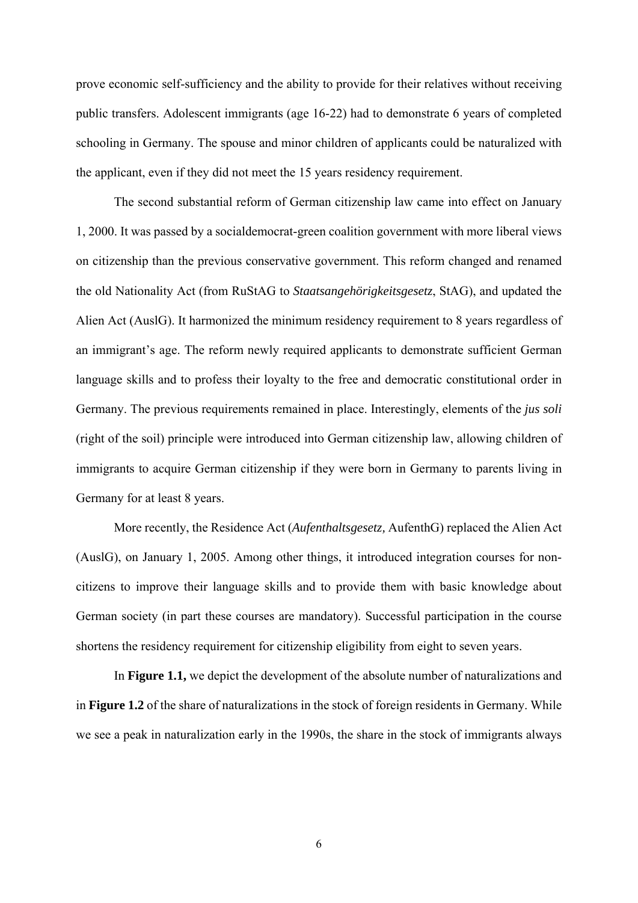prove economic self-sufficiency and the ability to provide for their relatives without receiving public transfers. Adolescent immigrants (age 16-22) had to demonstrate 6 years of completed schooling in Germany. The spouse and minor children of applicants could be naturalized with the applicant, even if they did not meet the 15 years residency requirement.

The second substantial reform of German citizenship law came into effect on January 1, 2000. It was passed by a socialdemocrat-green coalition government with more liberal views on citizenship than the previous conservative government. This reform changed and renamed the old Nationality Act (from RuStAG to *Staatsangehörigkeitsgesetz*, StAG), and updated the Alien Act (AuslG). It harmonized the minimum residency requirement to 8 years regardless of an immigrant's age. The reform newly required applicants to demonstrate sufficient German language skills and to profess their loyalty to the free and democratic constitutional order in Germany. The previous requirements remained in place. Interestingly, elements of the *jus soli* (right of the soil) principle were introduced into German citizenship law, allowing children of immigrants to acquire German citizenship if they were born in Germany to parents living in Germany for at least 8 years.

More recently, the Residence Act (*Aufenthaltsgesetz,* AufenthG) replaced the Alien Act (AuslG), on January 1, 2005. Among other things, it introduced integration courses for non-citizens to improve their language skills and to provide them with basic knowledge about German society (in part these courses are mandatory). Successful participation in the course shortens the residency requirement for citizenship eligibility from eight to seven years.

In **Figure 1.1,** we depict the development of the absolute number of naturalizations and in **Figure 1.2** of the share of naturalizations in the stock of foreign residents in Germany. While we see a peak in naturalization early in the 1990s, the share in the stock of immigrants always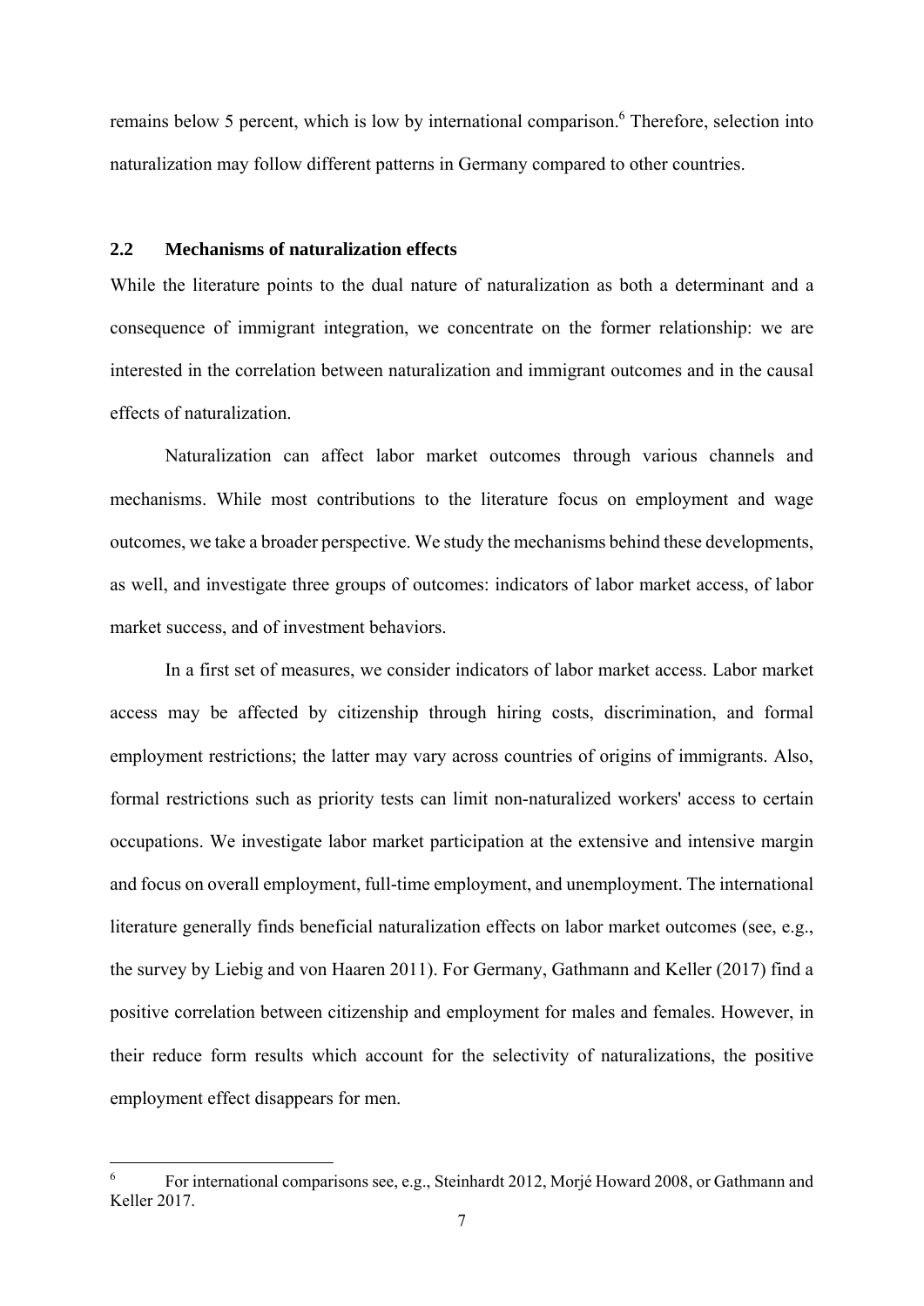remains below 5 percent, which is low by international comparison.[6] Therefore, selection into naturalization may follow different patterns in Germany compared to other countries.

## 2.2 Mechanisms of naturalization effects

While the literature points to the dual nature of naturalization as both a determinant and a consequence of immigrant integration, we concentrate on the former relationship: we are interested in the correlation between naturalization and immigrant outcomes and in the causal effects of naturalization.

Naturalization can affect labor market outcomes through various channels and mechanisms. While most contributions to the literature focus on employment and wage outcomes, we take a broader perspective. We study the mechanisms behind these developments, as well, and investigate three groups of outcomes: indicators of labor market access, of labor market success, and of investment behaviors.

In a first set of measures, we consider indicators of labor market access. Labor market access may be affected by citizenship through hiring costs, discrimination, and formal employment restrictions; the latter may vary across countries of origins of immigrants. Also, formal restrictions such as priority tests can limit non-naturalized workers' access to certain occupations. We investigate labor market participation at the extensive and intensive margin and focus on overall employment, full-time employment, and unemployment. The international literature generally finds beneficial naturalization effects on labor market outcomes (see, e.g., the survey by Liebig and von Haaren 2011). For Germany, Gathmann and Keller (2017) find a positive correlation between citizenship and employment for males and females. However, in their reduce form results which account for the selectivity of naturalizations, the positive employment effect disappears for men.

---

[6] For international comparisons see, e.g., Steinhardt 2012, Morjé Howard 2008, or Gathmann and Keller 2017.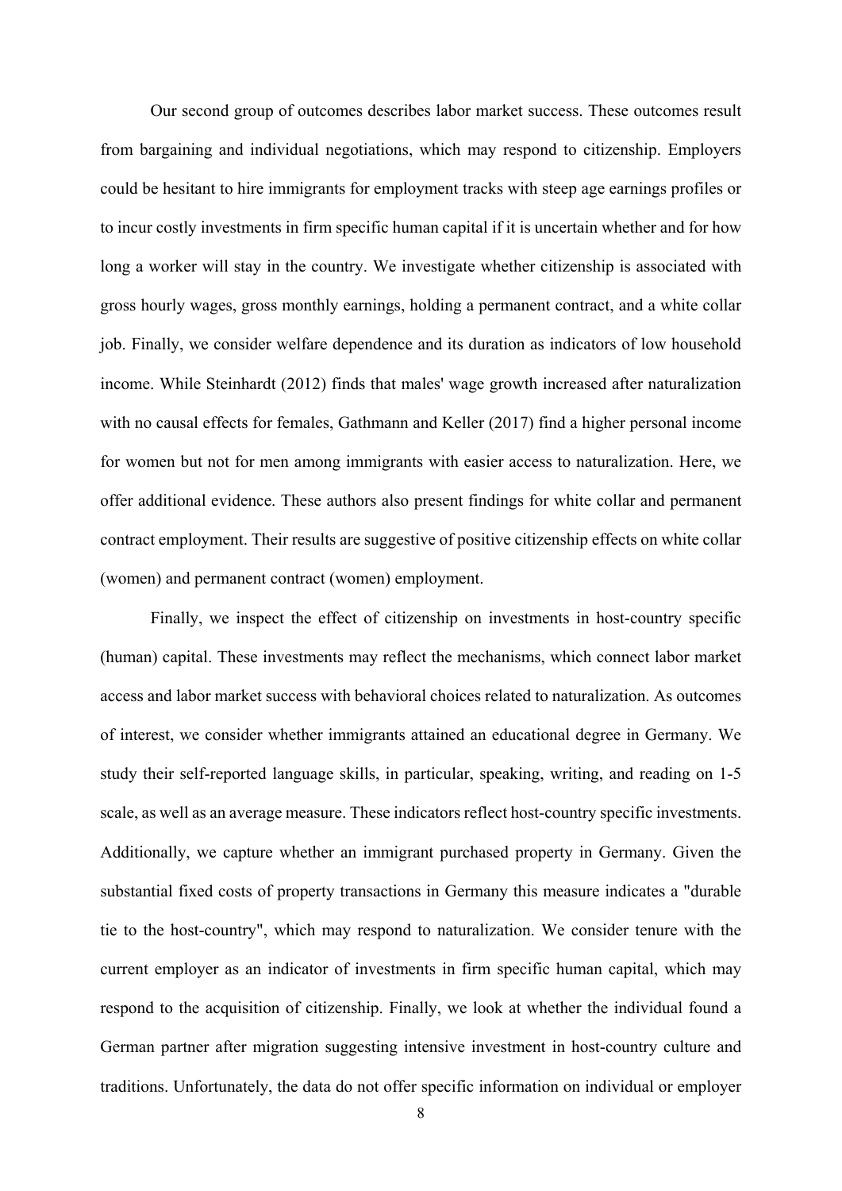Our second group of outcomes describes labor market success. These outcomes result from bargaining and individual negotiations, which may respond to citizenship. Employers could be hesitant to hire immigrants for employment tracks with steep age earnings profiles or to incur costly investments in firm specific human capital if it is uncertain whether and for how long a worker will stay in the country. We investigate whether citizenship is associated with gross hourly wages, gross monthly earnings, holding a permanent contract, and a white collar job. Finally, we consider welfare dependence and its duration as indicators of low household income. While Steinhardt (2012) finds that males' wage growth increased after naturalization with no causal effects for females, Gathmann and Keller (2017) find a higher personal income for women but not for men among immigrants with easier access to naturalization. Here, we offer additional evidence. These authors also present findings for white collar and permanent contract employment. Their results are suggestive of positive citizenship effects on white collar (women) and permanent contract (women) employment.

Finally, we inspect the effect of citizenship on investments in host-country specific (human) capital. These investments may reflect the mechanisms, which connect labor market access and labor market success with behavioral choices related to naturalization. As outcomes of interest, we consider whether immigrants attained an educational degree in Germany. We study their self-reported language skills, in particular, speaking, writing, and reading on 1-5 scale, as well as an average measure. These indicators reflect host-country specific investments. Additionally, we capture whether an immigrant purchased property in Germany. Given the substantial fixed costs of property transactions in Germany this measure indicates a "durable tie to the host-country", which may respond to naturalization. We consider tenure with the current employer as an indicator of investments in firm specific human capital, which may respond to the acquisition of citizenship. Finally, we look at whether the individual found a German partner after migration suggesting intensive investment in host-country culture and traditions. Unfortunately, the data do not offer specific information on individual or employer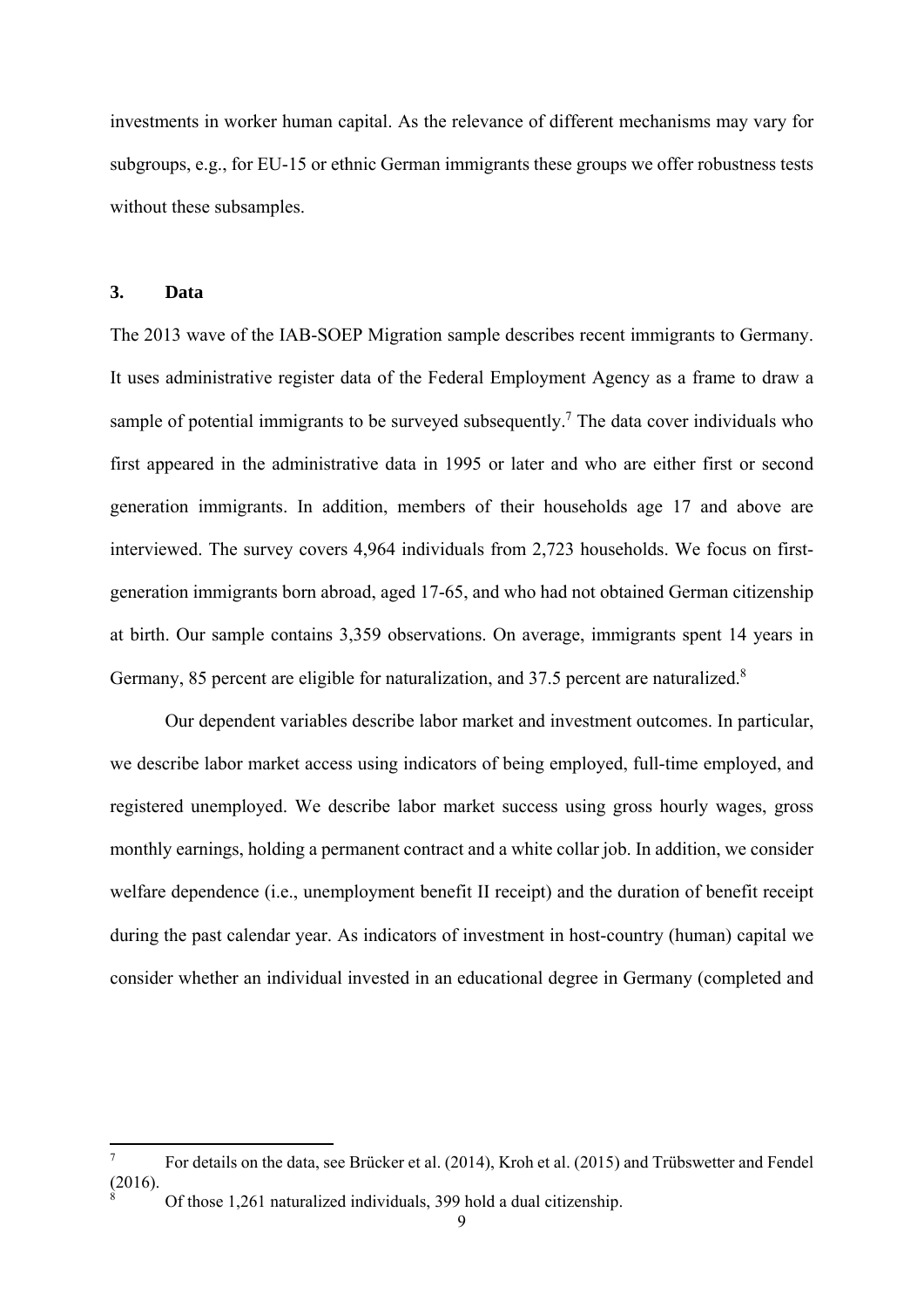investments in worker human capital. As the relevance of different mechanisms may vary for subgroups, e.g., for EU-15 or ethnic German immigrants these groups we offer robustness tests without these subsamples.

## 3. Data

The 2013 wave of the IAB-SOEP Migration sample describes recent immigrants to Germany. It uses administrative register data of the Federal Employment Agency as a frame to draw a sample of potential immigrants to be surveyed subsequently.[7] The data cover individuals who first appeared in the administrative data in 1995 or later and who are either first or second generation immigrants. In addition, members of their households age 17 and above are interviewed. The survey covers 4,964 individuals from 2,723 households. We focus on first-generation immigrants born abroad, aged 17-65, and who had not obtained German citizenship at birth. Our sample contains 3,359 observations. On average, immigrants spent 14 years in Germany, 85 percent are eligible for naturalization, and 37.5 percent are naturalized.[8]

Our dependent variables describe labor market and investment outcomes. In particular, we describe labor market access using indicators of being employed, full-time employed, and registered unemployed. We describe labor market success using gross hourly wages, gross monthly earnings, holding a permanent contract and a white collar job. In addition, we consider welfare dependence (i.e., unemployment benefit II receipt) and the duration of benefit receipt during the past calendar year. As indicators of investment in host-country (human) capital we consider whether an individual invested in an educational degree in Germany (completed and

---

[7] For details on the data, see Brücker et al. (2014), Kroh et al. (2015) and Trübswetter and Fendel (2016).

[8] Of those 1,261 naturalized individuals, 399 hold a dual citizenship.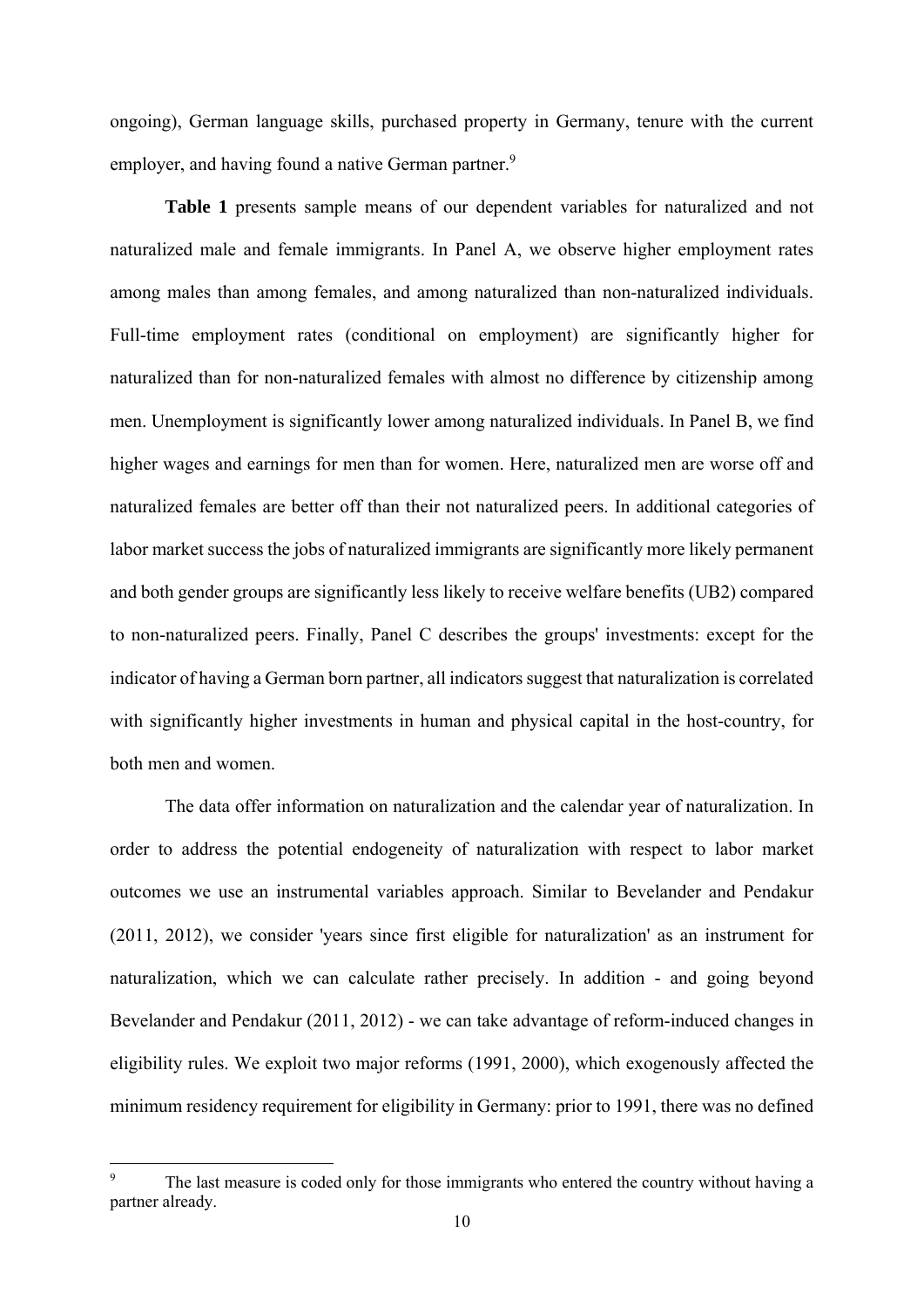ongoing), German language skills, purchased property in Germany, tenure with the current employer, and having found a native German partner.[9]

**Table 1** presents sample means of our dependent variables for naturalized and not naturalized male and female immigrants. In Panel A, we observe higher employment rates among males than among females, and among naturalized than non-naturalized individuals. Full-time employment rates (conditional on employment) are significantly higher for naturalized than for non-naturalized females with almost no difference by citizenship among men. Unemployment is significantly lower among naturalized individuals. In Panel B, we find higher wages and earnings for men than for women. Here, naturalized men are worse off and naturalized females are better off than their not naturalized peers. In additional categories of labor market success the jobs of naturalized immigrants are significantly more likely permanent and both gender groups are significantly less likely to receive welfare benefits (UB2) compared to non-naturalized peers. Finally, Panel C describes the groups' investments: except for the indicator of having a German born partner, all indicators suggest that naturalization is correlated with significantly higher investments in human and physical capital in the host-country, for both men and women.

The data offer information on naturalization and the calendar year of naturalization. In order to address the potential endogeneity of naturalization with respect to labor market outcomes we use an instrumental variables approach. Similar to Bevelander and Pendakur (2011, 2012), we consider 'years since first eligible for naturalization' as an instrument for naturalization, which we can calculate rather precisely. In addition - and going beyond Bevelander and Pendakur (2011, 2012) - we can take advantage of reform-induced changes in eligibility rules. We exploit two major reforms (1991, 2000), which exogenously affected the minimum residency requirement for eligibility in Germany: prior to 1991, there was no defined

[9] The last measure is coded only for those immigrants who entered the country without having a partner already.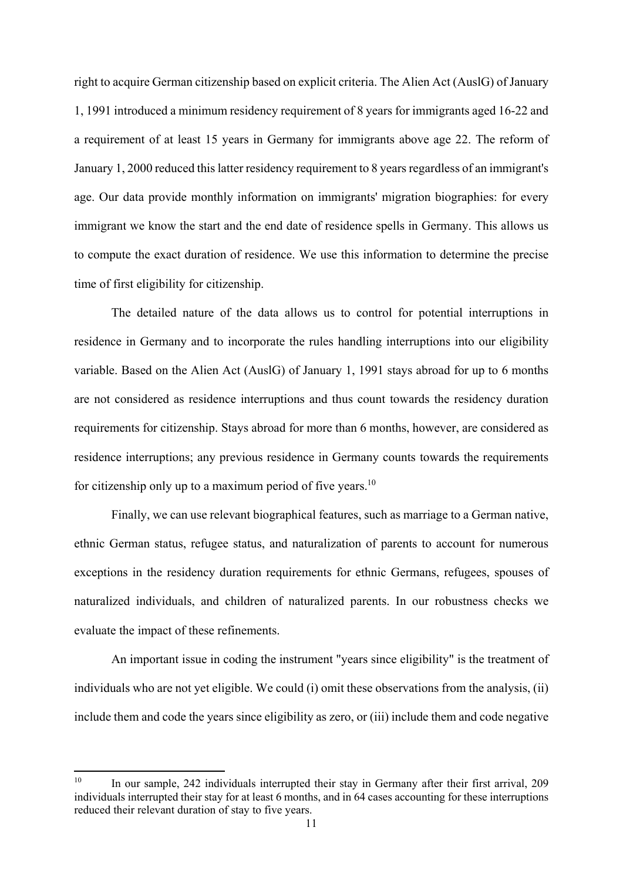right to acquire German citizenship based on explicit criteria. The Alien Act (AuslG) of January 1, 1991 introduced a minimum residency requirement of 8 years for immigrants aged 16-22 and a requirement of at least 15 years in Germany for immigrants above age 22. The reform of January 1, 2000 reduced this latter residency requirement to 8 years regardless of an immigrant's age. Our data provide monthly information on immigrants' migration biographies: for every immigrant we know the start and the end date of residence spells in Germany. This allows us to compute the exact duration of residence. We use this information to determine the precise time of first eligibility for citizenship.

The detailed nature of the data allows us to control for potential interruptions in residence in Germany and to incorporate the rules handling interruptions into our eligibility variable. Based on the Alien Act (AuslG) of January 1, 1991 stays abroad for up to 6 months are not considered as residence interruptions and thus count towards the residency duration requirements for citizenship. Stays abroad for more than 6 months, however, are considered as residence interruptions; any previous residence in Germany counts towards the requirements for citizenship only up to a maximum period of five years.[10]

Finally, we can use relevant biographical features, such as marriage to a German native, ethnic German status, refugee status, and naturalization of parents to account for numerous exceptions in the residency duration requirements for ethnic Germans, refugees, spouses of naturalized individuals, and children of naturalized parents. In our robustness checks we evaluate the impact of these refinements.

An important issue in coding the instrument "years since eligibility" is the treatment of individuals who are not yet eligible. We could (i) omit these observations from the analysis, (ii) include them and code the years since eligibility as zero, or (iii) include them and code negative

---

[10] In our sample, 242 individuals interrupted their stay in Germany after their first arrival, 209 individuals interrupted their stay for at least 6 months, and in 64 cases accounting for these interruptions reduced their relevant duration of stay to five years.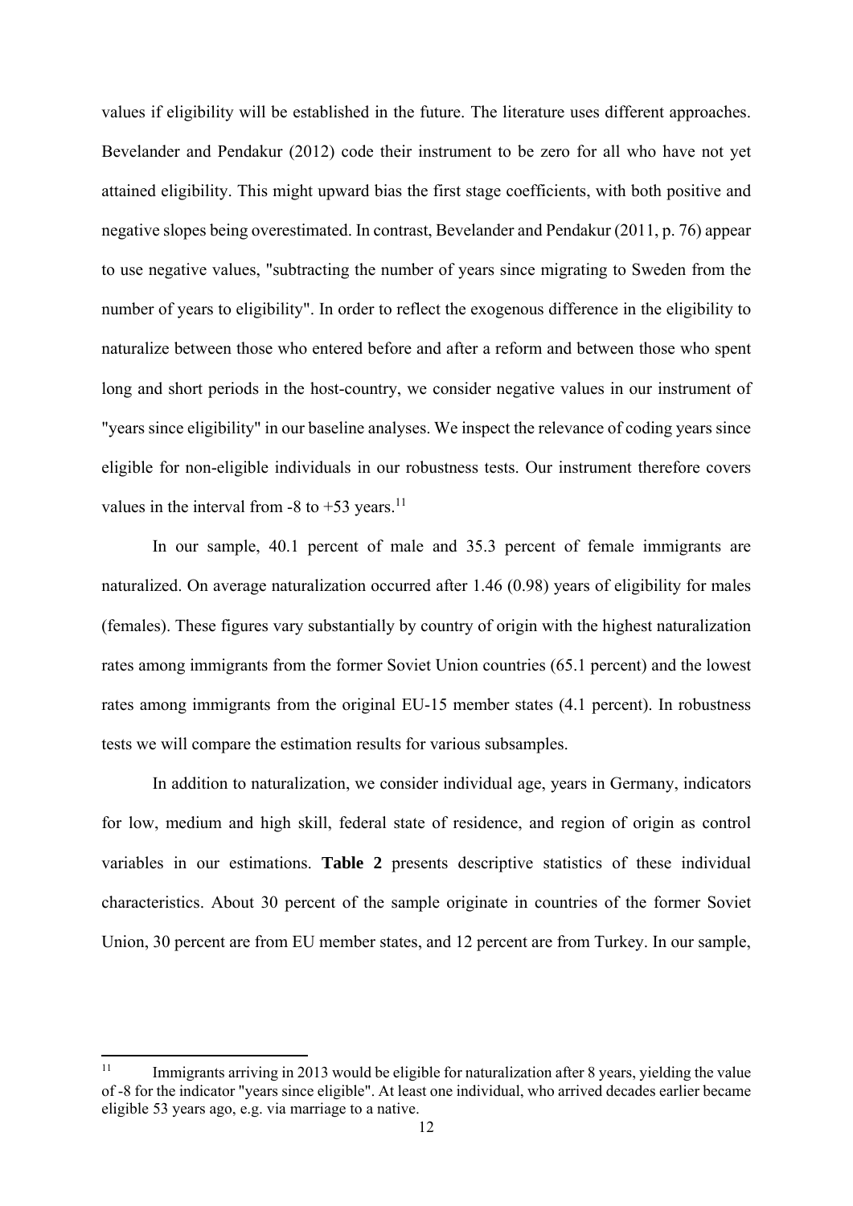values if eligibility will be established in the future. The literature uses different approaches. Bevelander and Pendakur (2012) code their instrument to be zero for all who have not yet attained eligibility. This might upward bias the first stage coefficients, with both positive and negative slopes being overestimated. In contrast, Bevelander and Pendakur (2011, p. 76) appear to use negative values, "subtracting the number of years since migrating to Sweden from the number of years to eligibility". In order to reflect the exogenous difference in the eligibility to naturalize between those who entered before and after a reform and between those who spent long and short periods in the host-country, we consider negative values in our instrument of "years since eligibility" in our baseline analyses. We inspect the relevance of coding years since eligible for non-eligible individuals in our robustness tests. Our instrument therefore covers values in the interval from -8 to +53 years.[11]

In our sample, 40.1 percent of male and 35.3 percent of female immigrants are naturalized. On average naturalization occurred after 1.46 (0.98) years of eligibility for males (females). These figures vary substantially by country of origin with the highest naturalization rates among immigrants from the former Soviet Union countries (65.1 percent) and the lowest rates among immigrants from the original EU-15 member states (4.1 percent). In robustness tests we will compare the estimation results for various subsamples.

In addition to naturalization, we consider individual age, years in Germany, indicators for low, medium and high skill, federal state of residence, and region of origin as control variables in our estimations. **Table 2** presents descriptive statistics of these individual characteristics. About 30 percent of the sample originate in countries of the former Soviet Union, 30 percent are from EU member states, and 12 percent are from Turkey. In our sample,

---

[11] Immigrants arriving in 2013 would be eligible for naturalization after 8 years, yielding the value of -8 for the indicator "years since eligible". At least one individual, who arrived decades earlier became eligible 53 years ago, e.g. via marriage to a native.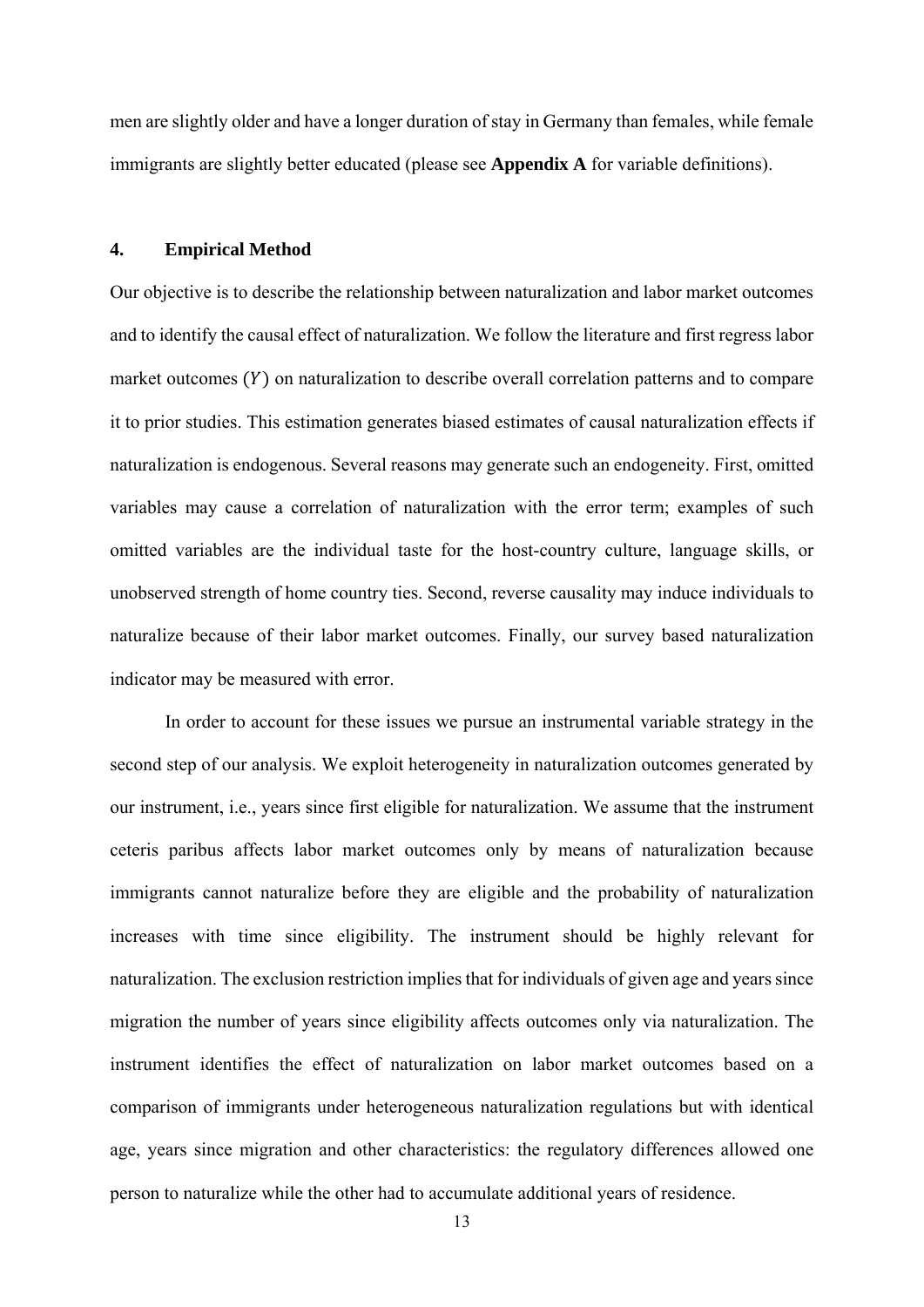men are slightly older and have a longer duration of stay in Germany than females, while female immigrants are slightly better educated (please see **Appendix A** for variable definitions).

## 4. Empirical Method

Our objective is to describe the relationship between naturalization and labor market outcomes and to identify the causal effect of naturalization. We follow the literature and first regress labor market outcomes $(Y)$ on naturalization to describe overall correlation patterns and to compare it to prior studies. This estimation generates biased estimates of causal naturalization effects if naturalization is endogenous. Several reasons may generate such an endogeneity. First, omitted variables may cause a correlation of naturalization with the error term; examples of such omitted variables are the individual taste for the host-country culture, language skills, or unobserved strength of home country ties. Second, reverse causality may induce individuals to naturalize because of their labor market outcomes. Finally, our survey based naturalization indicator may be measured with error.

In order to account for these issues we pursue an instrumental variable strategy in the second step of our analysis. We exploit heterogeneity in naturalization outcomes generated by our instrument, i.e., years since first eligible for naturalization. We assume that the instrument ceteris paribus affects labor market outcomes only by means of naturalization because immigrants cannot naturalize before they are eligible and the probability of naturalization increases with time since eligibility. The instrument should be highly relevant for naturalization. The exclusion restriction implies that for individuals of given age and years since migration the number of years since eligibility affects outcomes only via naturalization. The instrument identifies the effect of naturalization on labor market outcomes based on a comparison of immigrants under heterogeneous naturalization regulations but with identical age, years since migration and other characteristics: the regulatory differences allowed one person to naturalize while the other had to accumulate additional years of residence.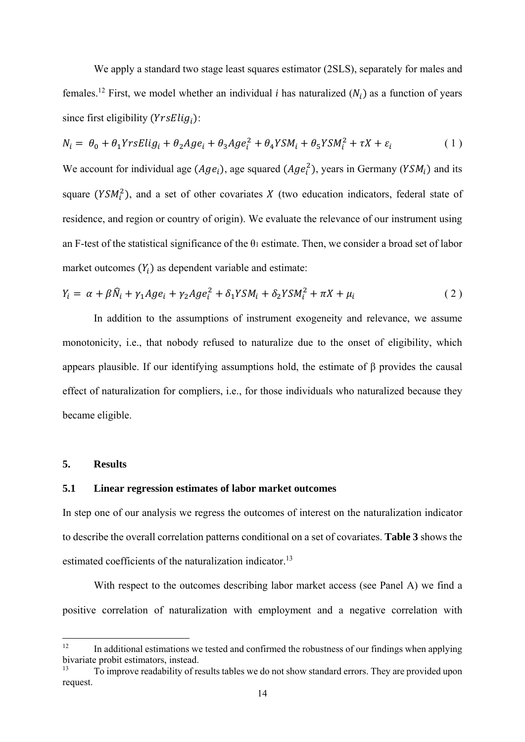We apply a standard two stage least squares estimator (2SLS), separately for males and females.[12] First, we model whether an individual *i* has naturalized ($N_i$) as a function of years since first eligibility ($YrsElig_i$):

$$N_i = \theta_0 + \theta_1 YrsElig_i + \theta_2 Age_i + \theta_3 Age_i^2 + \theta_4 YSM_i + \theta_5 YSM_i^2 + \tau X + \varepsilon_i \qquad (1)$$

We account for individual age ($Age_i$), age squared ($Age_i^2$), years in Germany ($YSM_i$) and its square ($YSM_i^2$), and a set of other covariates $X$ (two education indicators, federal state of residence, and region or country of origin). We evaluate the relevance of our instrument using an F-test of the statistical significance of the $\theta_1$ estimate. Then, we consider a broad set of labor market outcomes ($Y_i$) as dependent variable and estimate:

$$Y_i = \alpha + \beta \widehat{N}_i + \gamma_1 Age_i + \gamma_2 Age_i^2 + \delta_1 YSM_i + \delta_2 YSM_i^2 + \pi X + \mu_i \qquad (2)$$

In addition to the assumptions of instrument exogeneity and relevance, we assume monotonicity, i.e., that nobody refused to naturalize due to the onset of eligibility, which appears plausible. If our identifying assumptions hold, the estimate of β provides the causal effect of naturalization for compliers, i.e., for those individuals who naturalized because they became eligible.

## 5. Results

### 5.1 Linear regression estimates of labor market outcomes

In step one of our analysis we regress the outcomes of interest on the naturalization indicator to describe the overall correlation patterns conditional on a set of covariates. **Table 3** shows the estimated coefficients of the naturalization indicator.[13]

With respect to the outcomes describing labor market access (see Panel A) we find a positive correlation of naturalization with employment and a negative correlation with

---

[12] In additional estimations we tested and confirmed the robustness of our findings when applying bivariate probit estimators, instead.

[13] To improve readability of results tables we do not show standard errors. They are provided upon request.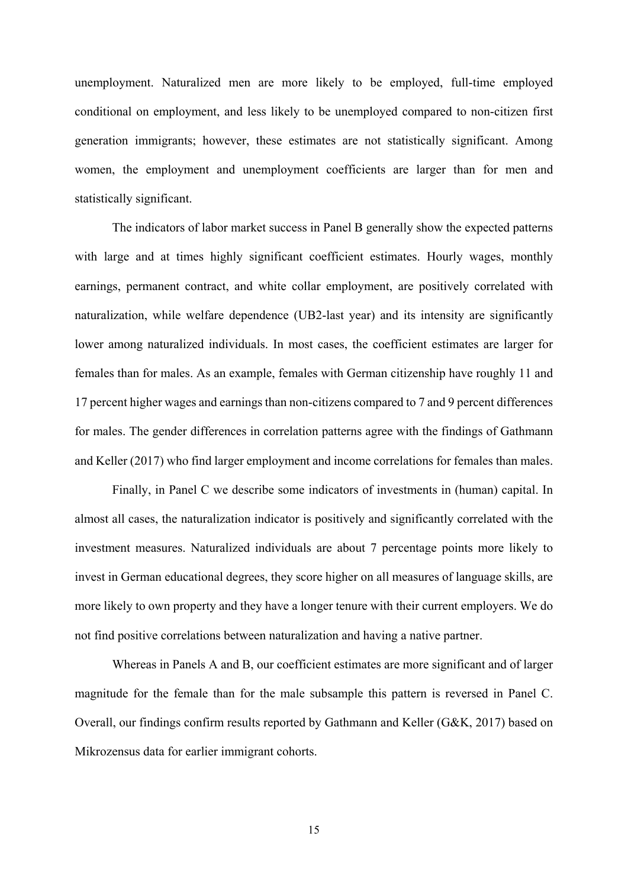unemployment. Naturalized men are more likely to be employed, full-time employed conditional on employment, and less likely to be unemployed compared to non-citizen first generation immigrants; however, these estimates are not statistically significant. Among women, the employment and unemployment coefficients are larger than for men and statistically significant.

The indicators of labor market success in Panel B generally show the expected patterns with large and at times highly significant coefficient estimates. Hourly wages, monthly earnings, permanent contract, and white collar employment, are positively correlated with naturalization, while welfare dependence (UB2-last year) and its intensity are significantly lower among naturalized individuals. In most cases, the coefficient estimates are larger for females than for males. As an example, females with German citizenship have roughly 11 and 17 percent higher wages and earnings than non-citizens compared to 7 and 9 percent differences for males. The gender differences in correlation patterns agree with the findings of Gathmann and Keller (2017) who find larger employment and income correlations for females than males.

Finally, in Panel C we describe some indicators of investments in (human) capital. In almost all cases, the naturalization indicator is positively and significantly correlated with the investment measures. Naturalized individuals are about 7 percentage points more likely to invest in German educational degrees, they score higher on all measures of language skills, are more likely to own property and they have a longer tenure with their current employers. We do not find positive correlations between naturalization and having a native partner.

Whereas in Panels A and B, our coefficient estimates are more significant and of larger magnitude for the female than for the male subsample this pattern is reversed in Panel C. Overall, our findings confirm results reported by Gathmann and Keller (G&K, 2017) based on Mikrozensus data for earlier immigrant cohorts.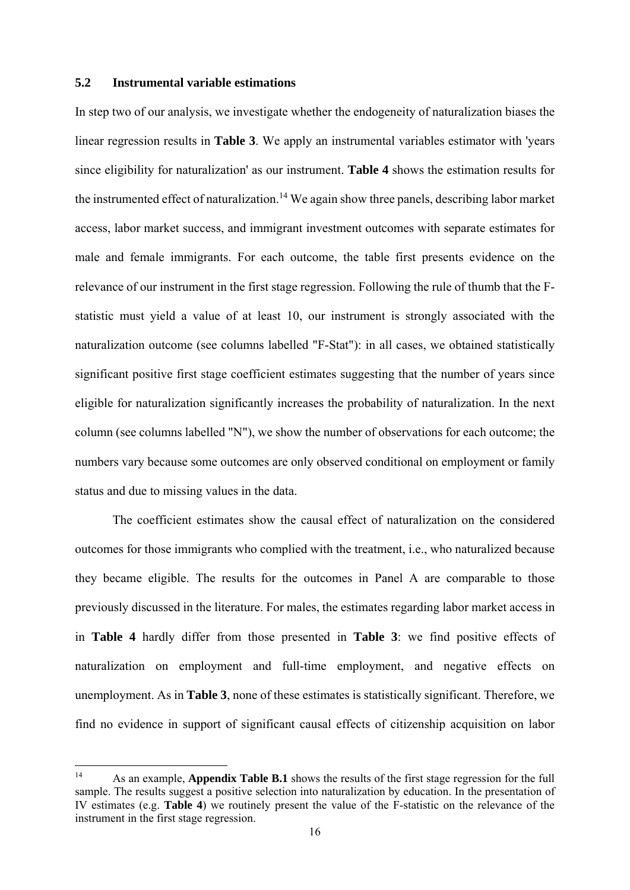### 5.2 Instrumental variable estimations

In step two of our analysis, we investigate whether the endogeneity of naturalization biases the linear regression results in **Table 3**. We apply an instrumental variables estimator with 'years since eligibility for naturalization' as our instrument. **Table 4** shows the estimation results for the instrumented effect of naturalization.[14] We again show three panels, describing labor market access, labor market success, and immigrant investment outcomes with separate estimates for male and female immigrants. For each outcome, the table first presents evidence on the relevance of our instrument in the first stage regression. Following the rule of thumb that the F-statistic must yield a value of at least 10, our instrument is strongly associated with the naturalization outcome (see columns labelled "F-Stat"): in all cases, we obtained statistically significant positive first stage coefficient estimates suggesting that the number of years since eligible for naturalization significantly increases the probability of naturalization. In the next column (see columns labelled "N"), we show the number of observations for each outcome; the numbers vary because some outcomes are only observed conditional on employment or family status and due to missing values in the data.

The coefficient estimates show the causal effect of naturalization on the considered outcomes for those immigrants who complied with the treatment, i.e., who naturalized because they became eligible. The results for the outcomes in Panel A are comparable to those previously discussed in the literature. For males, the estimates regarding labor market access in in **Table 4** hardly differ from those presented in **Table 3**: we find positive effects of naturalization on employment and full-time employment, and negative effects on unemployment. As in **Table 3**, none of these estimates is statistically significant. Therefore, we find no evidence in support of significant causal effects of citizenship acquisition on labor

---

[14] As an example, **Appendix Table B.1** shows the results of the first stage regression for the full sample. The results suggest a positive selection into naturalization by education. In the presentation of IV estimates (e.g. **Table 4**) we routinely present the value of the F-statistic on the relevance of the instrument in the first stage regression.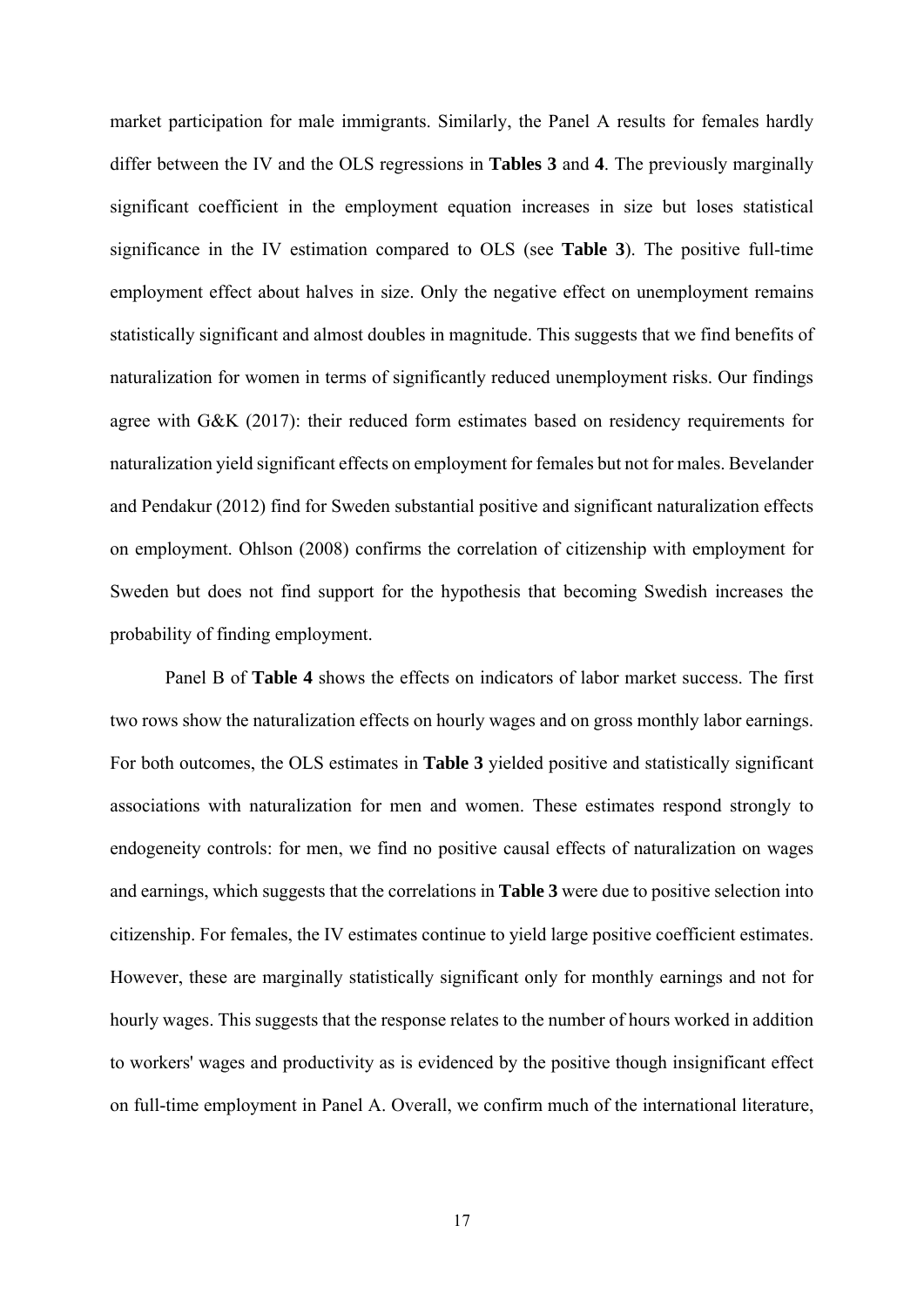market participation for male immigrants. Similarly, the Panel A results for females hardly differ between the IV and the OLS regressions in **Tables 3** and **4**. The previously marginally significant coefficient in the employment equation increases in size but loses statistical significance in the IV estimation compared to OLS (see **Table 3**). The positive full-time employment effect about halves in size. Only the negative effect on unemployment remains statistically significant and almost doubles in magnitude. This suggests that we find benefits of naturalization for women in terms of significantly reduced unemployment risks. Our findings agree with G&K (2017): their reduced form estimates based on residency requirements for naturalization yield significant effects on employment for females but not for males. Bevelander and Pendakur (2012) find for Sweden substantial positive and significant naturalization effects on employment. Ohlson (2008) confirms the correlation of citizenship with employment for Sweden but does not find support for the hypothesis that becoming Swedish increases the probability of finding employment.

Panel B of **Table 4** shows the effects on indicators of labor market success. The first two rows show the naturalization effects on hourly wages and on gross monthly labor earnings. For both outcomes, the OLS estimates in **Table 3** yielded positive and statistically significant associations with naturalization for men and women. These estimates respond strongly to endogeneity controls: for men, we find no positive causal effects of naturalization on wages and earnings, which suggests that the correlations in **Table 3** were due to positive selection into citizenship. For females, the IV estimates continue to yield large positive coefficient estimates. However, these are marginally statistically significant only for monthly earnings and not for hourly wages. This suggests that the response relates to the number of hours worked in addition to workers' wages and productivity as is evidenced by the positive though insignificant effect on full-time employment in Panel A. Overall, we confirm much of the international literature,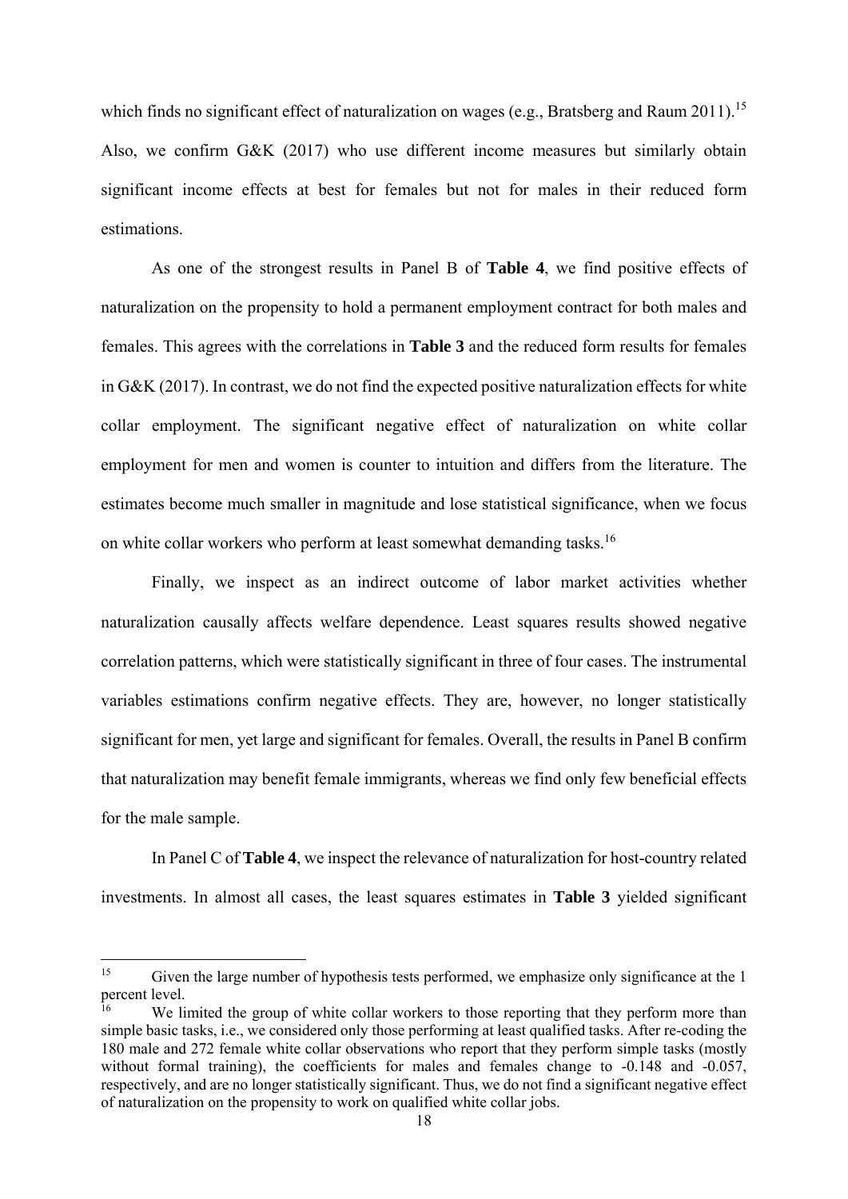which finds no significant effect of naturalization on wages (e.g., Bratsberg and Raum 2011).[15] Also, we confirm G&K (2017) who use different income measures but similarly obtain significant income effects at best for females but not for males in their reduced form estimations.

As one of the strongest results in Panel B of **Table 4**, we find positive effects of naturalization on the propensity to hold a permanent employment contract for both males and females. This agrees with the correlations in **Table 3** and the reduced form results for females in G&K (2017). In contrast, we do not find the expected positive naturalization effects for white collar employment. The significant negative effect of naturalization on white collar employment for men and women is counter to intuition and differs from the literature. The estimates become much smaller in magnitude and lose statistical significance, when we focus on white collar workers who perform at least somewhat demanding tasks.[16]

Finally, we inspect as an indirect outcome of labor market activities whether naturalization causally affects welfare dependence. Least squares results showed negative correlation patterns, which were statistically significant in three of four cases. The instrumental variables estimations confirm negative effects. They are, however, no longer statistically significant for men, yet large and significant for females. Overall, the results in Panel B confirm that naturalization may benefit female immigrants, whereas we find only few beneficial effects for the male sample.

In Panel C of **Table 4**, we inspect the relevance of naturalization for host-country related investments. In almost all cases, the least squares estimates in **Table 3** yielded significant

---

[15] Given the large number of hypothesis tests performed, we emphasize only significance at the 1 percent level.

[16] We limited the group of white collar workers to those reporting that they perform more than simple basic tasks, i.e., we considered only those performing at least qualified tasks. After re-coding the 180 male and 272 female white collar observations who report that they perform simple tasks (mostly without formal training), the coefficients for males and females change to -0.148 and -0.057, respectively, and are no longer statistically significant. Thus, we do not find a significant negative effect of naturalization on the propensity to work on qualified white collar jobs.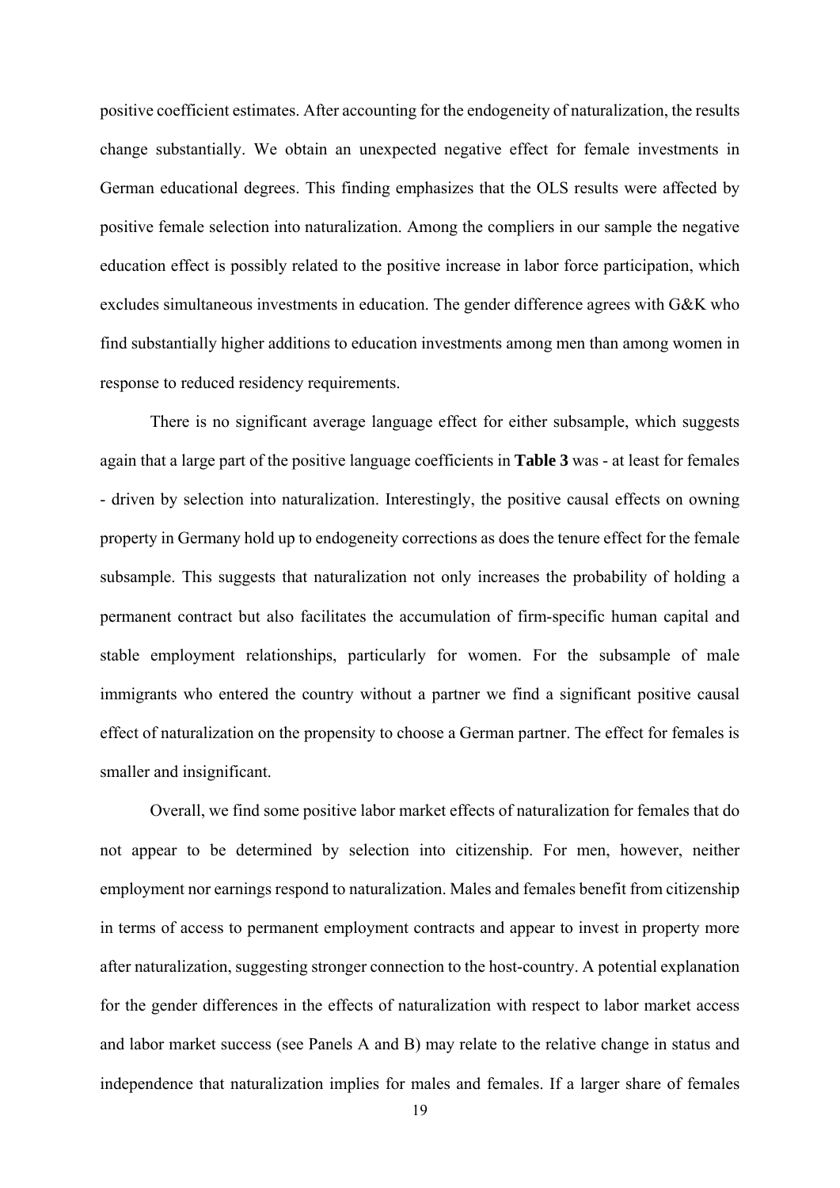positive coefficient estimates. After accounting for the endogeneity of naturalization, the results change substantially. We obtain an unexpected negative effect for female investments in German educational degrees. This finding emphasizes that the OLS results were affected by positive female selection into naturalization. Among the compliers in our sample the negative education effect is possibly related to the positive increase in labor force participation, which excludes simultaneous investments in education. The gender difference agrees with G&K who find substantially higher additions to education investments among men than among women in response to reduced residency requirements.

There is no significant average language effect for either subsample, which suggests again that a large part of the positive language coefficients in **Table 3** was - at least for females - driven by selection into naturalization. Interestingly, the positive causal effects on owning property in Germany hold up to endogeneity corrections as does the tenure effect for the female subsample. This suggests that naturalization not only increases the probability of holding a permanent contract but also facilitates the accumulation of firm-specific human capital and stable employment relationships, particularly for women. For the subsample of male immigrants who entered the country without a partner we find a significant positive causal effect of naturalization on the propensity to choose a German partner. The effect for females is smaller and insignificant.

Overall, we find some positive labor market effects of naturalization for females that do not appear to be determined by selection into citizenship. For men, however, neither employment nor earnings respond to naturalization. Males and females benefit from citizenship in terms of access to permanent employment contracts and appear to invest in property more after naturalization, suggesting stronger connection to the host-country. A potential explanation for the gender differences in the effects of naturalization with respect to labor market access and labor market success (see Panels A and B) may relate to the relative change in status and independence that naturalization implies for males and females. If a larger share of females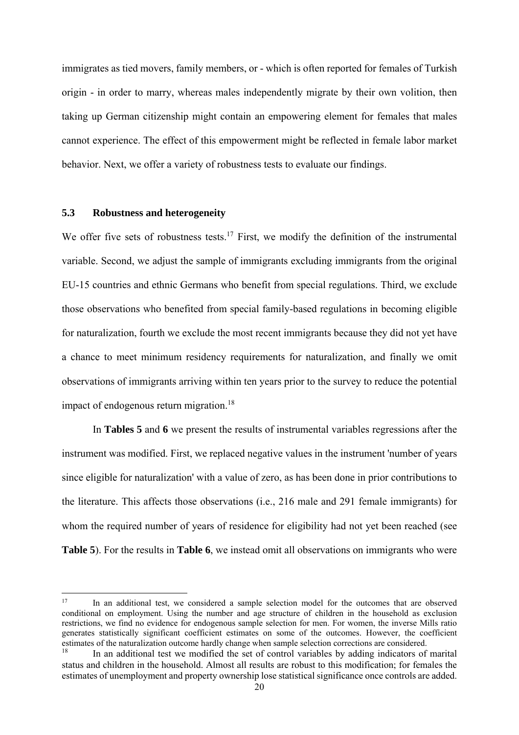immigrates as tied movers, family members, or - which is often reported for females of Turkish origin - in order to marry, whereas males independently migrate by their own volition, then taking up German citizenship might contain an empowering element for females that males cannot experience. The effect of this empowerment might be reflected in female labor market behavior. Next, we offer a variety of robustness tests to evaluate our findings.

### 5.3 Robustness and heterogeneity

We offer five sets of robustness tests.[17] First, we modify the definition of the instrumental variable. Second, we adjust the sample of immigrants excluding immigrants from the original EU-15 countries and ethnic Germans who benefit from special regulations. Third, we exclude those observations who benefited from special family-based regulations in becoming eligible for naturalization, fourth we exclude the most recent immigrants because they did not yet have a chance to meet minimum residency requirements for naturalization, and finally we omit observations of immigrants arriving within ten years prior to the survey to reduce the potential impact of endogenous return migration.[18]

In **Tables 5** and **6** we present the results of instrumental variables regressions after the instrument was modified. First, we replaced negative values in the instrument 'number of years since eligible for naturalization' with a value of zero, as has been done in prior contributions to the literature. This affects those observations (i.e., 216 male and 291 female immigrants) for whom the required number of years of residence for eligibility had not yet been reached (see **Table 5**). For the results in **Table 6**, we instead omit all observations on immigrants who were

---

[17] In an additional test, we considered a sample selection model for the outcomes that are observed conditional on employment. Using the number and age structure of children in the household as exclusion restrictions, we find no evidence for endogenous sample selection for men. For women, the inverse Mills ratio generates statistically significant coefficient estimates on some of the outcomes. However, the coefficient estimates of the naturalization outcome hardly change when sample selection corrections are considered.

[18] In an additional test we modified the set of control variables by adding indicators of marital status and children in the household. Almost all results are robust to this modification; for females the estimates of unemployment and property ownership lose statistical significance once controls are added.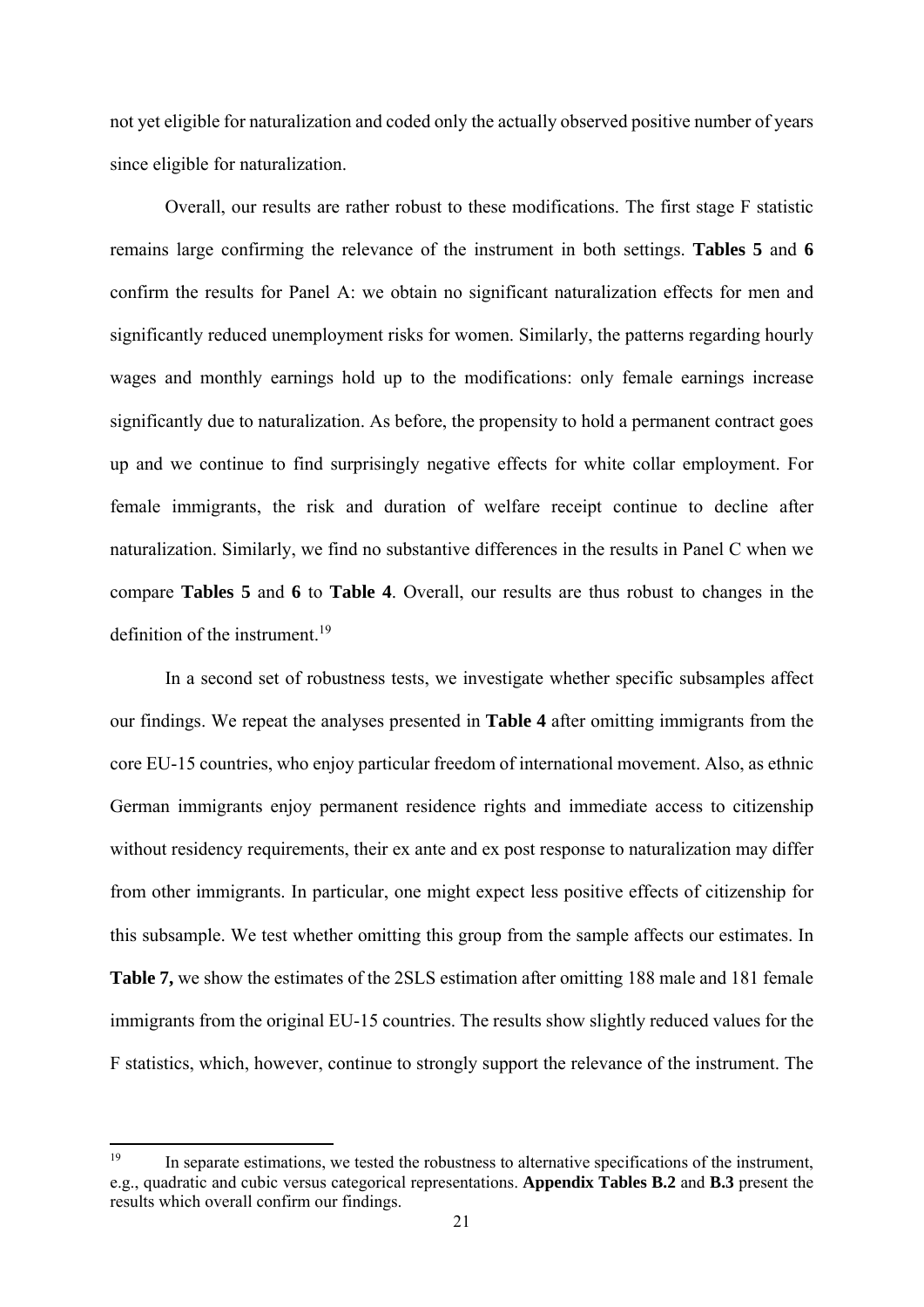not yet eligible for naturalization and coded only the actually observed positive number of years since eligible for naturalization.

Overall, our results are rather robust to these modifications. The first stage F statistic remains large confirming the relevance of the instrument in both settings. **Tables 5** and **6** confirm the results for Panel A: we obtain no significant naturalization effects for men and significantly reduced unemployment risks for women. Similarly, the patterns regarding hourly wages and monthly earnings hold up to the modifications: only female earnings increase significantly due to naturalization. As before, the propensity to hold a permanent contract goes up and we continue to find surprisingly negative effects for white collar employment. For female immigrants, the risk and duration of welfare receipt continue to decline after naturalization. Similarly, we find no substantive differences in the results in Panel C when we compare **Tables 5** and **6** to **Table 4**. Overall, our results are thus robust to changes in the definition of the instrument.[19]

In a second set of robustness tests, we investigate whether specific subsamples affect our findings. We repeat the analyses presented in **Table 4** after omitting immigrants from the core EU-15 countries, who enjoy particular freedom of international movement. Also, as ethnic German immigrants enjoy permanent residence rights and immediate access to citizenship without residency requirements, their ex ante and ex post response to naturalization may differ from other immigrants. In particular, one might expect less positive effects of citizenship for this subsample. We test whether omitting this group from the sample affects our estimates. In **Table 7,** we show the estimates of the 2SLS estimation after omitting 188 male and 181 female immigrants from the original EU-15 countries. The results show slightly reduced values for the F statistics, which, however, continue to strongly support the relevance of the instrument. The

[19] In separate estimations, we tested the robustness to alternative specifications of the instrument, e.g., quadratic and cubic versus categorical representations. **Appendix Tables B.2** and **B.3** present the results which overall confirm our findings.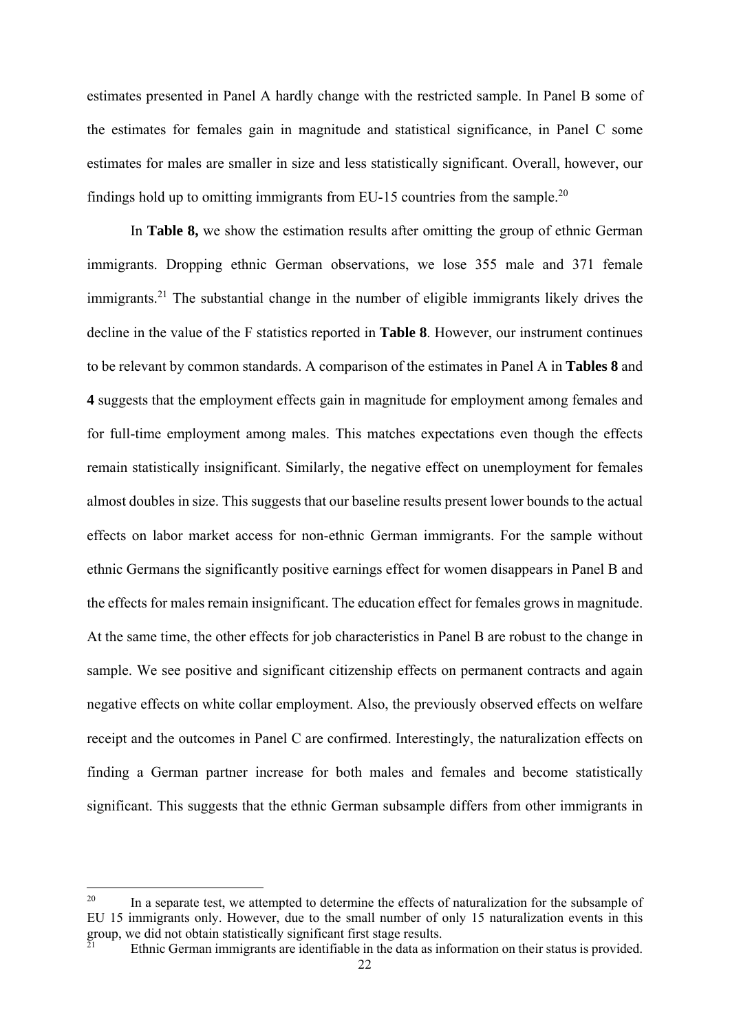estimates presented in Panel A hardly change with the restricted sample. In Panel B some of the estimates for females gain in magnitude and statistical significance, in Panel C some estimates for males are smaller in size and less statistically significant. Overall, however, our findings hold up to omitting immigrants from EU-15 countries from the sample.[20]

In **Table 8,** we show the estimation results after omitting the group of ethnic German immigrants. Dropping ethnic German observations, we lose 355 male and 371 female immigrants.[21] The substantial change in the number of eligible immigrants likely drives the decline in the value of the F statistics reported in **Table 8**. However, our instrument continues to be relevant by common standards. A comparison of the estimates in Panel A in **Tables 8** and **4** suggests that the employment effects gain in magnitude for employment among females and for full-time employment among males. This matches expectations even though the effects remain statistically insignificant. Similarly, the negative effect on unemployment for females almost doubles in size. This suggests that our baseline results present lower bounds to the actual effects on labor market access for non-ethnic German immigrants. For the sample without ethnic Germans the significantly positive earnings effect for women disappears in Panel B and the effects for males remain insignificant. The education effect for females grows in magnitude. At the same time, the other effects for job characteristics in Panel B are robust to the change in sample. We see positive and significant citizenship effects on permanent contracts and again negative effects on white collar employment. Also, the previously observed effects on welfare receipt and the outcomes in Panel C are confirmed. Interestingly, the naturalization effects on finding a German partner increase for both males and females and become statistically significant. This suggests that the ethnic German subsample differs from other immigrants in

---

[20] In a separate test, we attempted to determine the effects of naturalization for the subsample of EU 15 immigrants only. However, due to the small number of only 15 naturalization events in this group, we did not obtain statistically significant first stage results.

[21] Ethnic German immigrants are identifiable in the data as information on their status is provided.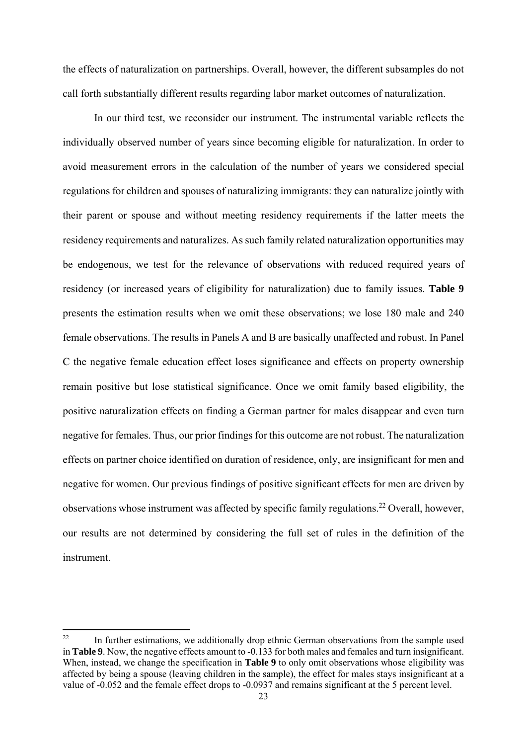the effects of naturalization on partnerships. Overall, however, the different subsamples do not call forth substantially different results regarding labor market outcomes of naturalization.

In our third test, we reconsider our instrument. The instrumental variable reflects the individually observed number of years since becoming eligible for naturalization. In order to avoid measurement errors in the calculation of the number of years we considered special regulations for children and spouses of naturalizing immigrants: they can naturalize jointly with their parent or spouse and without meeting residency requirements if the latter meets the residency requirements and naturalizes. As such family related naturalization opportunities may be endogenous, we test for the relevance of observations with reduced required years of residency (or increased years of eligibility for naturalization) due to family issues. **Table 9** presents the estimation results when we omit these observations; we lose 180 male and 240 female observations. The results in Panels A and B are basically unaffected and robust. In Panel C the negative female education effect loses significance and effects on property ownership remain positive but lose statistical significance. Once we omit family based eligibility, the positive naturalization effects on finding a German partner for males disappear and even turn negative for females. Thus, our prior findings for this outcome are not robust. The naturalization effects on partner choice identified on duration of residence, only, are insignificant for men and negative for women. Our previous findings of positive significant effects for men are driven by observations whose instrument was affected by specific family regulations.[22] Overall, however, our results are not determined by considering the full set of rules in the definition of the instrument.

---

[22] In further estimations, we additionally drop ethnic German observations from the sample used in **Table 9**. Now, the negative effects amount to -0.133 for both males and females and turn insignificant. When, instead, we change the specification in **Table 9** to only omit observations whose eligibility was affected by being a spouse (leaving children in the sample), the effect for males stays insignificant at a value of -0.052 and the female effect drops to -0.0937 and remains significant at the 5 percent level.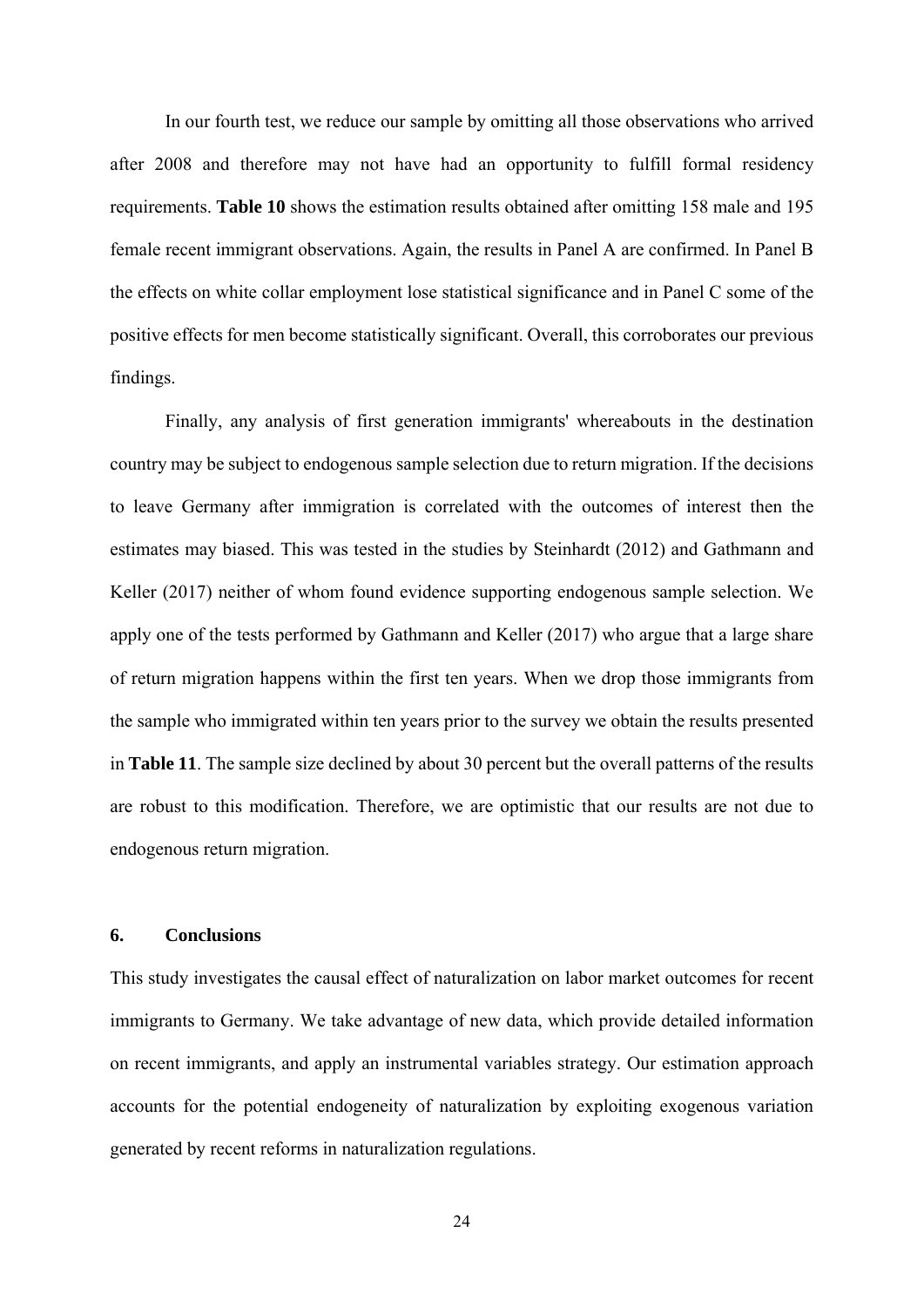In our fourth test, we reduce our sample by omitting all those observations who arrived after 2008 and therefore may not have had an opportunity to fulfill formal residency requirements. **Table 10** shows the estimation results obtained after omitting 158 male and 195 female recent immigrant observations. Again, the results in Panel A are confirmed. In Panel B the effects on white collar employment lose statistical significance and in Panel C some of the positive effects for men become statistically significant. Overall, this corroborates our previous findings.

Finally, any analysis of first generation immigrants' whereabouts in the destination country may be subject to endogenous sample selection due to return migration. If the decisions to leave Germany after immigration is correlated with the outcomes of interest then the estimates may biased. This was tested in the studies by Steinhardt (2012) and Gathmann and Keller (2017) neither of whom found evidence supporting endogenous sample selection. We apply one of the tests performed by Gathmann and Keller (2017) who argue that a large share of return migration happens within the first ten years. When we drop those immigrants from the sample who immigrated within ten years prior to the survey we obtain the results presented in **Table 11**. The sample size declined by about 30 percent but the overall patterns of the results are robust to this modification. Therefore, we are optimistic that our results are not due to endogenous return migration.

## 6. Conclusions

This study investigates the causal effect of naturalization on labor market outcomes for recent immigrants to Germany. We take advantage of new data, which provide detailed information on recent immigrants, and apply an instrumental variables strategy. Our estimation approach accounts for the potential endogeneity of naturalization by exploiting exogenous variation generated by recent reforms in naturalization regulations.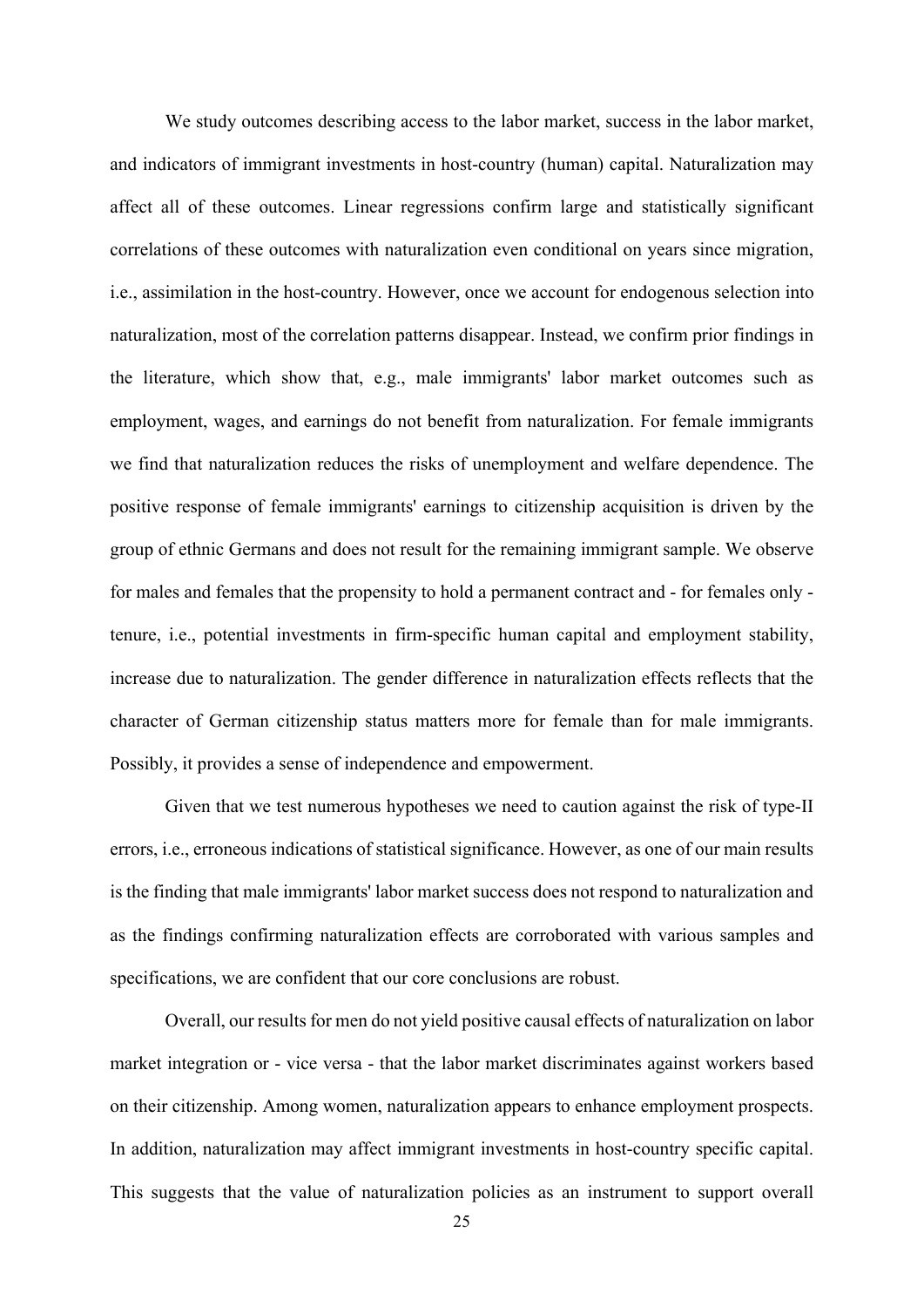We study outcomes describing access to the labor market, success in the labor market, and indicators of immigrant investments in host-country (human) capital. Naturalization may affect all of these outcomes. Linear regressions confirm large and statistically significant correlations of these outcomes with naturalization even conditional on years since migration, i.e., assimilation in the host-country. However, once we account for endogenous selection into naturalization, most of the correlation patterns disappear. Instead, we confirm prior findings in the literature, which show that, e.g., male immigrants' labor market outcomes such as employment, wages, and earnings do not benefit from naturalization. For female immigrants we find that naturalization reduces the risks of unemployment and welfare dependence. The positive response of female immigrants' earnings to citizenship acquisition is driven by the group of ethnic Germans and does not result for the remaining immigrant sample. We observe for males and females that the propensity to hold a permanent contract and - for females only - tenure, i.e., potential investments in firm-specific human capital and employment stability, increase due to naturalization. The gender difference in naturalization effects reflects that the character of German citizenship status matters more for female than for male immigrants. Possibly, it provides a sense of independence and empowerment.

Given that we test numerous hypotheses we need to caution against the risk of type-II errors, i.e., erroneous indications of statistical significance. However, as one of our main results is the finding that male immigrants' labor market success does not respond to naturalization and as the findings confirming naturalization effects are corroborated with various samples and specifications, we are confident that our core conclusions are robust.

Overall, our results for men do not yield positive causal effects of naturalization on labor market integration or - vice versa - that the labor market discriminates against workers based on their citizenship. Among women, naturalization appears to enhance employment prospects. In addition, naturalization may affect immigrant investments in host-country specific capital. This suggests that the value of naturalization policies as an instrument to support overall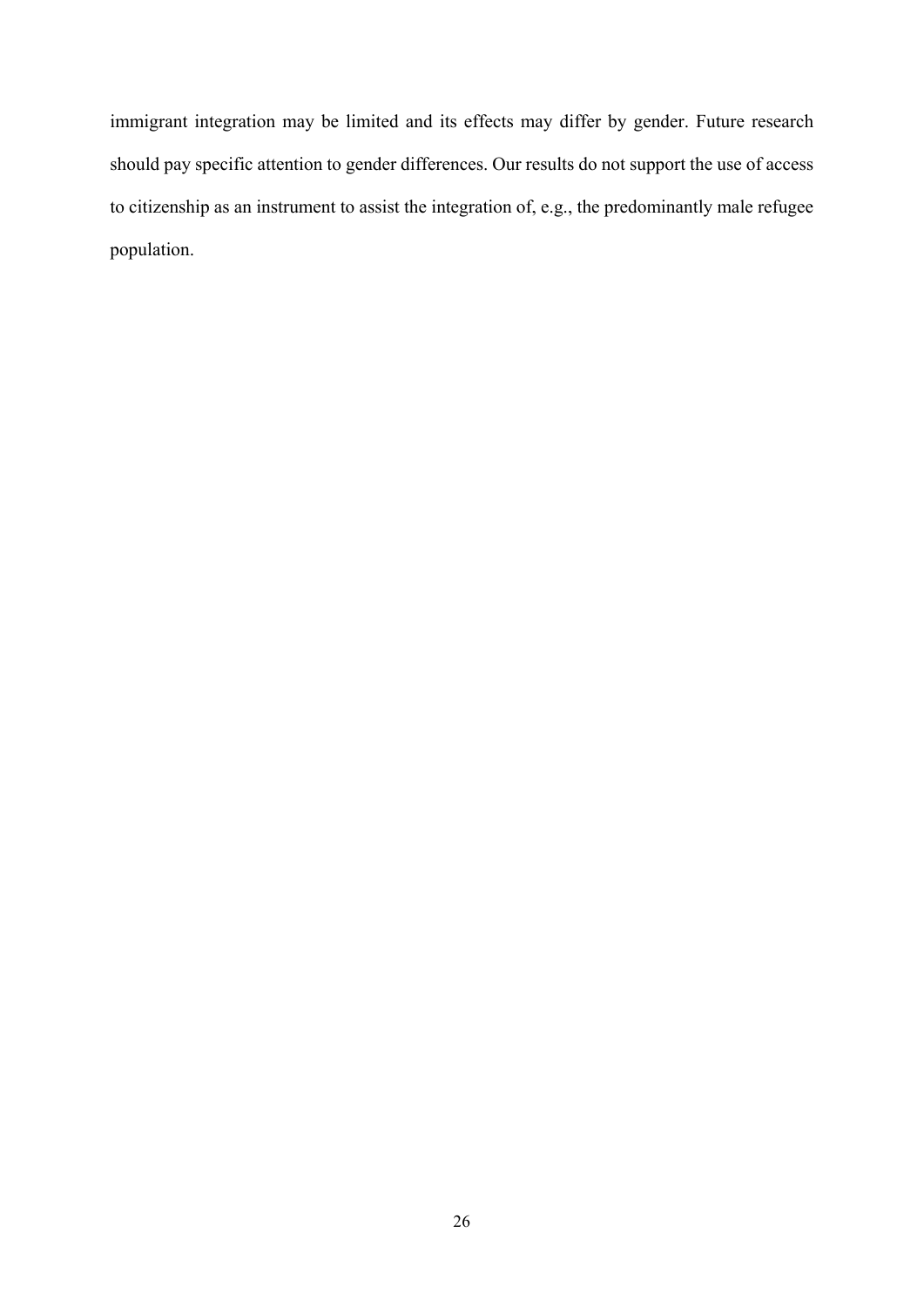immigrant integration may be limited and its effects may differ by gender. Future research should pay specific attention to gender differences. Our results do not support the use of access to citizenship as an instrument to assist the integration of, e.g., the predominantly male refugee population.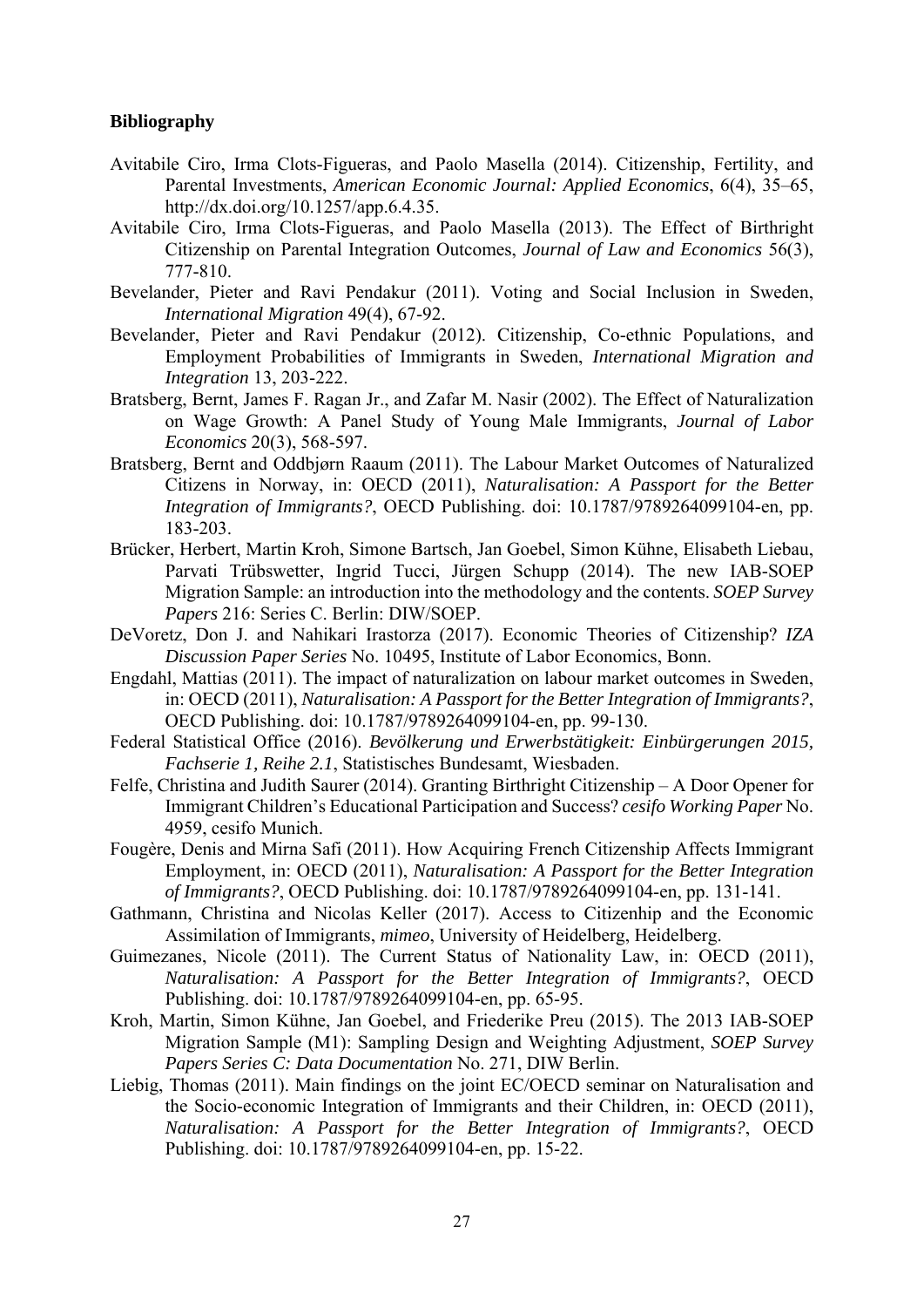**Bibliography**

Avitabile Ciro, Irma Clots-Figueras, and Paolo Masella (2014). Citizenship, Fertility, and Parental Investments, *American Economic Journal: Applied Economics*, 6(4), 35–65, http://dx.doi.org/10.1257/app.6.4.35.

Avitabile Ciro, Irma Clots-Figueras, and Paolo Masella (2013). The Effect of Birthright Citizenship on Parental Integration Outcomes, *Journal of Law and Economics* 56(3), 777-810.

Bevelander, Pieter and Ravi Pendakur (2011). Voting and Social Inclusion in Sweden, *International Migration* 49(4), 67-92.

Bevelander, Pieter and Ravi Pendakur (2012). Citizenship, Co-ethnic Populations, and Employment Probabilities of Immigrants in Sweden, *International Migration and Integration* 13, 203-222.

Bratsberg, Bernt, James F. Ragan Jr., and Zafar M. Nasir (2002). The Effect of Naturalization on Wage Growth: A Panel Study of Young Male Immigrants, *Journal of Labor Economics* 20(3), 568-597.

Bratsberg, Bernt and Oddbjørn Raaum (2011). The Labour Market Outcomes of Naturalized Citizens in Norway, in: OECD (2011), *Naturalisation: A Passport for the Better Integration of Immigrants?*, OECD Publishing. doi: 10.1787/9789264099104-en, pp. 183-203.

Brücker, Herbert, Martin Kroh, Simone Bartsch, Jan Goebel, Simon Kühne, Elisabeth Liebau, Parvati Trübswetter, Ingrid Tucci, Jürgen Schupp (2014). The new IAB-SOEP Migration Sample: an introduction into the methodology and the contents. *SOEP Survey Papers* 216: Series C. Berlin: DIW/SOEP.

DeVoretz, Don J. and Nahikari Irastorza (2017). Economic Theories of Citizenship? *IZA Discussion Paper Series* No. 10495, Institute of Labor Economics, Bonn.

Engdahl, Mattias (2011). The impact of naturalization on labour market outcomes in Sweden, in: OECD (2011), *Naturalisation: A Passport for the Better Integration of Immigrants?*, OECD Publishing. doi: 10.1787/9789264099104-en, pp. 99-130.

Federal Statistical Office (2016). *Bevölkerung und Erwerbstätigkeit: Einbürgerungen 2015, Fachserie 1, Reihe 2.1*, Statistisches Bundesamt, Wiesbaden.

Felfe, Christina and Judith Saurer (2014). Granting Birthright Citizenship – A Door Opener for Immigrant Children's Educational Participation and Success? *cesifo Working Paper* No. 4959, cesifo Munich.

Fougère, Denis and Mirna Safi (2011). How Acquiring French Citizenship Affects Immigrant Employment, in: OECD (2011), *Naturalisation: A Passport for the Better Integration of Immigrants?*, OECD Publishing. doi: 10.1787/9789264099104-en, pp. 131-141.

Gathmann, Christina and Nicolas Keller (2017). Access to Citizenhip and the Economic Assimilation of Immigrants, *mimeo*, University of Heidelberg, Heidelberg.

Guimezanes, Nicole (2011). The Current Status of Nationality Law, in: OECD (2011), *Naturalisation: A Passport for the Better Integration of Immigrants?*, OECD Publishing. doi: 10.1787/9789264099104-en, pp. 65-95.

Kroh, Martin, Simon Kühne, Jan Goebel, and Friederike Preu (2015). The 2013 IAB-SOEP Migration Sample (M1): Sampling Design and Weighting Adjustment, *SOEP Survey Papers Series C: Data Documentation* No. 271, DIW Berlin.

Liebig, Thomas (2011). Main findings on the joint EC/OECD seminar on Naturalisation and the Socio-economic Integration of Immigrants and their Children, in: OECD (2011), *Naturalisation: A Passport for the Better Integration of Immigrants?*, OECD Publishing. doi: 10.1787/9789264099104-en, pp. 15-22.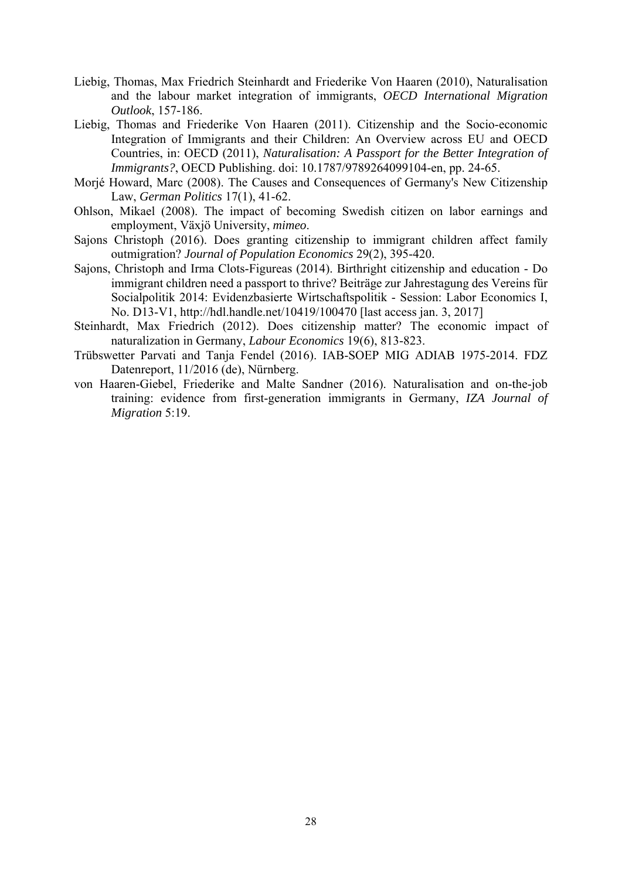Liebig, Thomas, Max Friedrich Steinhardt and Friederike Von Haaren (2010), Naturalisation and the labour market integration of immigrants, *OECD International Migration Outlook*, 157-186.

Liebig, Thomas and Friederike Von Haaren (2011). Citizenship and the Socio-economic Integration of Immigrants and their Children: An Overview across EU and OECD Countries, in: OECD (2011), *Naturalisation: A Passport for the Better Integration of Immigrants?*, OECD Publishing. doi: 10.1787/9789264099104-en, pp. 24-65.

Morjé Howard, Marc (2008). The Causes and Consequences of Germany's New Citizenship Law, *German Politics* 17(1), 41-62.

Ohlson, Mikael (2008). The impact of becoming Swedish citizen on labor earnings and employment, Växjö University, *mimeo*.

Sajons Christoph (2016). Does granting citizenship to immigrant children affect family outmigration? *Journal of Population Economics* 29(2), 395-420.

Sajons, Christoph and Irma Clots-Figureas (2014). Birthright citizenship and education - Do immigrant children need a passport to thrive? Beiträge zur Jahrestagung des Vereins für Socialpolitik 2014: Evidenzbasierte Wirtschaftspolitik - Session: Labor Economics I, No. D13-V1, http://hdl.handle.net/10419/100470 [last access jan. 3, 2017]

Steinhardt, Max Friedrich (2012). Does citizenship matter? The economic impact of naturalization in Germany, *Labour Economics* 19(6), 813-823.

Trübswetter Parvati and Tanja Fendel (2016). IAB-SOEP MIG ADIAB 1975-2014. FDZ Datenreport, 11/2016 (de), Nürnberg.

von Haaren-Giebel, Friederike and Malte Sandner (2016). Naturalisation and on-the-job training: evidence from first-generation immigrants in Germany, *IZA Journal of Migration* 5:19.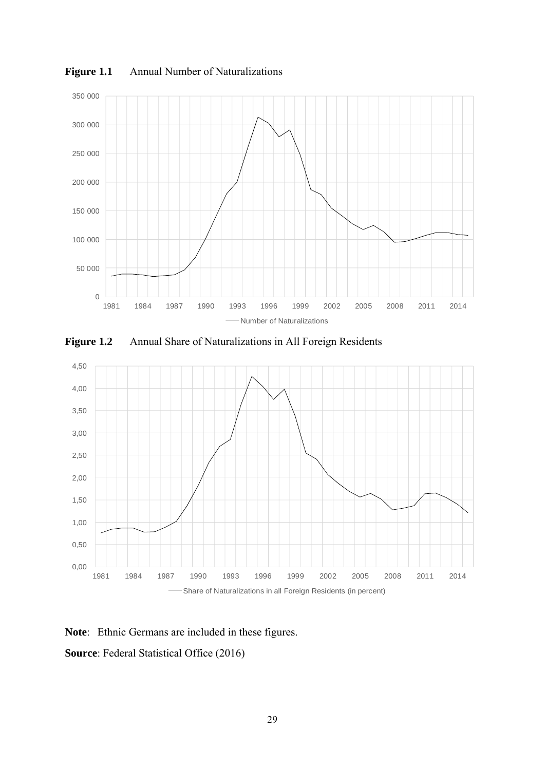**Figure 1.1** Annual Number of Naturalizations

**Figure 1.2** Annual Share of Naturalizations in All Foreign Residents

**Note**: Ethnic Germans are included in these figures.

**Source**: Federal Statistical Office (2016)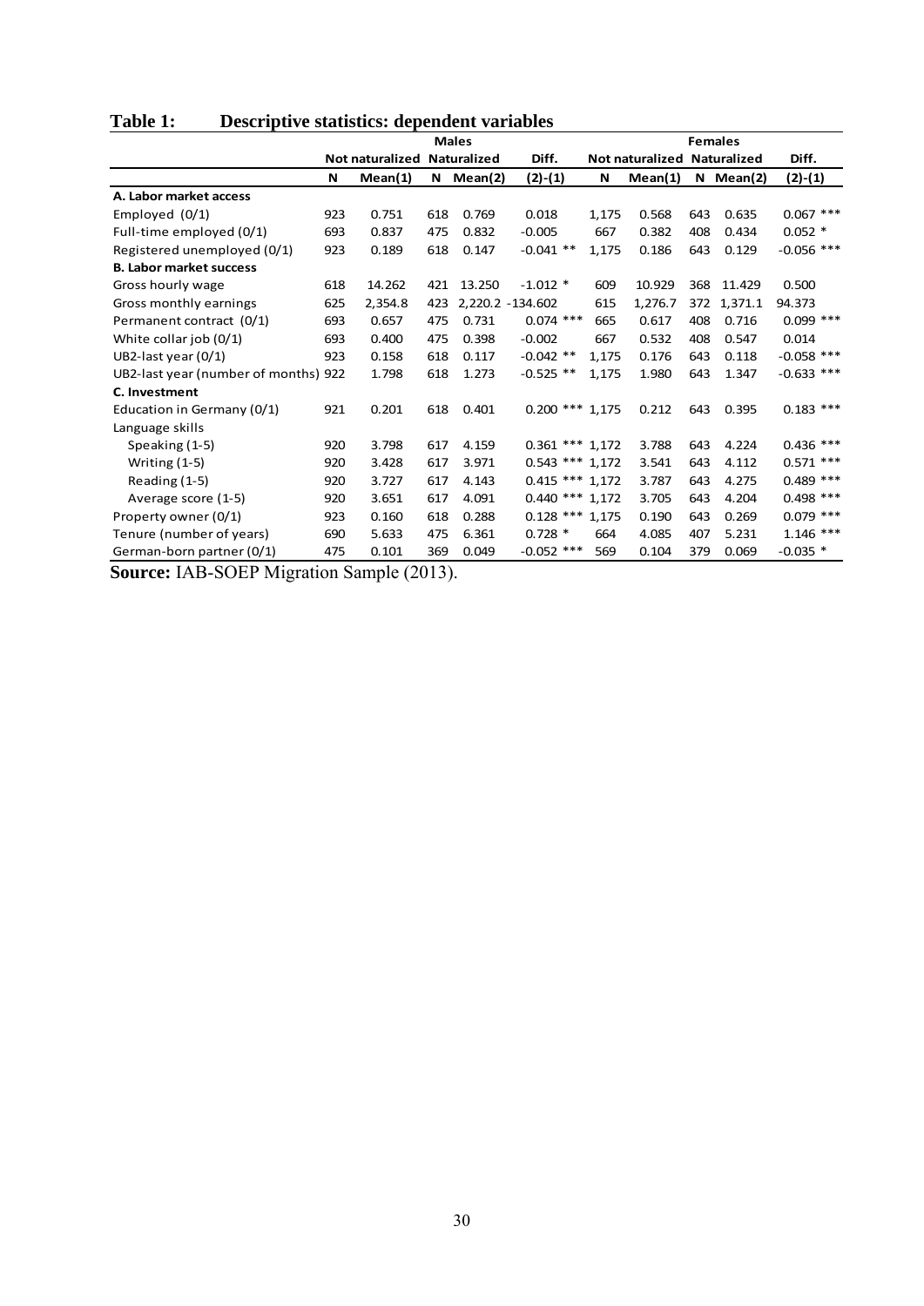**Table 1: Descriptive statistics: dependent variables**

| | Males | | | | | Females | | | | |
|---|---|---|---|---|---|---|---|---|---|---|
| | Not naturalized | | Naturalized | | Diff. | Not naturalized | | Naturalized | | Diff. |
| | N | Mean(1) | N | Mean(2) | (2)-(1) | N | Mean(1) | N | Mean(2) | (2)-(1) |
| **A. Labor market access** | | | | | | | | | | |
| Employed (0/1) | 923 | 0.751 | 618 | 0.769 | 0.018 | 1,175 | 0.568 | 643 | 0.635 | 0.067 *** |
| Full-time employed (0/1) | 693 | 0.837 | 475 | 0.832 | -0.005 | 667 | 0.382 | 408 | 0.434 | 0.052 * |
| Registered unemployed (0/1) | 923 | 0.189 | 618 | 0.147 | -0.041 ** | 1,175 | 0.186 | 643 | 0.129 | -0.056 *** |
| **B. Labor market success** | | | | | | | | | | |
| Gross hourly wage | 618 | 14.262 | 421 | 13.250 | -1.012 * | 609 | 10.929 | 368 | 11.429 | 0.500 |
| Gross monthly earnings | 625 | 2,354.8 | 423 | 2,220.2 | -134.602 | 615 | 1,276.7 | 372 | 1,371.1 | 94.373 |
| Permanent contract (0/1) | 693 | 0.657 | 475 | 0.731 | 0.074 *** | 665 | 0.617 | 408 | 0.716 | 0.099 *** |
| White collar job (0/1) | 693 | 0.400 | 475 | 0.398 | -0.002 | 667 | 0.532 | 408 | 0.547 | 0.014 |
| UB2-last year (0/1) | 923 | 0.158 | 618 | 0.117 | -0.042 ** | 1,175 | 0.176 | 643 | 0.118 | -0.058 *** |
| UB2-last year (number of months) | 922 | 1.798 | 618 | 1.273 | -0.525 ** | 1,175 | 1.980 | 643 | 1.347 | -0.633 *** |
| **C. Investment** | | | | | | | | | | |
| Education in Germany (0/1) | 921 | 0.201 | 618 | 0.401 | 0.200 *** | 1,175 | 0.212 | 643 | 0.395 | 0.183 *** |
| Language skills | | | | | | | | | | |
| Speaking (1-5) | 920 | 3.798 | 617 | 4.159 | 0.361 *** | 1,172 | 3.788 | 643 | 4.224 | 0.436 *** |
| Writing (1-5) | 920 | 3.428 | 617 | 3.971 | 0.543 *** | 1,172 | 3.541 | 643 | 4.112 | 0.571 *** |
| Reading (1-5) | 920 | 3.727 | 617 | 4.143 | 0.415 *** | 1,172 | 3.787 | 643 | 4.275 | 0.489 *** |
| Average score (1-5) | 920 | 3.651 | 617 | 4.091 | 0.440 *** | 1,172 | 3.705 | 643 | 4.204 | 0.498 *** |
| Property owner (0/1) | 923 | 0.160 | 618 | 0.288 | 0.128 *** | 1,175 | 0.190 | 643 | 0.269 | 0.079 *** |
| Tenure (number of years) | 690 | 5.633 | 475 | 6.361 | 0.728 * | 664 | 4.085 | 407 | 5.231 | 1.146 *** |
| German-born partner (0/1) | 475 | 0.101 | 369 | 0.049 | -0.052 *** | 569 | 0.104 | 379 | 0.069 | -0.035 * |

**Source:** IAB-SOEP Migration Sample (2013).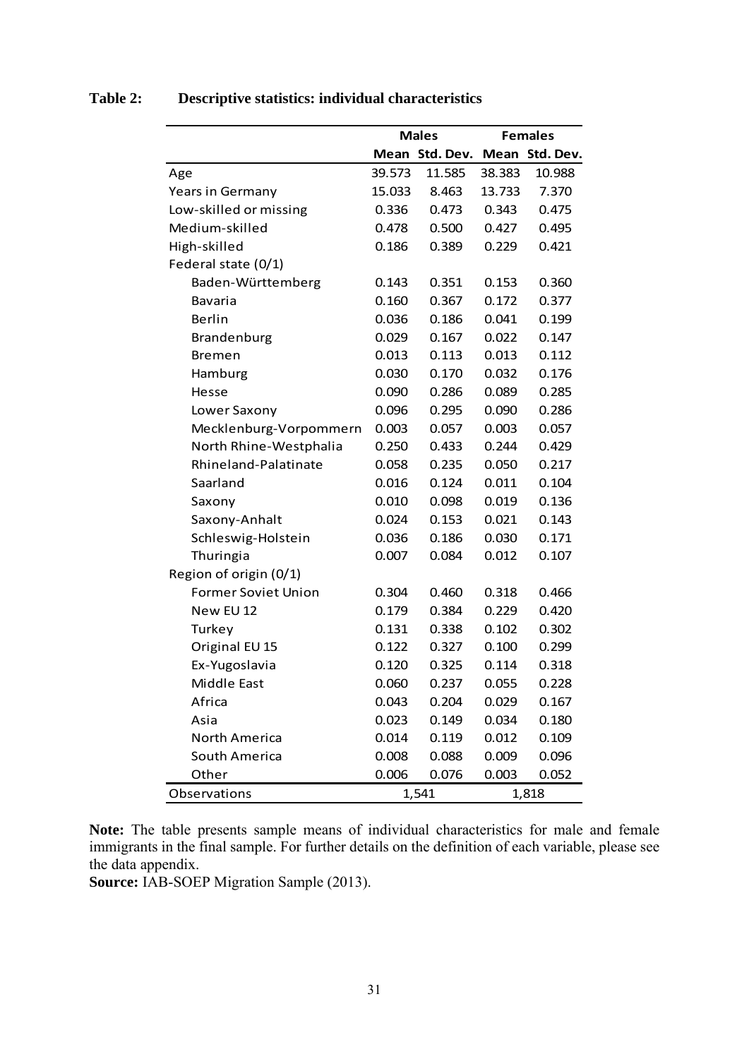**Table 2: Descriptive statistics: individual characteristics**

| | Males | | Females | |
|---|---|---|---|---|
| | Mean | Std. Dev. | Mean | Std. Dev. |
| Age | 39.573 | 11.585 | 38.383 | 10.988 |
| Years in Germany | 15.033 | 8.463 | 13.733 | 7.370 |
| Low-skilled or missing | 0.336 | 0.473 | 0.343 | 0.475 |
| Medium-skilled | 0.478 | 0.500 | 0.427 | 0.495 |
| High-skilled | 0.186 | 0.389 | 0.229 | 0.421 |
| Federal state (0/1) | | | | |
| Baden-Württemberg | 0.143 | 0.351 | 0.153 | 0.360 |
| Bavaria | 0.160 | 0.367 | 0.172 | 0.377 |
| Berlin | 0.036 | 0.186 | 0.041 | 0.199 |
| Brandenburg | 0.029 | 0.167 | 0.022 | 0.147 |
| Bremen | 0.013 | 0.113 | 0.013 | 0.112 |
| Hamburg | 0.030 | 0.170 | 0.032 | 0.176 |
| Hesse | 0.090 | 0.286 | 0.089 | 0.285 |
| Lower Saxony | 0.096 | 0.295 | 0.090 | 0.286 |
| Mecklenburg-Vorpommern | 0.003 | 0.057 | 0.003 | 0.057 |
| North Rhine-Westphalia | 0.250 | 0.433 | 0.244 | 0.429 |
| Rhineland-Palatinate | 0.058 | 0.235 | 0.050 | 0.217 |
| Saarland | 0.016 | 0.124 | 0.011 | 0.104 |
| Saxony | 0.010 | 0.098 | 0.019 | 0.136 |
| Saxony-Anhalt | 0.024 | 0.153 | 0.021 | 0.143 |
| Schleswig-Holstein | 0.036 | 0.186 | 0.030 | 0.171 |
| Thuringia | 0.007 | 0.084 | 0.012 | 0.107 |
| Region of origin (0/1) | | | | |
| Former Soviet Union | 0.304 | 0.460 | 0.318 | 0.466 |
| New EU 12 | 0.179 | 0.384 | 0.229 | 0.420 |
| Turkey | 0.131 | 0.338 | 0.102 | 0.302 |
| Original EU 15 | 0.122 | 0.327 | 0.100 | 0.299 |
| Ex-Yugoslavia | 0.120 | 0.325 | 0.114 | 0.318 |
| Middle East | 0.060 | 0.237 | 0.055 | 0.228 |
| Africa | 0.043 | 0.204 | 0.029 | 0.167 |
| Asia | 0.023 | 0.149 | 0.034 | 0.180 |
| North America | 0.014 | 0.119 | 0.012 | 0.109 |
| South America | 0.008 | 0.088 | 0.009 | 0.096 |
| Other | 0.006 | 0.076 | 0.003 | 0.052 |
| Observations | 1,541 | | 1,818 | |

**Note:** The table presents sample means of individual characteristics for male and female immigrants in the final sample. For further details on the definition of each variable, please see the data appendix.

**Source:** IAB-SOEP Migration Sample (2013).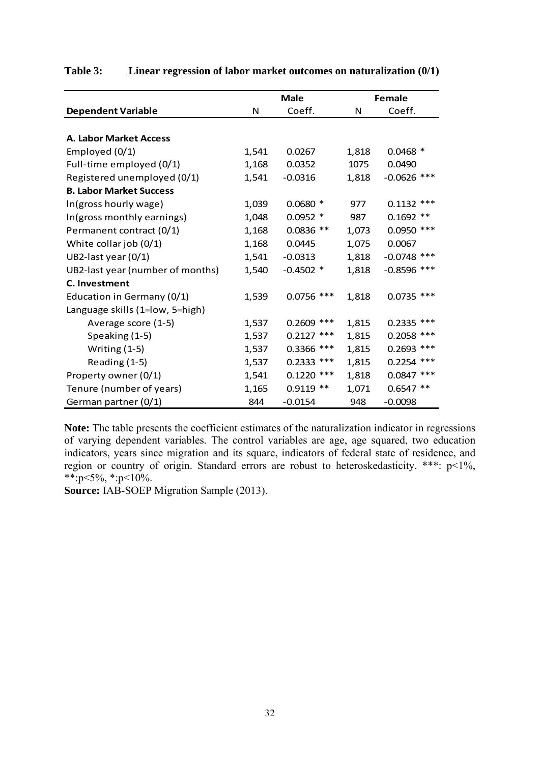**Table 3: Linear regression of labor market outcomes on naturalization (0/1)**

| | Male | | Female | |
|---|---|---|---|---|
| **Dependent Variable** | N | Coeff. | N | Coeff. |
| **A. Labor Market Access** | | | | |
| Employed (0/1) | 1,541 | 0.0267 | 1,818 | 0.0468 * |
| Full-time employed (0/1) | 1,168 | 0.0352 | 1075 | 0.0490 |
| Registered unemployed (0/1) | 1,541 | -0.0316 | 1,818 | -0.0626 *** |
| **B. Labor Market Success** | | | | |
| ln(gross hourly wage) | 1,039 | 0.0680 * | 977 | 0.1132 *** |
| ln(gross monthly earnings) | 1,048 | 0.0952 * | 987 | 0.1692 ** |
| Permanent contract (0/1) | 1,168 | 0.0836 ** | 1,073 | 0.0950 *** |
| White collar job (0/1) | 1,168 | 0.0445 | 1,075 | 0.0067 |
| UB2-last year (0/1) | 1,541 | -0.0313 | 1,818 | -0.0748 *** |
| UB2-last year (number of months) | 1,540 | -0.4502 * | 1,818 | -0.8596 *** |
| **C. Investment** | | | | |
| Education in Germany (0/1) | 1,539 | 0.0756 *** | 1,818 | 0.0735 *** |
| Language skills (1=low, 5=high) | | | | |
| Average score (1-5) | 1,537 | 0.2609 *** | 1,815 | 0.2335 *** |
| Speaking (1-5) | 1,537 | 0.2127 *** | 1,815 | 0.2058 *** |
| Writing (1-5) | 1,537 | 0.3366 *** | 1,815 | 0.2693 *** |
| Reading (1-5) | 1,537 | 0.2333 *** | 1,815 | 0.2254 *** |
| Property owner (0/1) | 1,541 | 0.1220 *** | 1,818 | 0.0847 *** |
| Tenure (number of years) | 1,165 | 0.9119 ** | 1,071 | 0.6547 ** |
| German partner (0/1) | 844 | -0.0154 | 948 | -0.0098 |

**Note:** The table presents the coefficient estimates of the naturalization indicator in regressions of varying dependent variables. The control variables are age, age squared, two education indicators, years since migration and its square, indicators of federal state of residence, and region or country of origin. Standard errors are robust to heteroskedasticity. ***: $p<1\%$, **: $p<5\%$, *: $p<10\%$.

**Source:** IAB-SOEP Migration Sample (2013).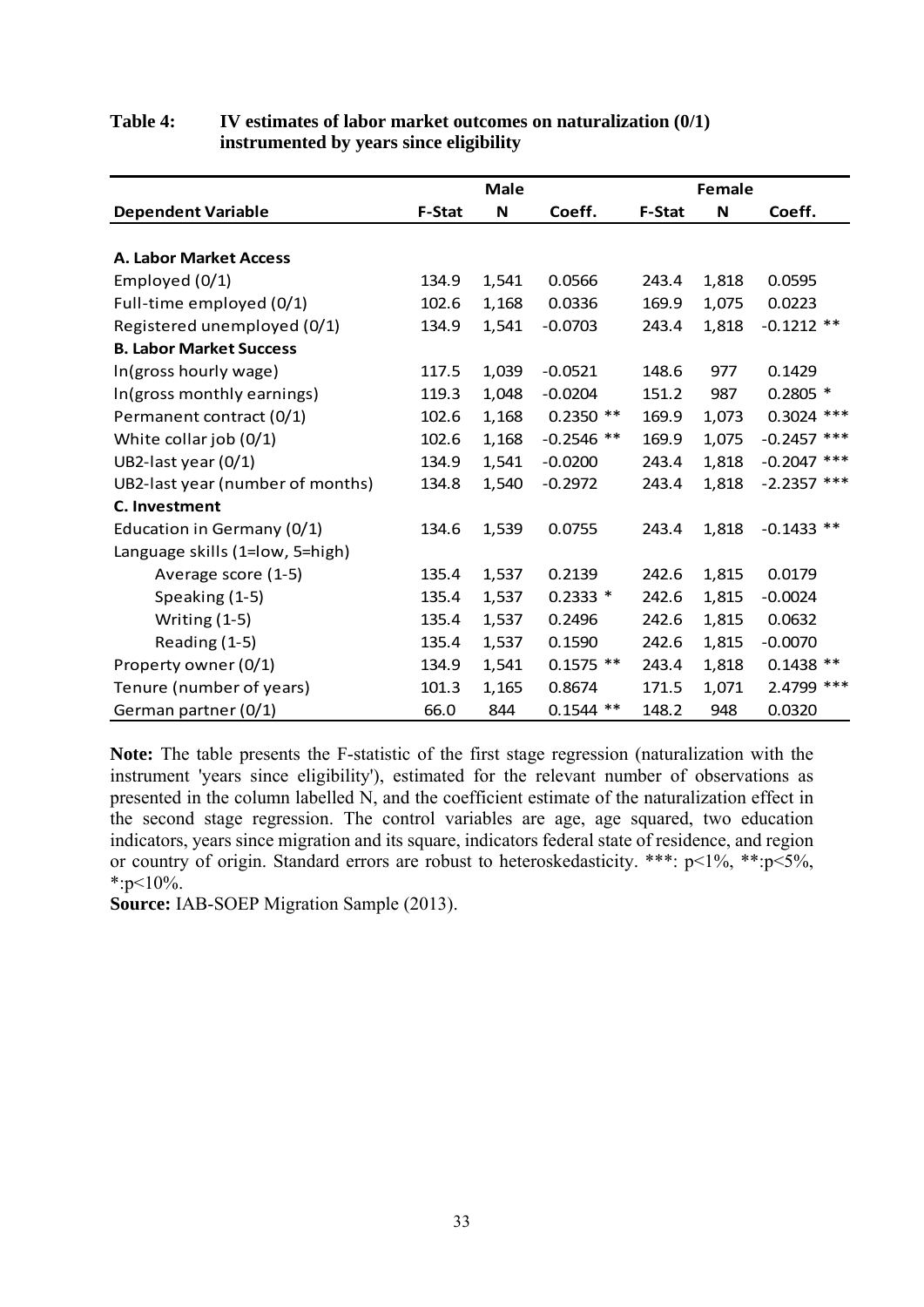**Table 4: IV estimates of labor market outcomes on naturalization (0/1) instrumented by years since eligibility**

| | Male | | | Female | | |
|---|---|---|---|---|---|---|
| **Dependent Variable** | **F-Stat** | **N** | **Coeff.** | **F-Stat** | **N** | **Coeff.** |
| **A. Labor Market Access** | | | | | | |
| Employed (0/1) | 134.9 | 1,541 | 0.0566 | 243.4 | 1,818 | 0.0595 |
| Full-time employed (0/1) | 102.6 | 1,168 | 0.0336 | 169.9 | 1,075 | 0.0223 |
| Registered unemployed (0/1) | 134.9 | 1,541 | -0.0703 | 243.4 | 1,818 | -0.1212 ** |
| **B. Labor Market Success** | | | | | | |
| ln(gross hourly wage) | 117.5 | 1,039 | -0.0521 | 148.6 | 977 | 0.1429 |
| ln(gross monthly earnings) | 119.3 | 1,048 | -0.0204 | 151.2 | 987 | 0.2805 * |
| Permanent contract (0/1) | 102.6 | 1,168 | 0.2350 ** | 169.9 | 1,073 | 0.3024 *** |
| White collar job (0/1) | 102.6 | 1,168 | -0.2546 ** | 169.9 | 1,075 | -0.2457 *** |
| UB2-last year (0/1) | 134.9 | 1,541 | -0.0200 | 243.4 | 1,818 | -0.2047 *** |
| UB2-last year (number of months) | 134.8 | 1,540 | -0.2972 | 243.4 | 1,818 | -2.2357 *** |
| **C. Investment** | | | | | | |
| Education in Germany (0/1) | 134.6 | 1,539 | 0.0755 | 243.4 | 1,818 | -0.1433 ** |
| Language skills (1=low, 5=high) | | | | | | |
| Average score (1-5) | 135.4 | 1,537 | 0.2139 | 242.6 | 1,815 | 0.0179 |
| Speaking (1-5) | 135.4 | 1,537 | 0.2333 * | 242.6 | 1,815 | -0.0024 |
| Writing (1-5) | 135.4 | 1,537 | 0.2496 | 242.6 | 1,815 | 0.0632 |
| Reading (1-5) | 135.4 | 1,537 | 0.1590 | 242.6 | 1,815 | -0.0070 |
| Property owner (0/1) | 134.9 | 1,541 | 0.1575 ** | 243.4 | 1,818 | 0.1438 ** |
| Tenure (number of years) | 101.3 | 1,165 | 0.8674 | 171.5 | 1,071 | 2.4799 *** |
| German partner (0/1) | 66.0 | 844 | 0.1544 ** | 148.2 | 948 | 0.0320 |

**Note:** The table presents the F-statistic of the first stage regression (naturalization with the instrument 'years since eligibility'), estimated for the relevant number of observations as presented in the column labelled N, and the coefficient estimate of the naturalization effect in the second stage regression. The control variables are age, age squared, two education indicators, years since migration and its square, indicators federal state of residence, and region or country of origin. Standard errors are robust to heteroskedasticity. ***: $p<1\%$, **: $p<5\%$, *: $p<10\%$.

**Source:** IAB-SOEP Migration Sample (2013).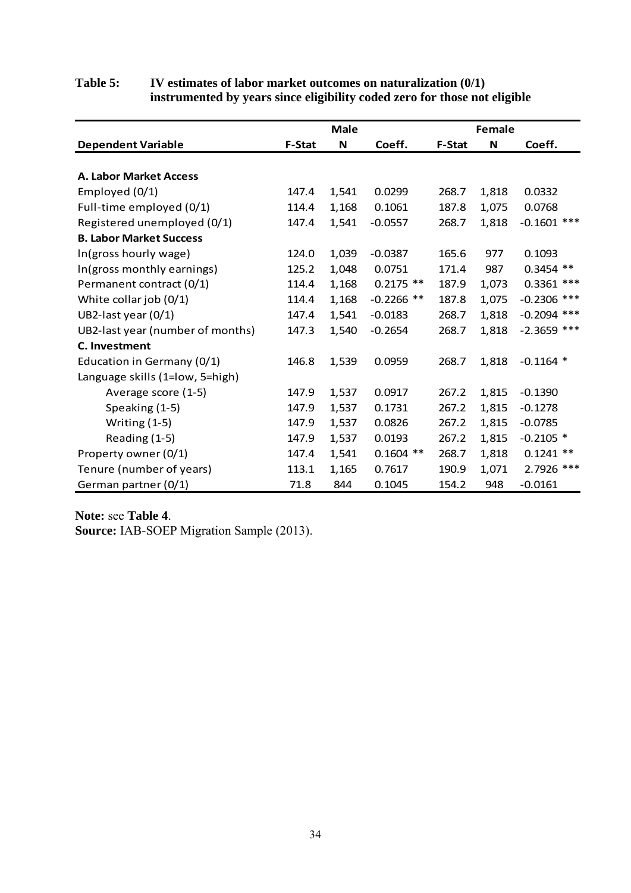**Table 5: IV estimates of labor market outcomes on naturalization (0/1) instrumented by years since eligibility coded zero for those not eligible**

| | Male | | | Female | | |
|---|---|---|---|---|---|---|
| **Dependent Variable** | **F-Stat** | **N** | **Coeff.** | **F-Stat** | **N** | **Coeff.** |
| **A. Labor Market Access** | | | | | | |
| Employed (0/1) | 147.4 | 1,541 | 0.0299 | 268.7 | 1,818 | 0.0332 |
| Full-time employed (0/1) | 114.4 | 1,168 | 0.1061 | 187.8 | 1,075 | 0.0768 |
| Registered unemployed (0/1) | 147.4 | 1,541 | -0.0557 | 268.7 | 1,818 | -0.1601 *** |
| **B. Labor Market Success** | | | | | | |
| ln(gross hourly wage) | 124.0 | 1,039 | -0.0387 | 165.6 | 977 | 0.1093 |
| ln(gross monthly earnings) | 125.2 | 1,048 | 0.0751 | 171.4 | 987 | 0.3454 ** |
| Permanent contract (0/1) | 114.4 | 1,168 | 0.2175 ** | 187.9 | 1,073 | 0.3361 *** |
| White collar job (0/1) | 114.4 | 1,168 | -0.2266 ** | 187.8 | 1,075 | -0.2306 *** |
| UB2-last year (0/1) | 147.4 | 1,541 | -0.0183 | 268.7 | 1,818 | -0.2094 *** |
| UB2-last year (number of months) | 147.3 | 1,540 | -0.2654 | 268.7 | 1,818 | -2.3659 *** |
| **C. Investment** | | | | | | |
| Education in Germany (0/1) | 146.8 | 1,539 | 0.0959 | 268.7 | 1,818 | -0.1164 * |
| Language skills (1=low, 5=high) | | | | | | |
| Average score (1-5) | 147.9 | 1,537 | 0.0917 | 267.2 | 1,815 | -0.1390 |
| Speaking (1-5) | 147.9 | 1,537 | 0.1731 | 267.2 | 1,815 | -0.1278 |
| Writing (1-5) | 147.9 | 1,537 | 0.0826 | 267.2 | 1,815 | -0.0785 |
| Reading (1-5) | 147.9 | 1,537 | 0.0193 | 267.2 | 1,815 | -0.2105 * |
| Property owner (0/1) | 147.4 | 1,541 | 0.1604 ** | 268.7 | 1,818 | 0.1241 ** |
| Tenure (number of years) | 113.1 | 1,165 | 0.7617 | 190.9 | 1,071 | 2.7926 *** |
| German partner (0/1) | 71.8 | 844 | 0.1045 | 154.2 | 948 | -0.0161 |

**Note:** see **Table 4**.
**Source:** IAB-SOEP Migration Sample (2013).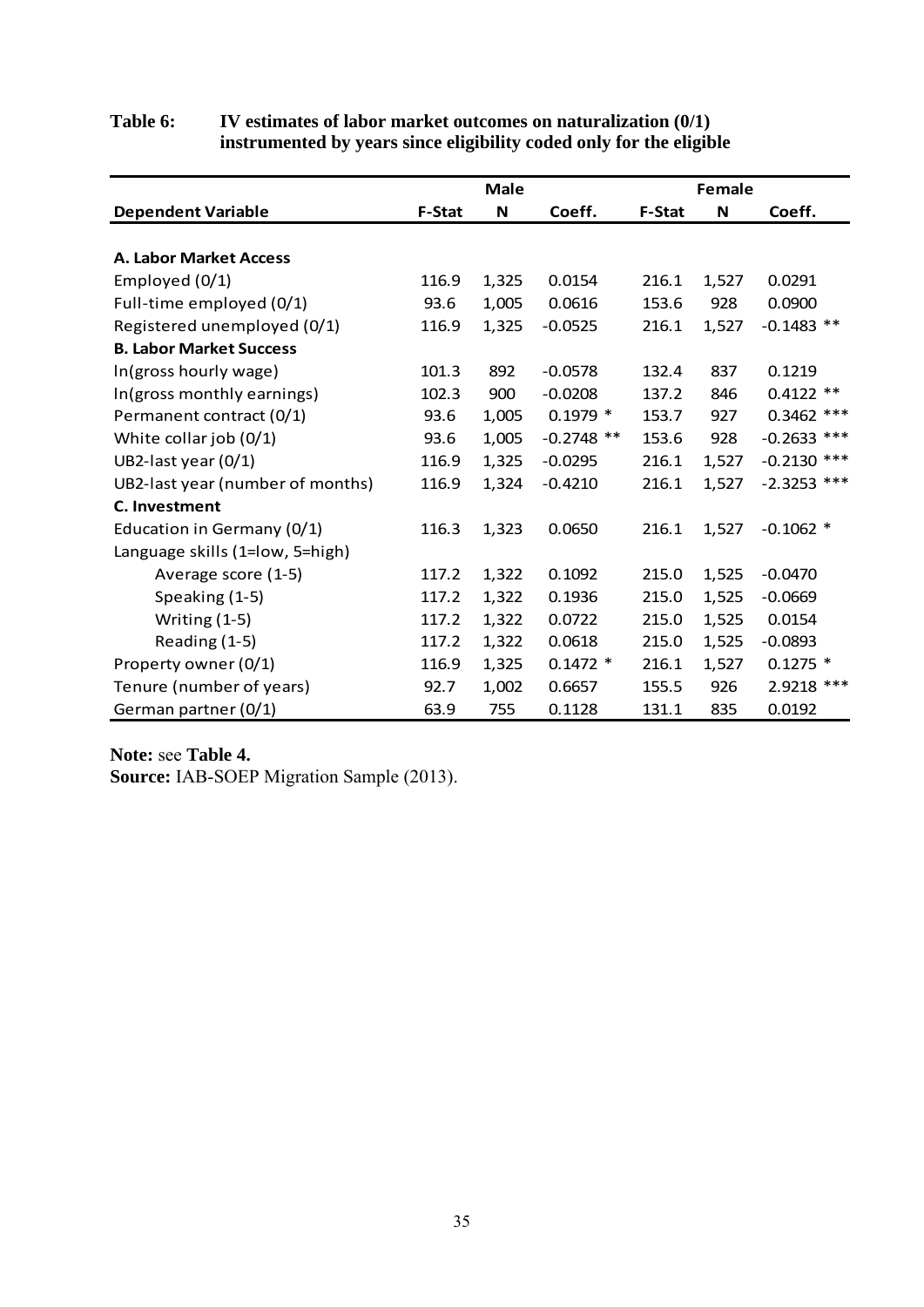**Table 6: IV estimates of labor market outcomes on naturalization (0/1) instrumented by years since eligibility coded only for the eligible**

| | Male | | | Female | | |
|---|---|---|---|---|---|---|
| **Dependent Variable** | **F-Stat** | **N** | **Coeff.** | **F-Stat** | **N** | **Coeff.** |
| **A. Labor Market Access** | | | | | | |
| Employed (0/1) | 116.9 | 1,325 | 0.0154 | 216.1 | 1,527 | 0.0291 |
| Full-time employed (0/1) | 93.6 | 1,005 | 0.0616 | 153.6 | 928 | 0.0900 |
| Registered unemployed (0/1) | 116.9 | 1,325 | -0.0525 | 216.1 | 1,527 | -0.1483 ** |
| **B. Labor Market Success** | | | | | | |
| ln(gross hourly wage) | 101.3 | 892 | -0.0578 | 132.4 | 837 | 0.1219 |
| ln(gross monthly earnings) | 102.3 | 900 | -0.0208 | 137.2 | 846 | 0.4122 ** |
| Permanent contract (0/1) | 93.6 | 1,005 | 0.1979 * | 153.7 | 927 | 0.3462 *** |
| White collar job (0/1) | 93.6 | 1,005 | -0.2748 ** | 153.6 | 928 | -0.2633 *** |
| UB2-last year (0/1) | 116.9 | 1,325 | -0.0295 | 216.1 | 1,527 | -0.2130 *** |
| UB2-last year (number of months) | 116.9 | 1,324 | -0.4210 | 216.1 | 1,527 | -2.3253 *** |
| **C. Investment** | | | | | | |
| Education in Germany (0/1) | 116.3 | 1,323 | 0.0650 | 216.1 | 1,527 | -0.1062 * |
| Language skills (1=low, 5=high) | | | | | | |
| Average score (1-5) | 117.2 | 1,322 | 0.1092 | 215.0 | 1,525 | -0.0470 |
| Speaking (1-5) | 117.2 | 1,322 | 0.1936 | 215.0 | 1,525 | -0.0669 |
| Writing (1-5) | 117.2 | 1,322 | 0.0722 | 215.0 | 1,525 | 0.0154 |
| Reading (1-5) | 117.2 | 1,322 | 0.0618 | 215.0 | 1,525 | -0.0893 |
| Property owner (0/1) | 116.9 | 1,325 | 0.1472 * | 216.1 | 1,527 | 0.1275 * |
| Tenure (number of years) | 92.7 | 1,002 | 0.6657 | 155.5 | 926 | 2.9218 *** |
| German partner (0/1) | 63.9 | 755 | 0.1128 | 131.1 | 835 | 0.0192 |

**Note:** see **Table 4.**
**Source:** IAB-SOEP Migration Sample (2013).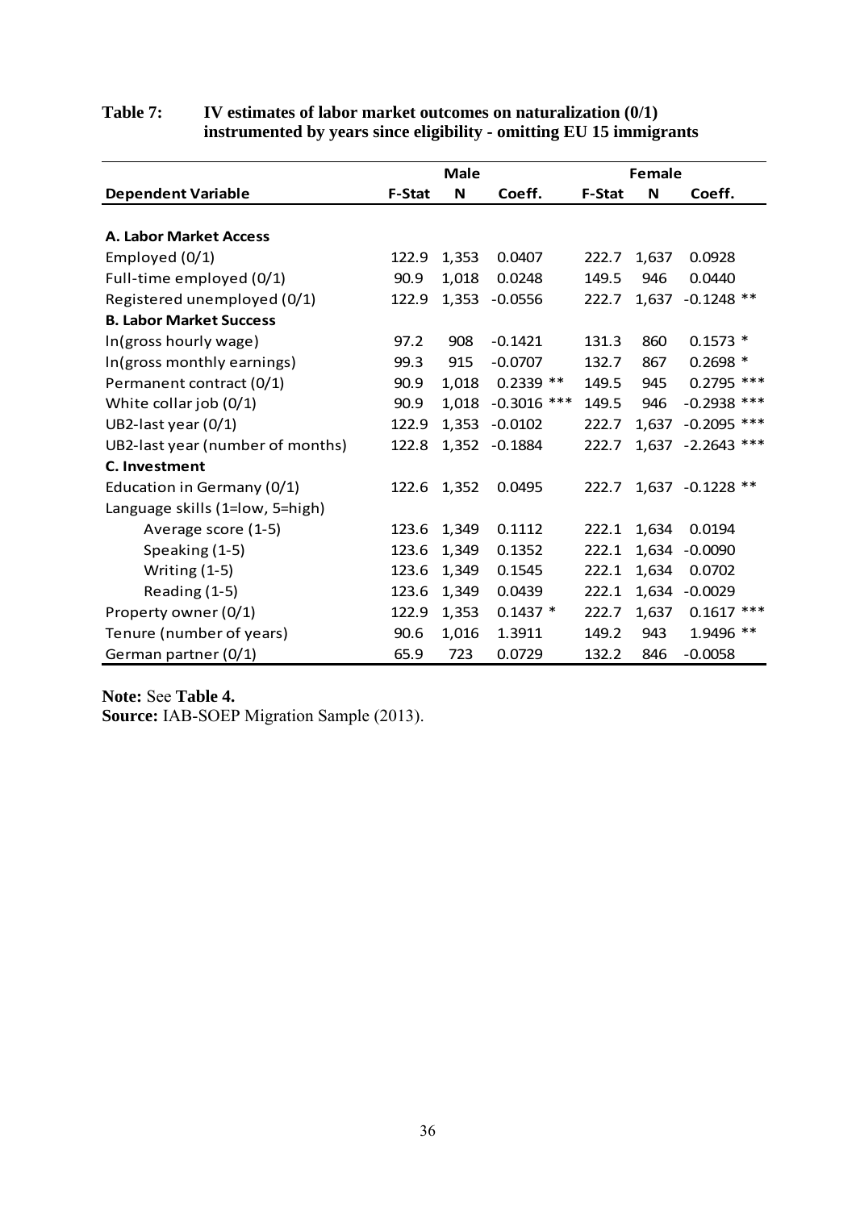**Table 7: IV estimates of labor market outcomes on naturalization (0/1) instrumented by years since eligibility - omitting EU 15 immigrants**

| | Male | | | Female | | |
|---|---|---|---|---|---|---|
| **Dependent Variable** | **F-Stat** | **N** | **Coeff.** | **F-Stat** | **N** | **Coeff.** |
| **A. Labor Market Access** | | | | | | |
| Employed (0/1) | 122.9 | 1,353 | 0.0407 | 222.7 | 1,637 | 0.0928 |
| Full-time employed (0/1) | 90.9 | 1,018 | 0.0248 | 149.5 | 946 | 0.0440 |
| Registered unemployed (0/1) | 122.9 | 1,353 | -0.0556 | 222.7 | 1,637 | -0.1248 ** |
| **B. Labor Market Success** | | | | | | |
| ln(gross hourly wage) | 97.2 | 908 | -0.1421 | 131.3 | 860 | 0.1573 * |
| ln(gross monthly earnings) | 99.3 | 915 | -0.0707 | 132.7 | 867 | 0.2698 * |
| Permanent contract (0/1) | 90.9 | 1,018 | 0.2339 ** | 149.5 | 945 | 0.2795 *** |
| White collar job (0/1) | 90.9 | 1,018 | -0.3016 *** | 149.5 | 946 | -0.2938 *** |
| UB2-last year (0/1) | 122.9 | 1,353 | -0.0102 | 222.7 | 1,637 | -0.2095 *** |
| UB2-last year (number of months) | 122.8 | 1,352 | -0.1884 | 222.7 | 1,637 | -2.2643 *** |
| **C. Investment** | | | | | | |
| Education in Germany (0/1) | 122.6 | 1,352 | 0.0495 | 222.7 | 1,637 | -0.1228 ** |
| Language skills (1=low, 5=high) | | | | | | |
| Average score (1-5) | 123.6 | 1,349 | 0.1112 | 222.1 | 1,634 | 0.0194 |
| Speaking (1-5) | 123.6 | 1,349 | 0.1352 | 222.1 | 1,634 | -0.0090 |
| Writing (1-5) | 123.6 | 1,349 | 0.1545 | 222.1 | 1,634 | 0.0702 |
| Reading (1-5) | 123.6 | 1,349 | 0.0439 | 222.1 | 1,634 | -0.0029 |
| Property owner (0/1) | 122.9 | 1,353 | 0.1437 * | 222.7 | 1,637 | 0.1617 *** |
| Tenure (number of years) | 90.6 | 1,016 | 1.3911 | 149.2 | 943 | 1.9496 ** |
| German partner (0/1) | 65.9 | 723 | 0.0729 | 132.2 | 846 | -0.0058 |

**Note:** See **Table 4.**
**Source:** IAB-SOEP Migration Sample (2013).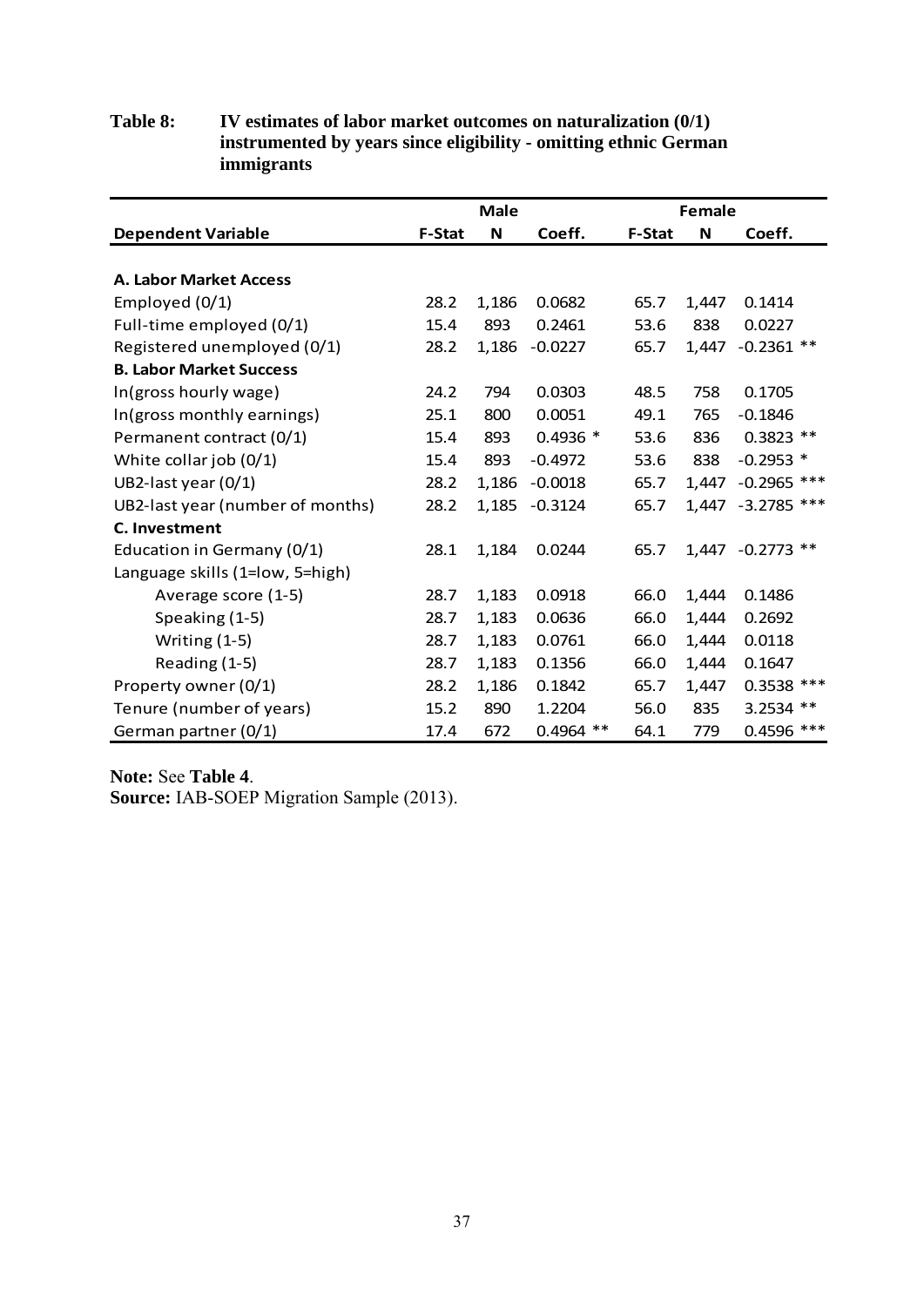**Table 8: IV estimates of labor market outcomes on naturalization (0/1) instrumented by years since eligibility - omitting ethnic German immigrants**

| | Male | | | Female | | |
|---|---|---|---|---|---|---|
| **Dependent Variable** | **F-Stat** | **N** | **Coeff.** | **F-Stat** | **N** | **Coeff.** |
| **A. Labor Market Access** | | | | | | |
| Employed (0/1) | 28.2 | 1,186 | 0.0682 | 65.7 | 1,447 | 0.1414 |
| Full-time employed (0/1) | 15.4 | 893 | 0.2461 | 53.6 | 838 | 0.0227 |
| Registered unemployed (0/1) | 28.2 | 1,186 | -0.0227 | 65.7 | 1,447 | -0.2361 ** |
| **B. Labor Market Success** | | | | | | |
| ln(gross hourly wage) | 24.2 | 794 | 0.0303 | 48.5 | 758 | 0.1705 |
| ln(gross monthly earnings) | 25.1 | 800 | 0.0051 | 49.1 | 765 | -0.1846 |
| Permanent contract (0/1) | 15.4 | 893 | 0.4936 * | 53.6 | 836 | 0.3823 ** |
| White collar job (0/1) | 15.4 | 893 | -0.4972 | 53.6 | 838 | -0.2953 * |
| UB2-last year (0/1) | 28.2 | 1,186 | -0.0018 | 65.7 | 1,447 | -0.2965 *** |
| UB2-last year (number of months) | 28.2 | 1,185 | -0.3124 | 65.7 | 1,447 | -3.2785 *** |
| **C. Investment** | | | | | | |
| Education in Germany (0/1) | 28.1 | 1,184 | 0.0244 | 65.7 | 1,447 | -0.2773 ** |
| Language skills (1=low, 5=high) | | | | | | |
| Average score (1-5) | 28.7 | 1,183 | 0.0918 | 66.0 | 1,444 | 0.1486 |
| Speaking (1-5) | 28.7 | 1,183 | 0.0636 | 66.0 | 1,444 | 0.2692 |
| Writing (1-5) | 28.7 | 1,183 | 0.0761 | 66.0 | 1,444 | 0.0118 |
| Reading (1-5) | 28.7 | 1,183 | 0.1356 | 66.0 | 1,444 | 0.1647 |
| Property owner (0/1) | 28.2 | 1,186 | 0.1842 | 65.7 | 1,447 | 0.3538 *** |
| Tenure (number of years) | 15.2 | 890 | 1.2204 | 56.0 | 835 | 3.2534 ** |
| German partner (0/1) | 17.4 | 672 | 0.4964 ** | 64.1 | 779 | 0.4596 *** |

**Note:** See **Table 4**.
**Source:** IAB-SOEP Migration Sample (2013).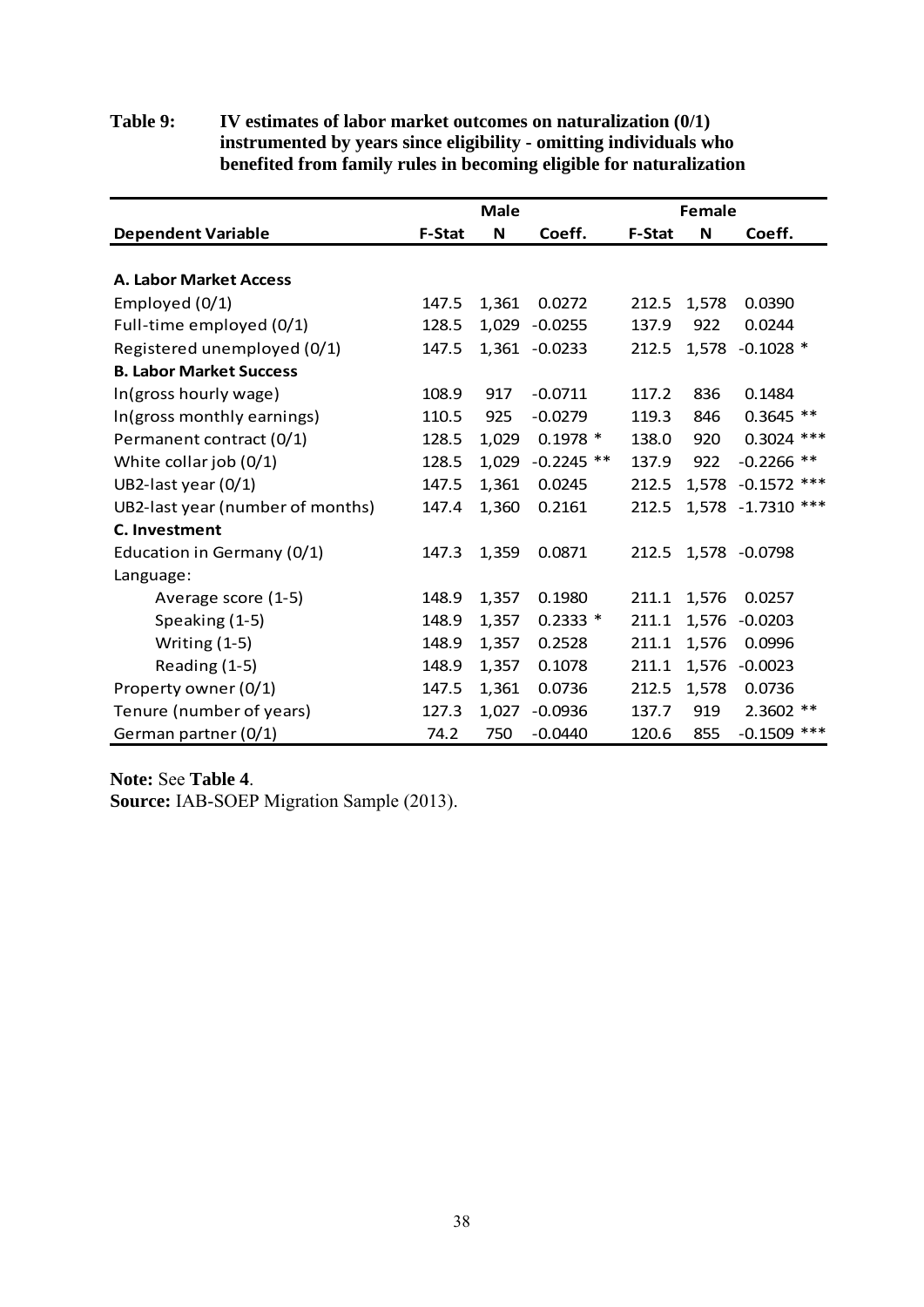**Table 9: IV estimates of labor market outcomes on naturalization (0/1) instrumented by years since eligibility - omitting individuals who benefited from family rules in becoming eligible for naturalization**

| | Male | | | Female | | |
|---|---|---|---|---|---|---|
| **Dependent Variable** | **F-Stat** | **N** | **Coeff.** | **F-Stat** | **N** | **Coeff.** |
| **A. Labor Market Access** | | | | | | |
| Employed (0/1) | 147.5 | 1,361 | 0.0272 | 212.5 | 1,578 | 0.0390 |
| Full-time employed (0/1) | 128.5 | 1,029 | -0.0255 | 137.9 | 922 | 0.0244 |
| Registered unemployed (0/1) | 147.5 | 1,361 | -0.0233 | 212.5 | 1,578 | -0.1028 * |
| **B. Labor Market Success** | | | | | | |
| ln(gross hourly wage) | 108.9 | 917 | -0.0711 | 117.2 | 836 | 0.1484 |
| ln(gross monthly earnings) | 110.5 | 925 | -0.0279 | 119.3 | 846 | 0.3645 ** |
| Permanent contract (0/1) | 128.5 | 1,029 | 0.1978 * | 138.0 | 920 | 0.3024 *** |
| White collar job (0/1) | 128.5 | 1,029 | -0.2245 ** | 137.9 | 922 | -0.2266 ** |
| UB2-last year (0/1) | 147.5 | 1,361 | 0.0245 | 212.5 | 1,578 | -0.1572 *** |
| UB2-last year (number of months) | 147.4 | 1,360 | 0.2161 | 212.5 | 1,578 | -1.7310 *** |
| **C. Investment** | | | | | | |
| Education in Germany (0/1) | 147.3 | 1,359 | 0.0871 | 212.5 | 1,578 | -0.0798 |
| Language: | | | | | | |
| Average score (1-5) | 148.9 | 1,357 | 0.1980 | 211.1 | 1,576 | 0.0257 |
| Speaking (1-5) | 148.9 | 1,357 | 0.2333 * | 211.1 | 1,576 | -0.0203 |
| Writing (1-5) | 148.9 | 1,357 | 0.2528 | 211.1 | 1,576 | 0.0996 |
| Reading (1-5) | 148.9 | 1,357 | 0.1078 | 211.1 | 1,576 | -0.0023 |
| Property owner (0/1) | 147.5 | 1,361 | 0.0736 | 212.5 | 1,578 | 0.0736 |
| Tenure (number of years) | 127.3 | 1,027 | -0.0936 | 137.7 | 919 | 2.3602 ** |
| German partner (0/1) | 74.2 | 750 | -0.0440 | 120.6 | 855 | -0.1509 *** |

**Note:** See **Table 4**.
**Source:** IAB-SOEP Migration Sample (2013).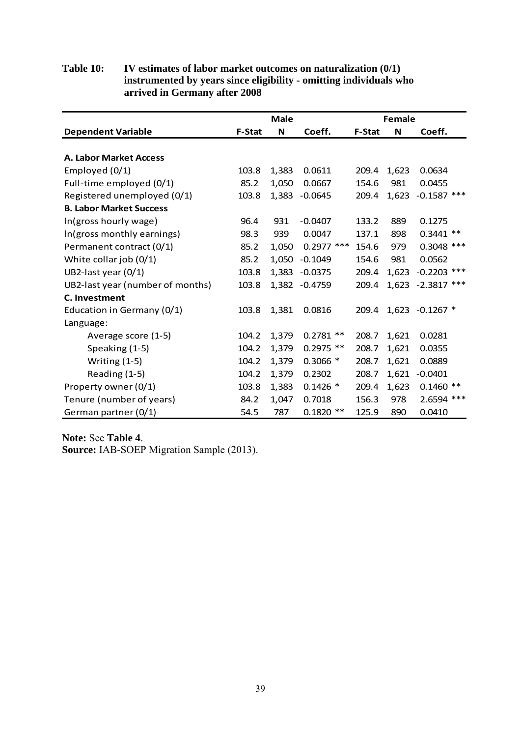**Table 10: IV estimates of labor market outcomes on naturalization (0/1) instrumented by years since eligibility - omitting individuals who arrived in Germany after 2008**

| | Male | | | Female | | |
|---|---|---|---|---|---|---|
| **Dependent Variable** | **F-Stat** | **N** | **Coeff.** | **F-Stat** | **N** | **Coeff.** |
| **A. Labor Market Access** | | | | | | |
| Employed (0/1) | 103.8 | 1,383 | 0.0611 | 209.4 | 1,623 | 0.0634 |
| Full-time employed (0/1) | 85.2 | 1,050 | 0.0667 | 154.6 | 981 | 0.0455 |
| Registered unemployed (0/1) | 103.8 | 1,383 | -0.0645 | 209.4 | 1,623 | -0.1587 *** |
| **B. Labor Market Success** | | | | | | |
| ln(gross hourly wage) | 96.4 | 931 | -0.0407 | 133.2 | 889 | 0.1275 |
| ln(gross monthly earnings) | 98.3 | 939 | 0.0047 | 137.1 | 898 | 0.3441 ** |
| Permanent contract (0/1) | 85.2 | 1,050 | 0.2977 *** | 154.6 | 979 | 0.3048 *** |
| White collar job (0/1) | 85.2 | 1,050 | -0.1049 | 154.6 | 981 | 0.0562 |
| UB2-last year (0/1) | 103.8 | 1,383 | -0.0375 | 209.4 | 1,623 | -0.2203 *** |
| UB2-last year (number of months) | 103.8 | 1,382 | -0.4759 | 209.4 | 1,623 | -2.3817 *** |
| **C. Investment** | | | | | | |
| Education in Germany (0/1) | 103.8 | 1,381 | 0.0816 | 209.4 | 1,623 | -0.1267 * |
| Language: | | | | | | |
| Average score (1-5) | 104.2 | 1,379 | 0.2781 ** | 208.7 | 1,621 | 0.0281 |
| Speaking (1-5) | 104.2 | 1,379 | 0.2975 ** | 208.7 | 1,621 | 0.0355 |
| Writing (1-5) | 104.2 | 1,379 | 0.3066 * | 208.7 | 1,621 | 0.0889 |
| Reading (1-5) | 104.2 | 1,379 | 0.2302 | 208.7 | 1,621 | -0.0401 |
| Property owner (0/1) | 103.8 | 1,383 | 0.1426 * | 209.4 | 1,623 | 0.1460 ** |
| Tenure (number of years) | 84.2 | 1,047 | 0.7018 | 156.3 | 978 | 2.6594 *** |
| German partner (0/1) | 54.5 | 787 | 0.1820 ** | 125.9 | 890 | 0.0410 |

**Note:** See **Table 4**.
**Source:** IAB-SOEP Migration Sample (2013).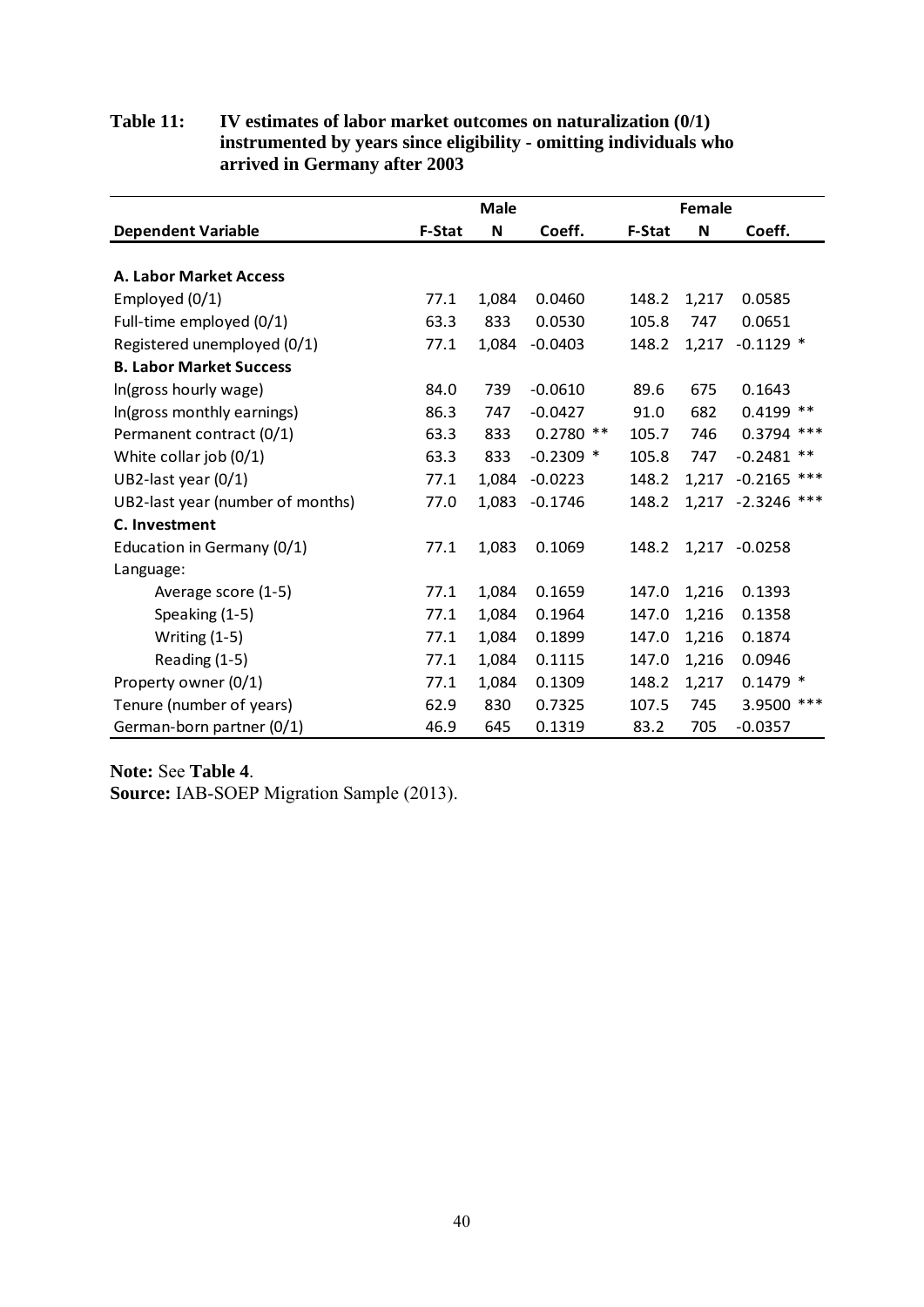**Table 11: IV estimates of labor market outcomes on naturalization (0/1) instrumented by years since eligibility - omitting individuals who arrived in Germany after 2003**

| | Male | | | Female | | |
|---|---|---|---|---|---|---|
| **Dependent Variable** | **F-Stat** | **N** | **Coeff.** | **F-Stat** | **N** | **Coeff.** |
| **A. Labor Market Access** | | | | | | |
| Employed (0/1) | 77.1 | 1,084 | 0.0460 | 148.2 | 1,217 | 0.0585 |
| Full-time employed (0/1) | 63.3 | 833 | 0.0530 | 105.8 | 747 | 0.0651 |
| Registered unemployed (0/1) | 77.1 | 1,084 | -0.0403 | 148.2 | 1,217 | -0.1129 * |
| **B. Labor Market Success** | | | | | | |
| ln(gross hourly wage) | 84.0 | 739 | -0.0610 | 89.6 | 675 | 0.1643 |
| ln(gross monthly earnings) | 86.3 | 747 | -0.0427 | 91.0 | 682 | 0.4199 ** |
| Permanent contract (0/1) | 63.3 | 833 | 0.2780 ** | 105.7 | 746 | 0.3794 *** |
| White collar job (0/1) | 63.3 | 833 | -0.2309 * | 105.8 | 747 | -0.2481 ** |
| UB2-last year (0/1) | 77.1 | 1,084 | -0.0223 | 148.2 | 1,217 | -0.2165 *** |
| UB2-last year (number of months) | 77.0 | 1,083 | -0.1746 | 148.2 | 1,217 | -2.3246 *** |
| **C. Investment** | | | | | | |
| Education in Germany (0/1) | 77.1 | 1,083 | 0.1069 | 148.2 | 1,217 | -0.0258 |
| Language: | | | | | | |
| Average score (1-5) | 77.1 | 1,084 | 0.1659 | 147.0 | 1,216 | 0.1393 |
| Speaking (1-5) | 77.1 | 1,084 | 0.1964 | 147.0 | 1,216 | 0.1358 |
| Writing (1-5) | 77.1 | 1,084 | 0.1899 | 147.0 | 1,216 | 0.1874 |
| Reading (1-5) | 77.1 | 1,084 | 0.1115 | 147.0 | 1,216 | 0.0946 |
| Property owner (0/1) | 77.1 | 1,084 | 0.1309 | 148.2 | 1,217 | 0.1479 * |
| Tenure (number of years) | 62.9 | 830 | 0.7325 | 107.5 | 745 | 3.9500 *** |
| German-born partner (0/1) | 46.9 | 645 | 0.1319 | 83.2 | 705 | -0.0357 |

**Note:** See **Table 4**.
**Source:** IAB-SOEP Migration Sample (2013).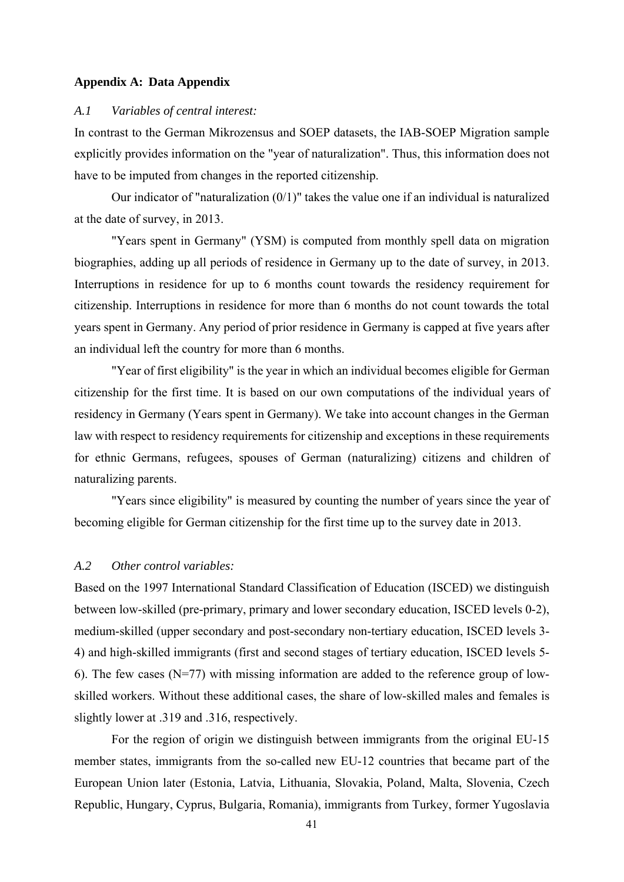### Appendix A: Data Appendix

*A.1 Variables of central interest:*

In contrast to the German Mikrozensus and SOEP datasets, the IAB-SOEP Migration sample explicitly provides information on the "year of naturalization". Thus, this information does not have to be imputed from changes in the reported citizenship.

Our indicator of "naturalization (0/1)" takes the value one if an individual is naturalized at the date of survey, in 2013.

"Years spent in Germany" (YSM) is computed from monthly spell data on migration biographies, adding up all periods of residence in Germany up to the date of survey, in 2013. Interruptions in residence for up to 6 months count towards the residency requirement for citizenship. Interruptions in residence for more than 6 months do not count towards the total years spent in Germany. Any period of prior residence in Germany is capped at five years after an individual left the country for more than 6 months.

"Year of first eligibility" is the year in which an individual becomes eligible for German citizenship for the first time. It is based on our own computations of the individual years of residency in Germany (Years spent in Germany). We take into account changes in the German law with respect to residency requirements for citizenship and exceptions in these requirements for ethnic Germans, refugees, spouses of German (naturalizing) citizens and children of naturalizing parents.

"Years since eligibility" is measured by counting the number of years since the year of becoming eligible for German citizenship for the first time up to the survey date in 2013.

*A.2 Other control variables:*

Based on the 1997 International Standard Classification of Education (ISCED) we distinguish between low-skilled (pre-primary, primary and lower secondary education, ISCED levels 0-2), medium-skilled (upper secondary and post-secondary non-tertiary education, ISCED levels 3-4) and high-skilled immigrants (first and second stages of tertiary education, ISCED levels 5-6). The few cases (N=77) with missing information are added to the reference group of low-skilled workers. Without these additional cases, the share of low-skilled males and females is slightly lower at .319 and .316, respectively.

For the region of origin we distinguish between immigrants from the original EU-15 member states, immigrants from the so-called new EU-12 countries that became part of the European Union later (Estonia, Latvia, Lithuania, Slovakia, Poland, Malta, Slovenia, Czech Republic, Hungary, Cyprus, Bulgaria, Romania), immigrants from Turkey, former Yugoslavia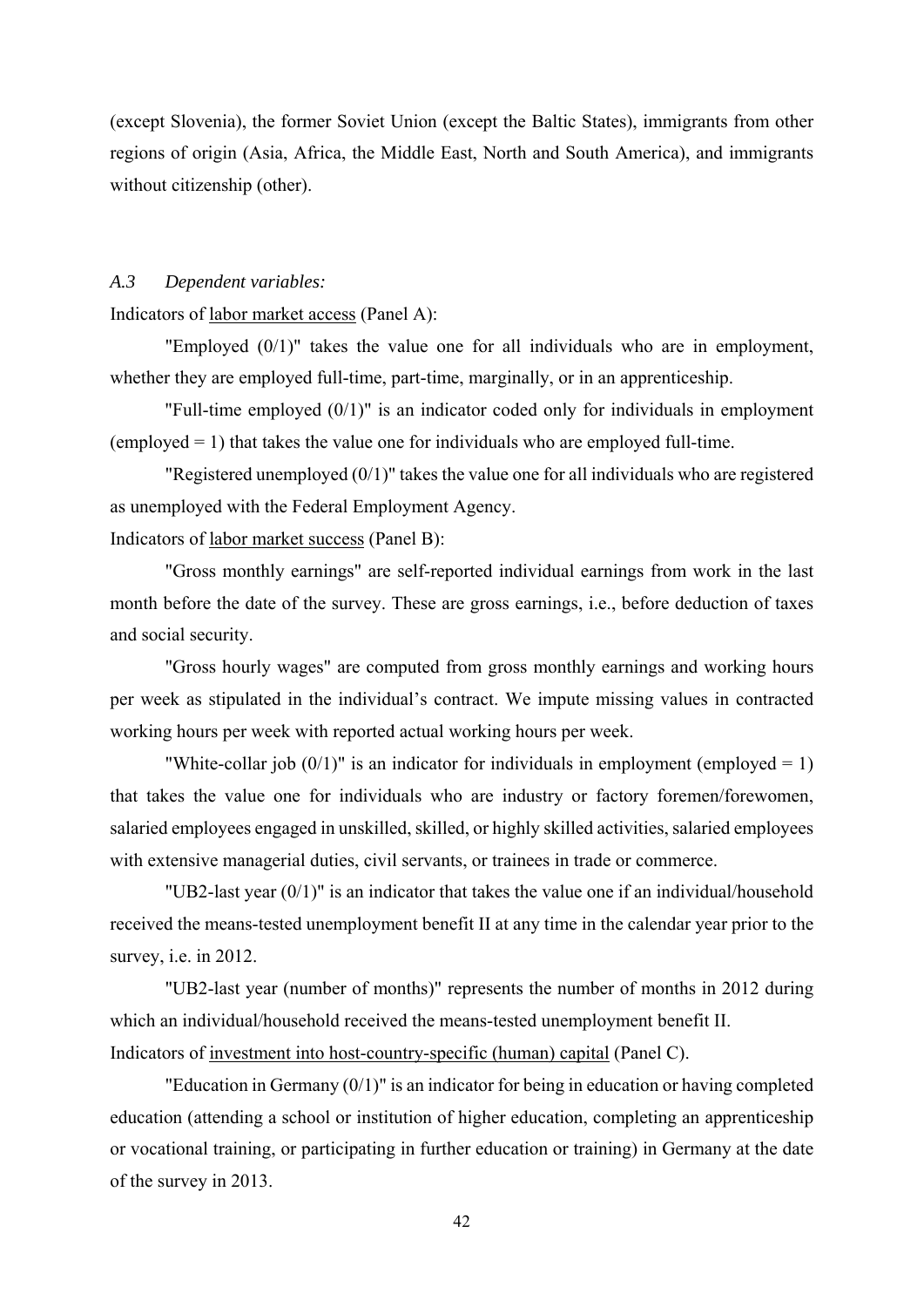(except Slovenia), the former Soviet Union (except the Baltic States), immigrants from other regions of origin (Asia, Africa, the Middle East, North and South America), and immigrants without citizenship (other).

### *A.3 Dependent variables:*

Indicators of <u>labor market access</u> (Panel A):

"Employed (0/1)" takes the value one for all individuals who are in employment, whether they are employed full-time, part-time, marginally, or in an apprenticeship.

"Full-time employed (0/1)" is an indicator coded only for individuals in employment (employed = 1) that takes the value one for individuals who are employed full-time.

"Registered unemployed (0/1)" takes the value one for all individuals who are registered as unemployed with the Federal Employment Agency.

Indicators of <u>labor market success</u> (Panel B):

"Gross monthly earnings" are self-reported individual earnings from work in the last month before the date of the survey. These are gross earnings, i.e., before deduction of taxes and social security.

"Gross hourly wages" are computed from gross monthly earnings and working hours per week as stipulated in the individual's contract. We impute missing values in contracted working hours per week with reported actual working hours per week.

"White-collar job (0/1)" is an indicator for individuals in employment (employed = 1) that takes the value one for individuals who are industry or factory foremen/forewomen, salaried employees engaged in unskilled, skilled, or highly skilled activities, salaried employees with extensive managerial duties, civil servants, or trainees in trade or commerce.

"UB2-last year (0/1)" is an indicator that takes the value one if an individual/household received the means-tested unemployment benefit II at any time in the calendar year prior to the survey, i.e. in 2012.

"UB2-last year (number of months)" represents the number of months in 2012 during which an individual/household received the means-tested unemployment benefit II.

Indicators of <u>investment into host-country-specific (human) capital</u> (Panel C).

"Education in Germany (0/1)" is an indicator for being in education or having completed education (attending a school or institution of higher education, completing an apprenticeship or vocational training, or participating in further education or training) in Germany at the date of the survey in 2013.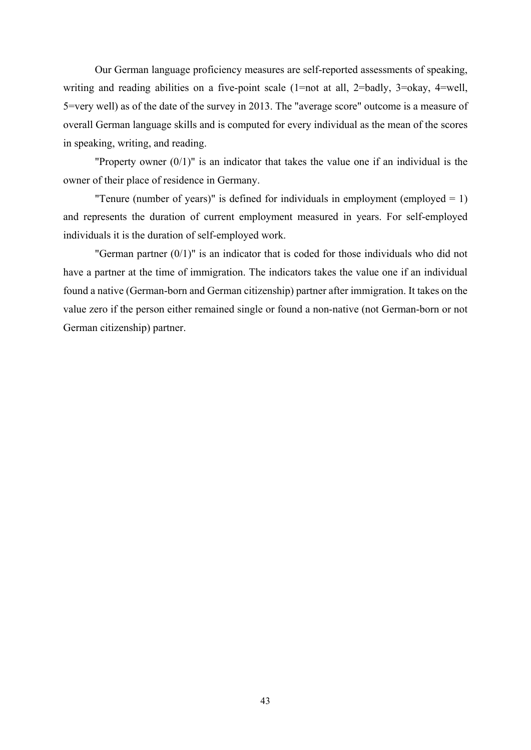Our German language proficiency measures are self-reported assessments of speaking, writing and reading abilities on a five-point scale (1=not at all, 2=badly, 3=okay, 4=well, 5=very well) as of the date of the survey in 2013. The "average score" outcome is a measure of overall German language skills and is computed for every individual as the mean of the scores in speaking, writing, and reading.

"Property owner (0/1)" is an indicator that takes the value one if an individual is the owner of their place of residence in Germany.

"Tenure (number of years)" is defined for individuals in employment (employed = 1) and represents the duration of current employment measured in years. For self-employed individuals it is the duration of self-employed work.

"German partner (0/1)" is an indicator that is coded for those individuals who did not have a partner at the time of immigration. The indicators takes the value one if an individual found a native (German-born and German citizenship) partner after immigration. It takes on the value zero if the person either remained single or found a non-native (not German-born or not German citizenship) partner.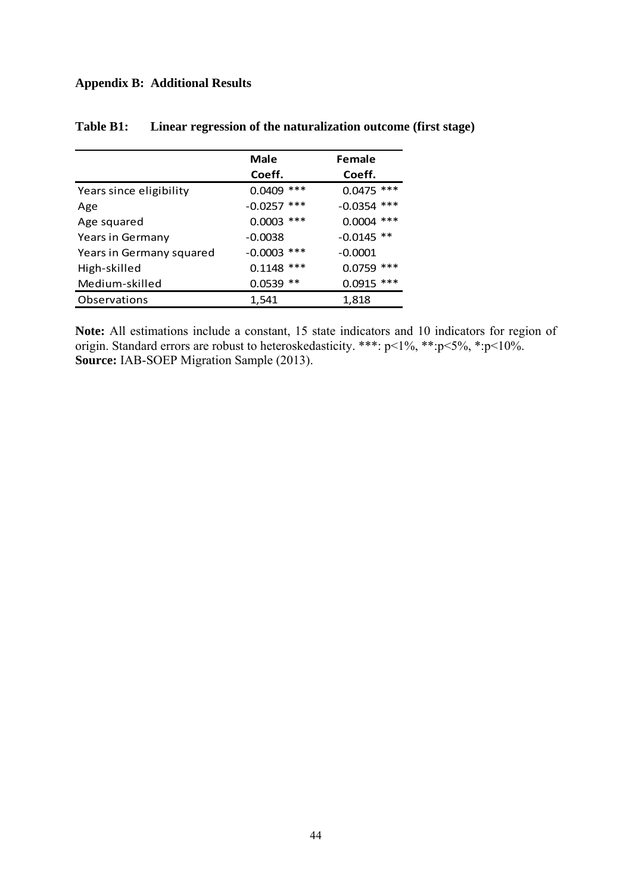**Appendix B: Additional Results**

**Table B1: Linear regression of the naturalization outcome (first stage)**

| | Male | Female |
|---|---|---|
| | Coeff. | Coeff. |
| Years since eligibility | 0.0409 *** | 0.0475 *** |
| Age | -0.0257 *** | -0.0354 *** |
| Age squared | 0.0003 *** | 0.0004 *** |
| Years in Germany | -0.0038 | -0.0145 ** |
| Years in Germany squared | -0.0003 *** | -0.0001 |
| High-skilled | 0.1148 *** | 0.0759 *** |
| Medium-skilled | 0.0539 ** | 0.0915 *** |
| Observations | 1,541 | 1,818 |

**Note:** All estimations include a constant, 15 state indicators and 10 indicators for region of origin. Standard errors are robust to heteroskedasticity. ***: p<1%, **:p<5%, *:p<10%.
**Source:** IAB-SOEP Migration Sample (2013).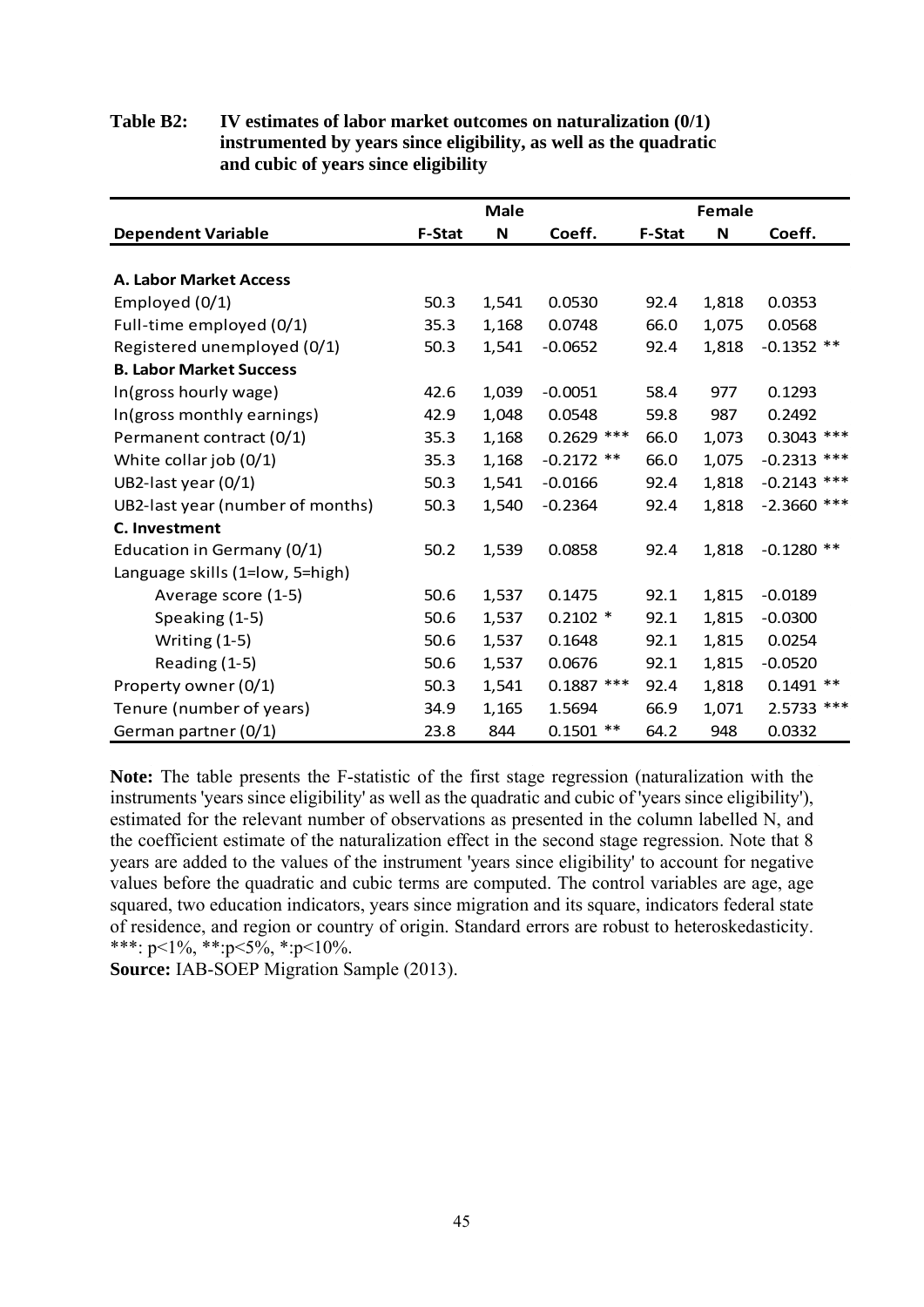**Table B2: IV estimates of labor market outcomes on naturalization (0/1) instrumented by years since eligibility, as well as the quadratic and cubic of years since eligibility**

| | Male | | | Female | | |
|---|---|---|---|---|---|---|
| **Dependent Variable** | **F-Stat** | **N** | **Coeff.** | **F-Stat** | **N** | **Coeff.** |
| **A. Labor Market Access** | | | | | | |
| Employed (0/1) | 50.3 | 1,541 | 0.0530 | 92.4 | 1,818 | 0.0353 |
| Full-time employed (0/1) | 35.3 | 1,168 | 0.0748 | 66.0 | 1,075 | 0.0568 |
| Registered unemployed (0/1) | 50.3 | 1,541 | -0.0652 | 92.4 | 1,818 | -0.1352 ** |
| **B. Labor Market Success** | | | | | | |
| ln(gross hourly wage) | 42.6 | 1,039 | -0.0051 | 58.4 | 977 | 0.1293 |
| ln(gross monthly earnings) | 42.9 | 1,048 | 0.0548 | 59.8 | 987 | 0.2492 |
| Permanent contract (0/1) | 35.3 | 1,168 | 0.2629 *** | 66.0 | 1,073 | 0.3043 *** |
| White collar job (0/1) | 35.3 | 1,168 | -0.2172 ** | 66.0 | 1,075 | -0.2313 *** |
| UB2-last year (0/1) | 50.3 | 1,541 | -0.0166 | 92.4 | 1,818 | -0.2143 *** |
| UB2-last year (number of months) | 50.3 | 1,540 | -0.2364 | 92.4 | 1,818 | -2.3660 *** |
| **C. Investment** | | | | | | |
| Education in Germany (0/1) | 50.2 | 1,539 | 0.0858 | 92.4 | 1,818 | -0.1280 ** |
| Language skills (1=low, 5=high) | | | | | | |
| Average score (1-5) | 50.6 | 1,537 | 0.1475 | 92.1 | 1,815 | -0.0189 |
| Speaking (1-5) | 50.6 | 1,537 | 0.2102 * | 92.1 | 1,815 | -0.0300 |
| Writing (1-5) | 50.6 | 1,537 | 0.1648 | 92.1 | 1,815 | 0.0254 |
| Reading (1-5) | 50.6 | 1,537 | 0.0676 | 92.1 | 1,815 | -0.0520 |
| Property owner (0/1) | 50.3 | 1,541 | 0.1887 *** | 92.4 | 1,818 | 0.1491 ** |
| Tenure (number of years) | 34.9 | 1,165 | 1.5694 | 66.9 | 1,071 | 2.5733 *** |
| German partner (0/1) | 23.8 | 844 | 0.1501 ** | 64.2 | 948 | 0.0332 |

**Note:** The table presents the F-statistic of the first stage regression (naturalization with the instruments 'years since eligibility' as well as the quadratic and cubic of 'years since eligibility'), estimated for the relevant number of observations as presented in the column labelled N, and the coefficient estimate of the naturalization effect in the second stage regression. Note that 8 years are added to the values of the instrument 'years since eligibility' to account for negative values before the quadratic and cubic terms are computed. The control variables are age, age squared, two education indicators, years since migration and its square, indicators federal state of residence, and region or country of origin. Standard errors are robust to heteroskedasticity. ***: p<1%, **:p<5%, *:p<10%.

**Source:** IAB-SOEP Migration Sample (2013).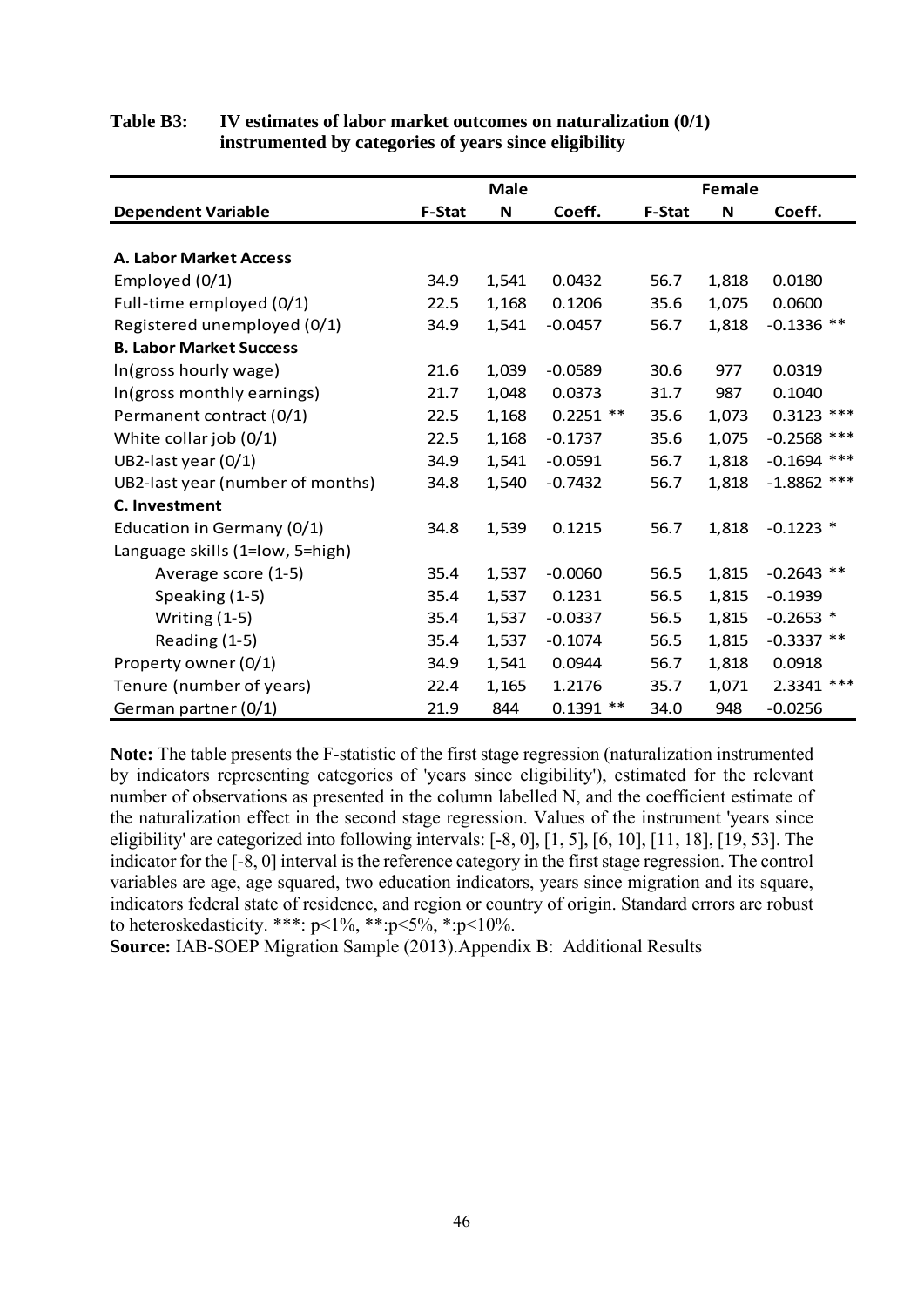**Table B3: IV estimates of labor market outcomes on naturalization (0/1) instrumented by categories of years since eligibility**

| | Male | | | Female | | |
|---|---|---|---|---|---|---|
| **Dependent Variable** | **F-Stat** | **N** | **Coeff.** | **F-Stat** | **N** | **Coeff.** |
| **A. Labor Market Access** | | | | | | |
| Employed (0/1) | 34.9 | 1,541 | 0.0432 | 56.7 | 1,818 | 0.0180 |
| Full-time employed (0/1) | 22.5 | 1,168 | 0.1206 | 35.6 | 1,075 | 0.0600 |
| Registered unemployed (0/1) | 34.9 | 1,541 | -0.0457 | 56.7 | 1,818 | -0.1336 ** |
| **B. Labor Market Success** | | | | | | |
| ln(gross hourly wage) | 21.6 | 1,039 | -0.0589 | 30.6 | 977 | 0.0319 |
| ln(gross monthly earnings) | 21.7 | 1,048 | 0.0373 | 31.7 | 987 | 0.1040 |
| Permanent contract (0/1) | 22.5 | 1,168 | 0.2251 ** | 35.6 | 1,073 | 0.3123 *** |
| White collar job (0/1) | 22.5 | 1,168 | -0.1737 | 35.6 | 1,075 | -0.2568 *** |
| UB2-last year (0/1) | 34.9 | 1,541 | -0.0591 | 56.7 | 1,818 | -0.1694 *** |
| UB2-last year (number of months) | 34.8 | 1,540 | -0.7432 | 56.7 | 1,818 | -1.8862 *** |
| **C. Investment** | | | | | | |
| Education in Germany (0/1) | 34.8 | 1,539 | 0.1215 | 56.7 | 1,818 | -0.1223 * |
| Language skills (1=low, 5=high) | | | | | | |
| Average score (1-5) | 35.4 | 1,537 | -0.0060 | 56.5 | 1,815 | -0.2643 ** |
| Speaking (1-5) | 35.4 | 1,537 | 0.1231 | 56.5 | 1,815 | -0.1939 |
| Writing (1-5) | 35.4 | 1,537 | -0.0337 | 56.5 | 1,815 | -0.2653 * |
| Reading (1-5) | 35.4 | 1,537 | -0.1074 | 56.5 | 1,815 | -0.3337 ** |
| Property owner (0/1) | 34.9 | 1,541 | 0.0944 | 56.7 | 1,818 | 0.0918 |
| Tenure (number of years) | 22.4 | 1,165 | 1.2176 | 35.7 | 1,071 | 2.3341 *** |
| German partner (0/1) | 21.9 | 844 | 0.1391 ** | 34.0 | 948 | -0.0256 |

**Note:** The table presents the F-statistic of the first stage regression (naturalization instrumented by indicators representing categories of 'years since eligibility'), estimated for the relevant number of observations as presented in the column labelled N, and the coefficient estimate of the naturalization effect in the second stage regression. Values of the instrument 'years since eligibility' are categorized into following intervals: [-8, 0], [1, 5], [6, 10], [11, 18], [19, 53]. The indicator for the [-8, 0] interval is the reference category in the first stage regression. The control variables are age, age squared, two education indicators, years since migration and its square, indicators federal state of residence, and region or country of origin. Standard errors are robust to heteroskedasticity. ***: p<1%, **:p<5%, *:p<10%.

**Source:** IAB-SOEP Migration Sample (2013).Appendix B: Additional Results